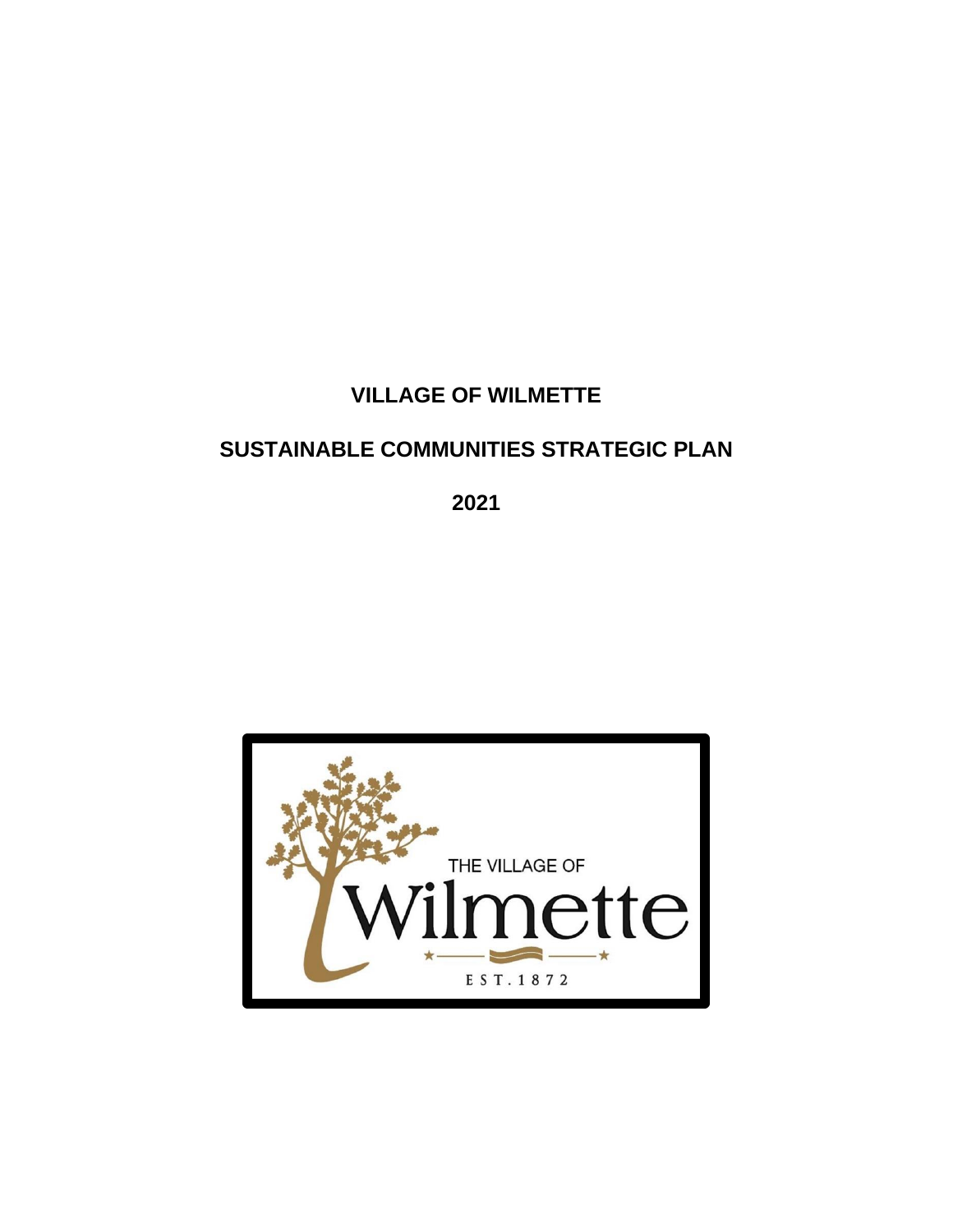# VILLAGE OF WILMETTE

# SUSTAINABLE COMMUNITIES STRATEGIC PLAN

# 2021

THE VILLAGE OF

Wilmette

EST. 1872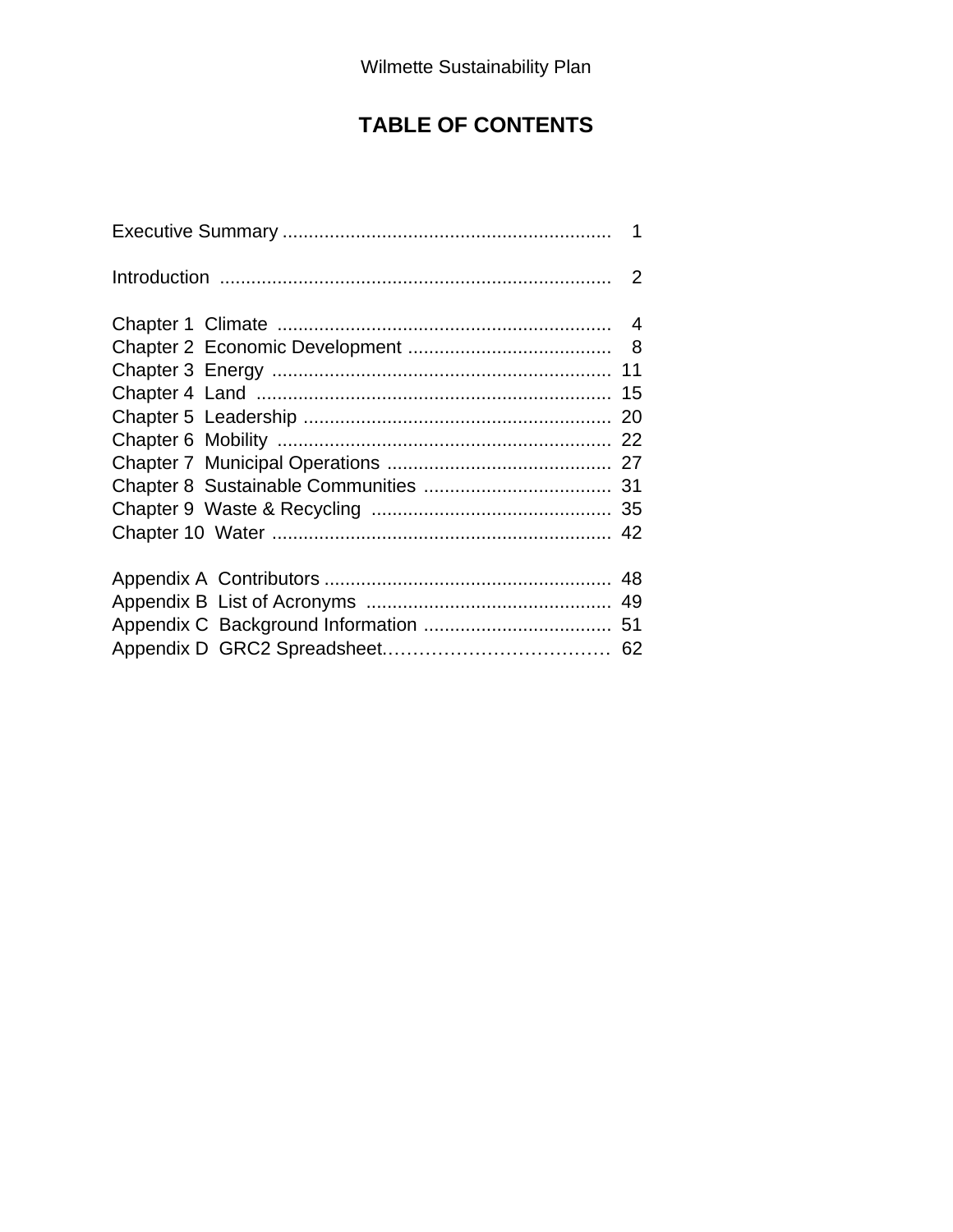# TABLE OF CONTENTS

Executive Summary .............................................................. 1

Introduction .......................................................................... 2

Chapter 1 Climate ................................................................ 4
Chapter 2 Economic Development ....................................... 8
Chapter 3 Energy ................................................................. 11
Chapter 4 Land .................................................................... 15
Chapter 5 Leadership ........................................................... 20
Chapter 6 Mobility ................................................................ 22
Chapter 7 Municipal Operations ........................................... 27
Chapter 8 Sustainable Communities .................................... 31
Chapter 9 Waste & Recycling .............................................. 35
Chapter 10 Water ................................................................. 42

Appendix A Contributors ....................................................... 48
Appendix B List of Acronyms ............................................... 49
Appendix C Background Information .................................... 51
Appendix D GRC2 Spreadsheet.……………………………… 62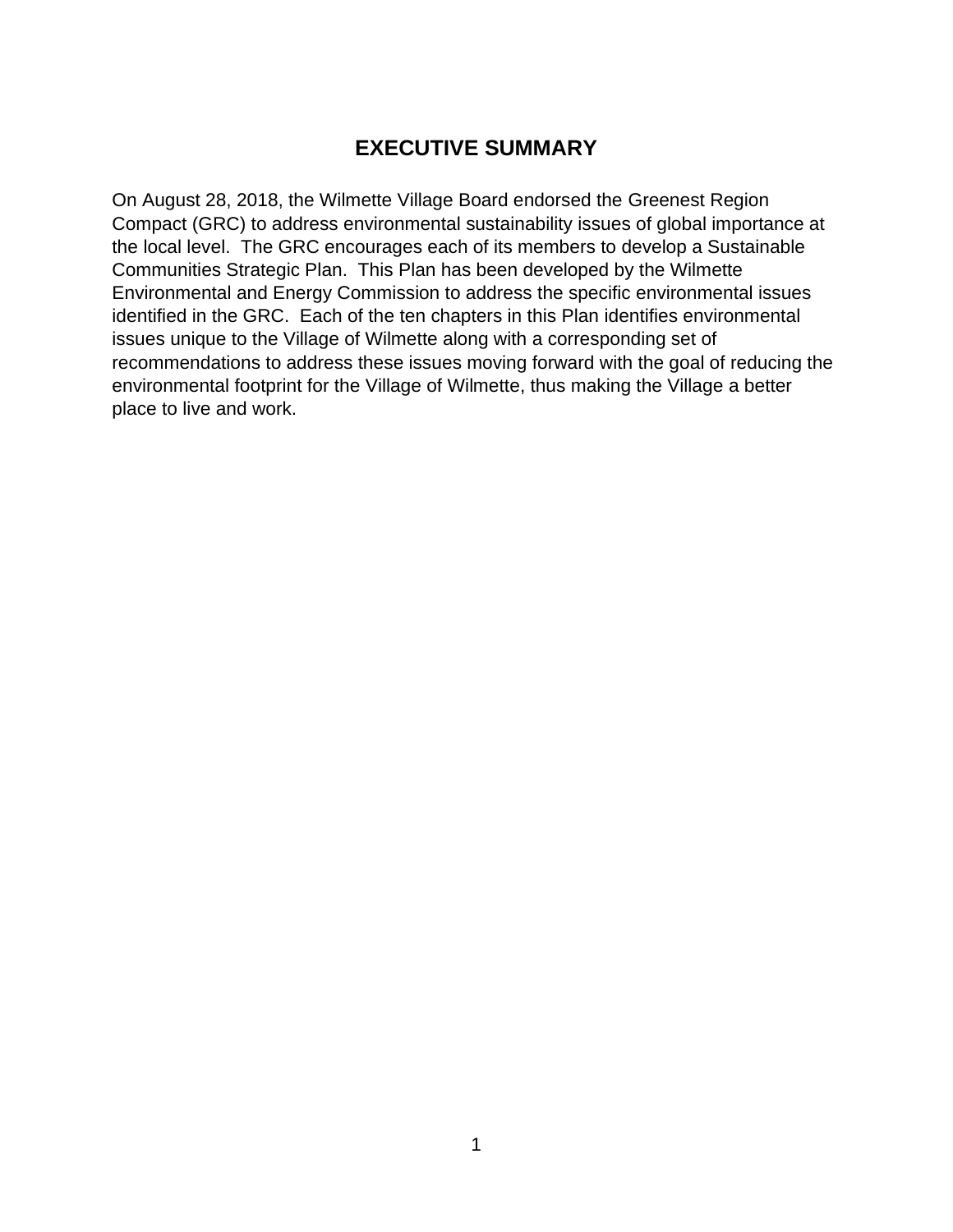# EXECUTIVE SUMMARY

On August 28, 2018, the Wilmette Village Board endorsed the Greenest Region Compact (GRC) to address environmental sustainability issues of global importance at the local level. The GRC encourages each of its members to develop a Sustainable Communities Strategic Plan. This Plan has been developed by the Wilmette Environmental and Energy Commission to address the specific environmental issues identified in the GRC. Each of the ten chapters in this Plan identifies environmental issues unique to the Village of Wilmette along with a corresponding set of recommendations to address these issues moving forward with the goal of reducing the environmental footprint for the Village of Wilmette, thus making the Village a better place to live and work.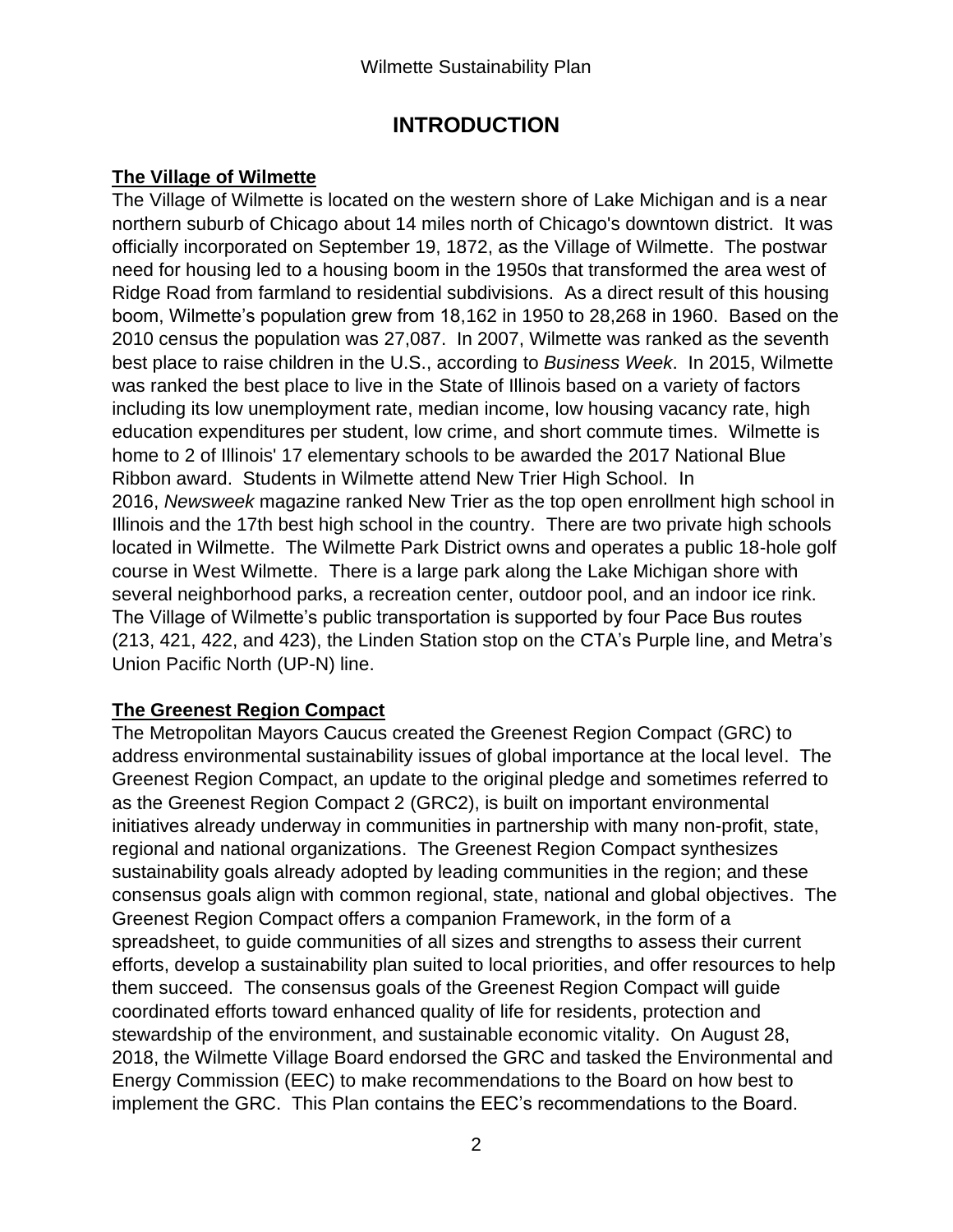# INTRODUCTION

## The Village of Wilmette

The Village of Wilmette is located on the western shore of Lake Michigan and is a near northern suburb of Chicago about 14 miles north of Chicago's downtown district. It was officially incorporated on September 19, 1872, as the Village of Wilmette. The postwar need for housing led to a housing boom in the 1950s that transformed the area west of Ridge Road from farmland to residential subdivisions. As a direct result of this housing boom, Wilmette's population grew from 18,162 in 1950 to 28,268 in 1960. Based on the 2010 census the population was 27,087. In 2007, Wilmette was ranked as the seventh best place to raise children in the U.S., according to *Business Week*. In 2015, Wilmette was ranked the best place to live in the State of Illinois based on a variety of factors including its low unemployment rate, median income, low housing vacancy rate, high education expenditures per student, low crime, and short commute times. Wilmette is home to 2 of Illinois' 17 elementary schools to be awarded the 2017 National Blue Ribbon award. Students in Wilmette attend New Trier High School. In 2016, *Newsweek* magazine ranked New Trier as the top open enrollment high school in Illinois and the 17th best high school in the country. There are two private high schools located in Wilmette. The Wilmette Park District owns and operates a public 18-hole golf course in West Wilmette. There is a large park along the Lake Michigan shore with several neighborhood parks, a recreation center, outdoor pool, and an indoor ice rink. The Village of Wilmette's public transportation is supported by four Pace Bus routes (213, 421, 422, and 423), the Linden Station stop on the CTA's Purple line, and Metra's Union Pacific North (UP-N) line.

## The Greenest Region Compact

The Metropolitan Mayors Caucus created the Greenest Region Compact (GRC) to address environmental sustainability issues of global importance at the local level. The Greenest Region Compact, an update to the original pledge and sometimes referred to as the Greenest Region Compact 2 (GRC2), is built on important environmental initiatives already underway in communities in partnership with many non-profit, state, regional and national organizations. The Greenest Region Compact synthesizes sustainability goals already adopted by leading communities in the region; and these consensus goals align with common regional, state, national and global objectives. The Greenest Region Compact offers a companion Framework, in the form of a spreadsheet, to guide communities of all sizes and strengths to assess their current efforts, develop a sustainability plan suited to local priorities, and offer resources to help them succeed. The consensus goals of the Greenest Region Compact will guide coordinated efforts toward enhanced quality of life for residents, protection and stewardship of the environment, and sustainable economic vitality. On August 28, 2018, the Wilmette Village Board endorsed the GRC and tasked the Environmental and Energy Commission (EEC) to make recommendations to the Board on how best to implement the GRC. This Plan contains the EEC's recommendations to the Board.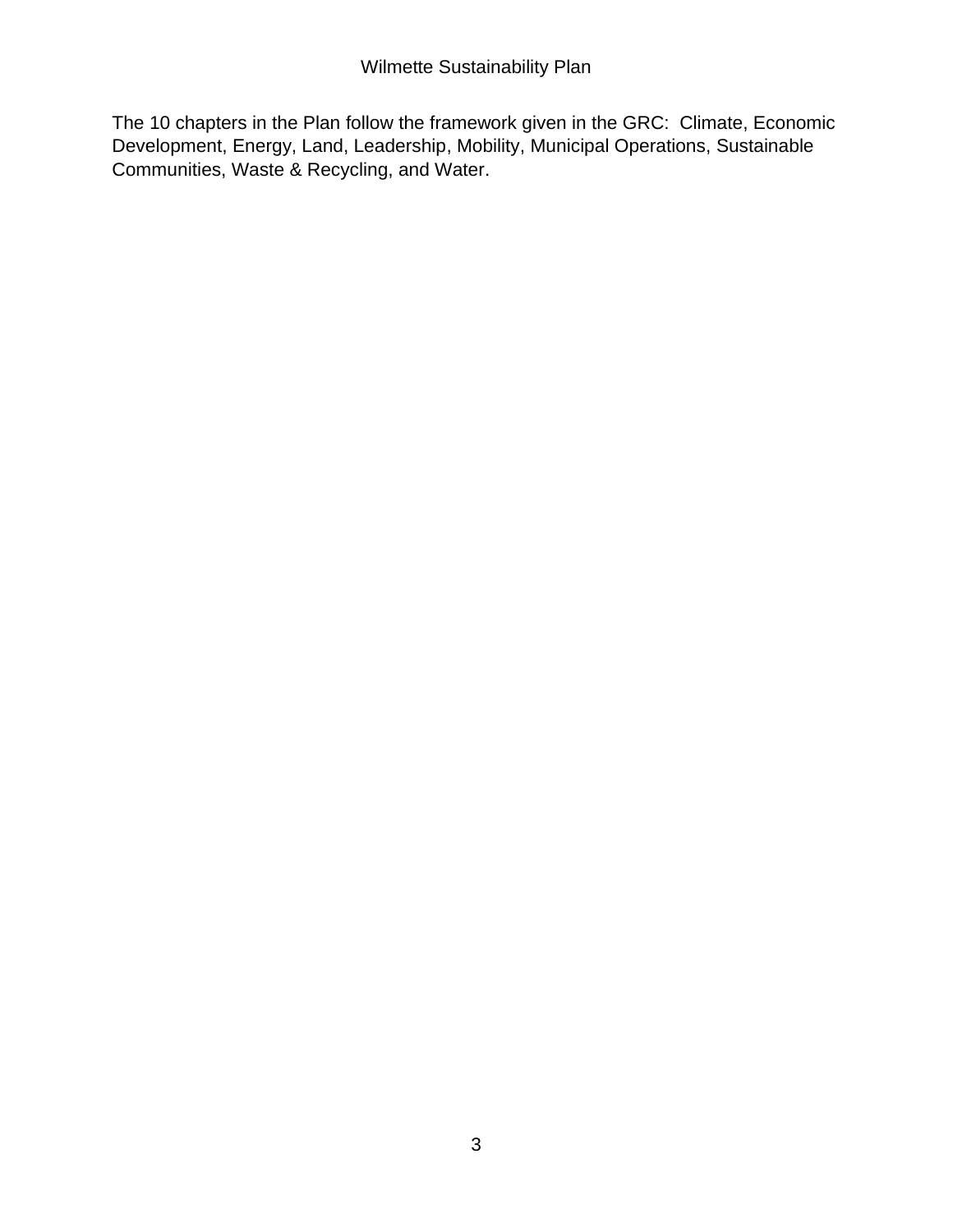The 10 chapters in the Plan follow the framework given in the GRC: Climate, Economic Development, Energy, Land, Leadership, Mobility, Municipal Operations, Sustainable Communities, Waste & Recycling, and Water.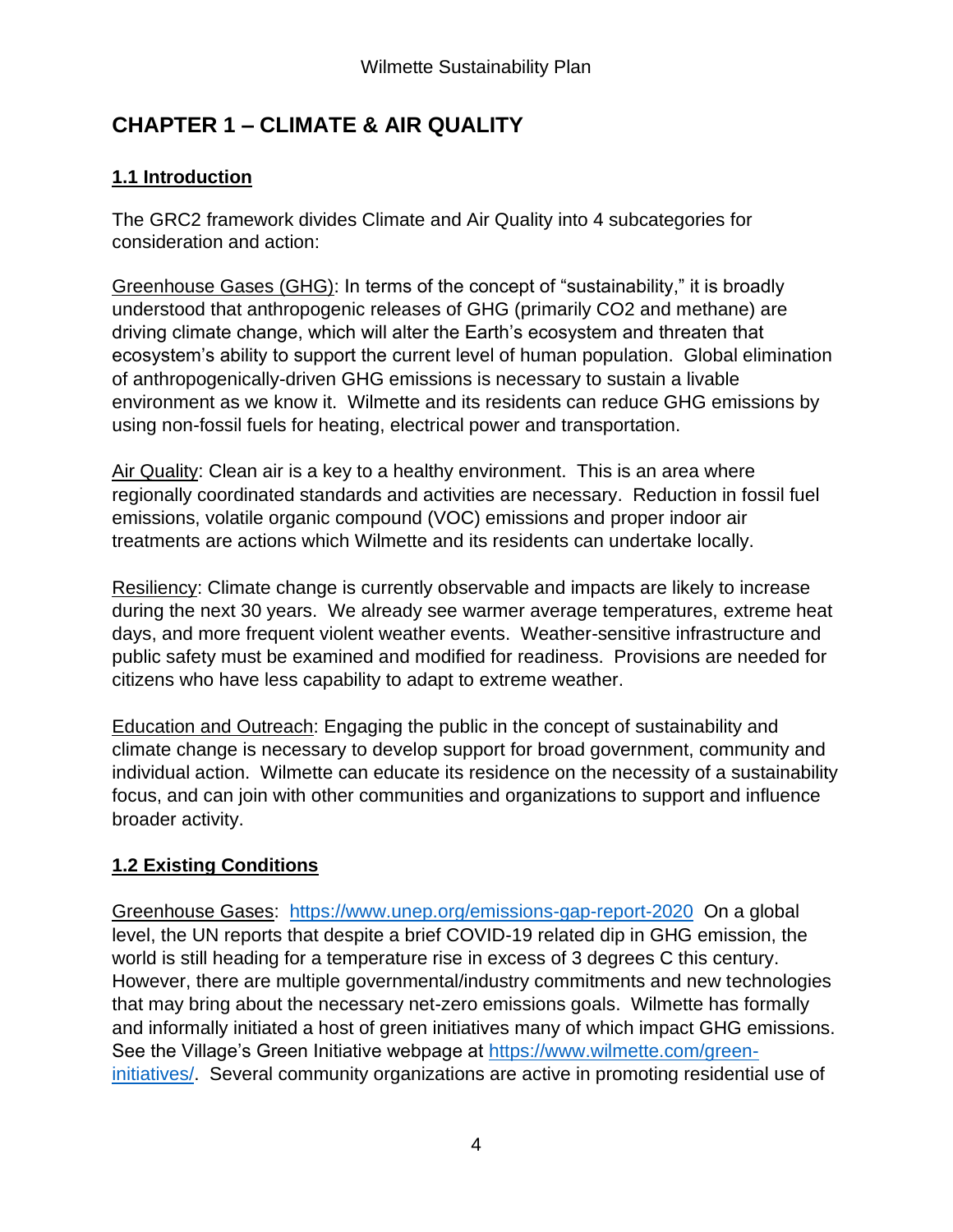# CHAPTER 1 – CLIMATE & AIR QUALITY

## 1.1 Introduction

The GRC2 framework divides Climate and Air Quality into 4 subcategories for consideration and action:

Greenhouse Gases (GHG): In terms of the concept of "sustainability," it is broadly understood that anthropogenic releases of GHG (primarily CO2 and methane) are driving climate change, which will alter the Earth's ecosystem and threaten that ecosystem's ability to support the current level of human population. Global elimination of anthropogenically-driven GHG emissions is necessary to sustain a livable environment as we know it. Wilmette and its residents can reduce GHG emissions by using non-fossil fuels for heating, electrical power and transportation.

Air Quality: Clean air is a key to a healthy environment. This is an area where regionally coordinated standards and activities are necessary. Reduction in fossil fuel emissions, volatile organic compound (VOC) emissions and proper indoor air treatments are actions which Wilmette and its residents can undertake locally.

Resiliency: Climate change is currently observable and impacts are likely to increase during the next 30 years. We already see warmer average temperatures, extreme heat days, and more frequent violent weather events. Weather-sensitive infrastructure and public safety must be examined and modified for readiness. Provisions are needed for citizens who have less capability to adapt to extreme weather.

Education and Outreach: Engaging the public in the concept of sustainability and climate change is necessary to develop support for broad government, community and individual action. Wilmette can educate its residence on the necessity of a sustainability focus, and can join with other communities and organizations to support and influence broader activity.

## 1.2 Existing Conditions

Greenhouse Gases: https://www.unep.org/emissions-gap-report-2020 On a global level, the UN reports that despite a brief COVID-19 related dip in GHG emission, the world is still heading for a temperature rise in excess of 3 degrees C this century. However, there are multiple governmental/industry commitments and new technologies that may bring about the necessary net-zero emissions goals. Wilmette has formally and informally initiated a host of green initiatives many of which impact GHG emissions. See the Village's Green Initiative webpage at https://www.wilmette.com/green-initiatives/. Several community organizations are active in promoting residential use of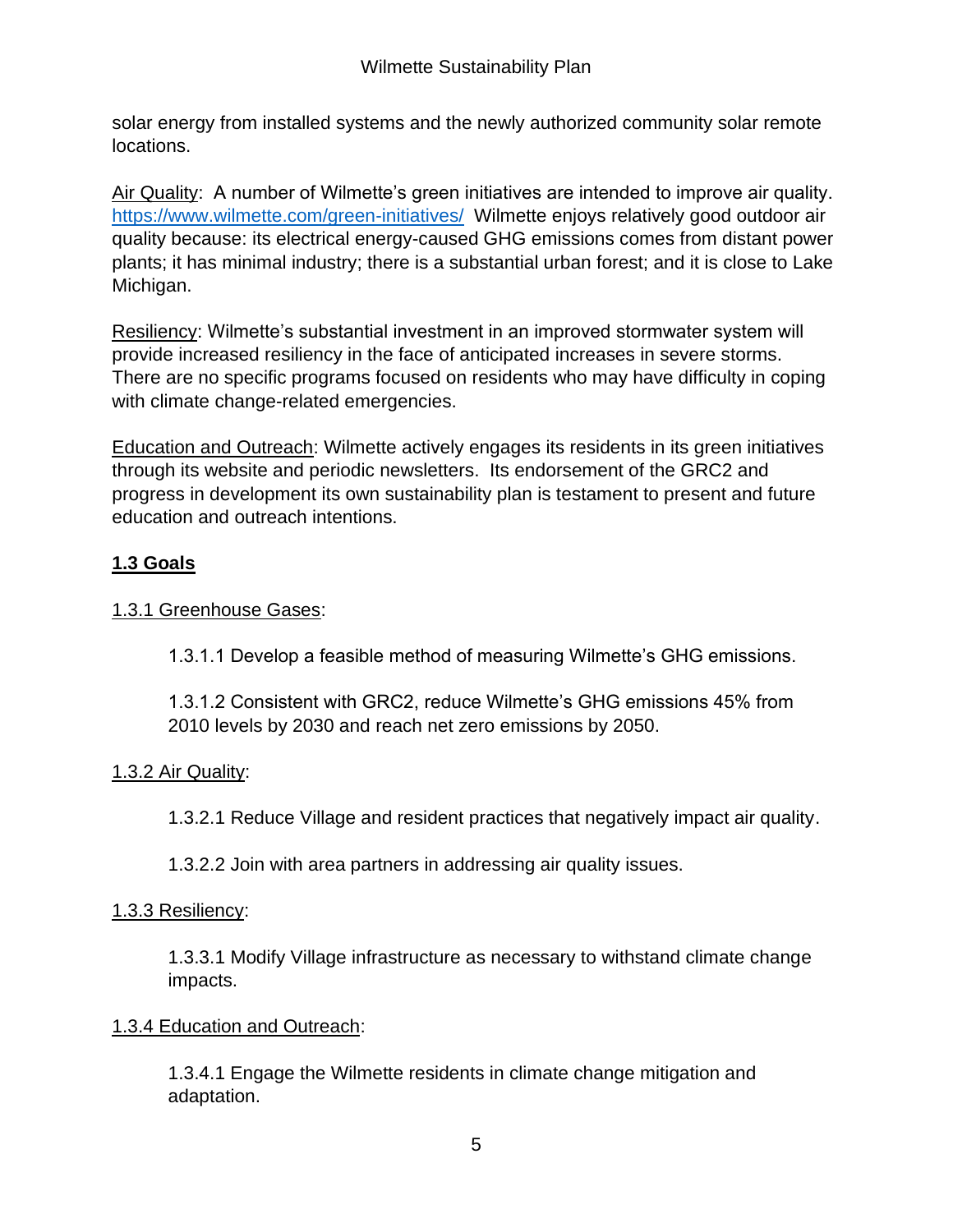solar energy from installed systems and the newly authorized community solar remote locations.

Air Quality: A number of Wilmette's green initiatives are intended to improve air quality. https://www.wilmette.com/green-initiatives/ Wilmette enjoys relatively good outdoor air quality because: its electrical energy-caused GHG emissions comes from distant power plants; it has minimal industry; there is a substantial urban forest; and it is close to Lake Michigan.

Resiliency: Wilmette's substantial investment in an improved stormwater system will provide increased resiliency in the face of anticipated increases in severe storms. There are no specific programs focused on residents who may have difficulty in coping with climate change-related emergencies.

Education and Outreach: Wilmette actively engages its residents in its green initiatives through its website and periodic newsletters. Its endorsement of the GRC2 and progress in development its own sustainability plan is testament to present and future education and outreach intentions.

## 1.3 Goals

### 1.3.1 Greenhouse Gases:

1.3.1.1 Develop a feasible method of measuring Wilmette's GHG emissions.

1.3.1.2 Consistent with GRC2, reduce Wilmette's GHG emissions 45% from 2010 levels by 2030 and reach net zero emissions by 2050.

### 1.3.2 Air Quality:

1.3.2.1 Reduce Village and resident practices that negatively impact air quality.

1.3.2.2 Join with area partners in addressing air quality issues.

### 1.3.3 Resiliency:

1.3.3.1 Modify Village infrastructure as necessary to withstand climate change impacts.

### 1.3.4 Education and Outreach:

1.3.4.1 Engage the Wilmette residents in climate change mitigation and adaptation.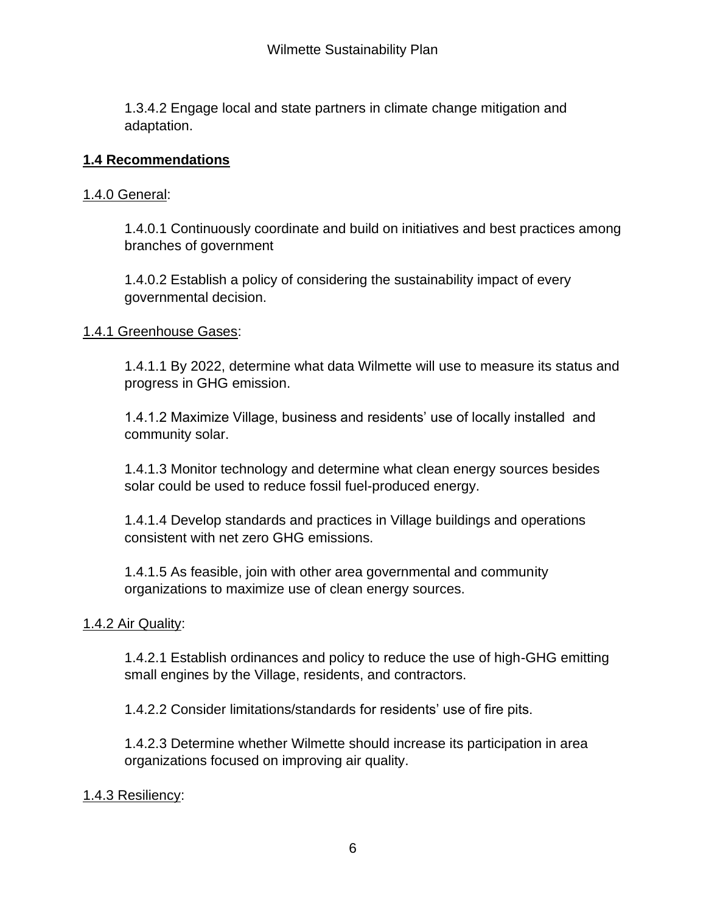1.3.4.2 Engage local and state partners in climate change mitigation and adaptation.

## 1.4 Recommendations

1.4.0 General:

1.4.0.1 Continuously coordinate and build on initiatives and best practices among branches of government

1.4.0.2 Establish a policy of considering the sustainability impact of every governmental decision.

1.4.1 Greenhouse Gases:

1.4.1.1 By 2022, determine what data Wilmette will use to measure its status and progress in GHG emission.

1.4.1.2 Maximize Village, business and residents' use of locally installed and community solar.

1.4.1.3 Monitor technology and determine what clean energy sources besides solar could be used to reduce fossil fuel-produced energy.

1.4.1.4 Develop standards and practices in Village buildings and operations consistent with net zero GHG emissions.

1.4.1.5 As feasible, join with other area governmental and community organizations to maximize use of clean energy sources.

1.4.2 Air Quality:

1.4.2.1 Establish ordinances and policy to reduce the use of high-GHG emitting small engines by the Village, residents, and contractors.

1.4.2.2 Consider limitations/standards for residents' use of fire pits.

1.4.2.3 Determine whether Wilmette should increase its participation in area organizations focused on improving air quality.

1.4.3 Resiliency: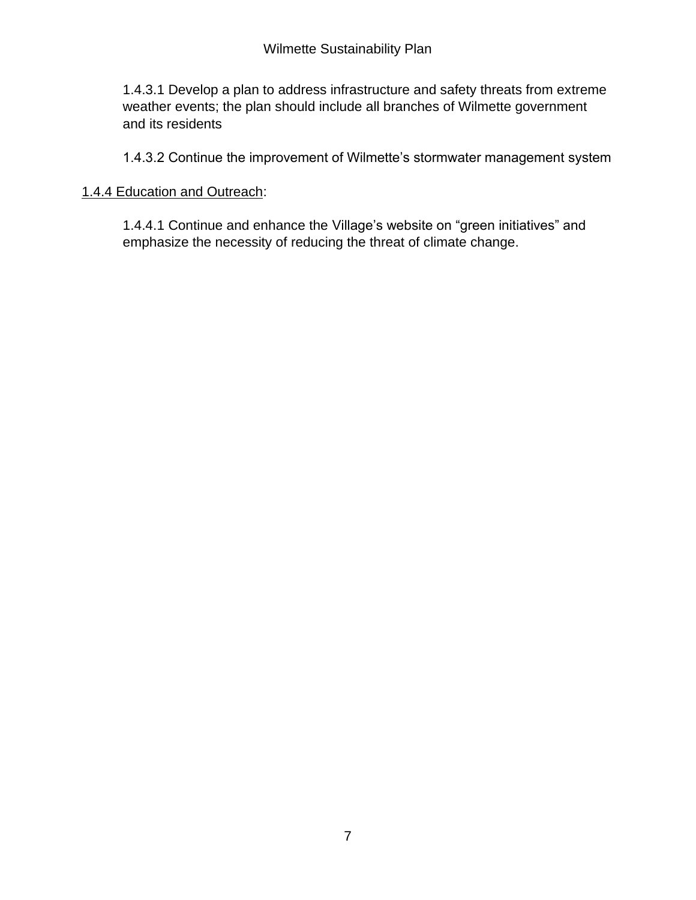1.4.3.1 Develop a plan to address infrastructure and safety threats from extreme weather events; the plan should include all branches of Wilmette government and its residents

1.4.3.2 Continue the improvement of Wilmette's stormwater management system

<u>1.4.4 Education and Outreach</u>:

1.4.4.1 Continue and enhance the Village's website on "green initiatives" and emphasize the necessity of reducing the threat of climate change.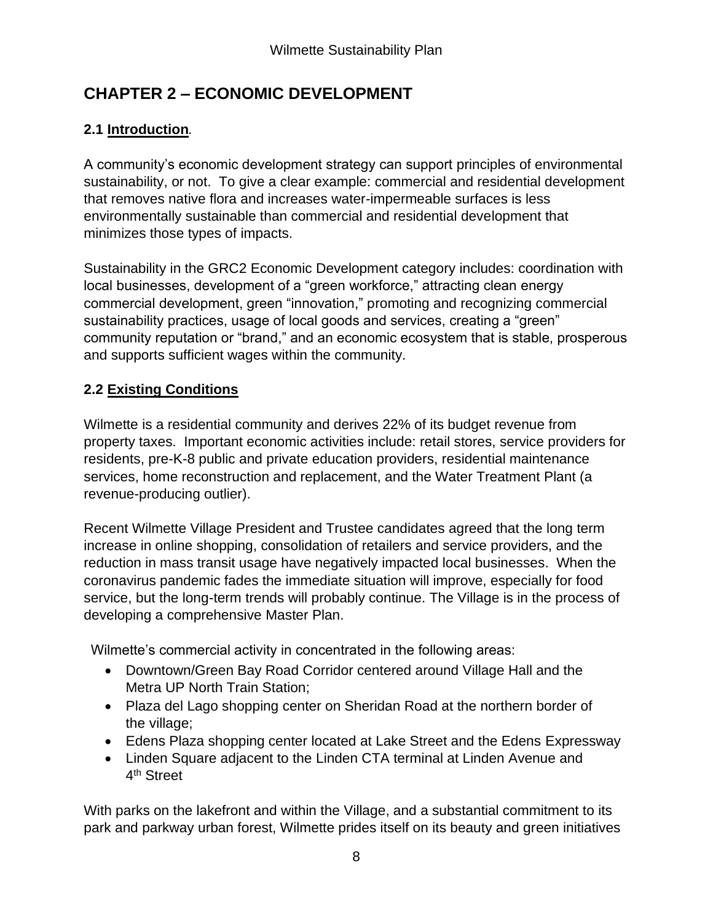# CHAPTER 2 – ECONOMIC DEVELOPMENT

## 2.1 Introduction.

A community's economic development strategy can support principles of environmental sustainability, or not. To give a clear example: commercial and residential development that removes native flora and increases water-impermeable surfaces is less environmentally sustainable than commercial and residential development that minimizes those types of impacts.

Sustainability in the GRC2 Economic Development category includes: coordination with local businesses, development of a "green workforce," attracting clean energy commercial development, green "innovation," promoting and recognizing commercial sustainability practices, usage of local goods and services, creating a "green" community reputation or "brand," and an economic ecosystem that is stable, prosperous and supports sufficient wages within the community.

## 2.2 Existing Conditions

Wilmette is a residential community and derives 22% of its budget revenue from property taxes. Important economic activities include: retail stores, service providers for residents, pre-K-8 public and private education providers, residential maintenance services, home reconstruction and replacement, and the Water Treatment Plant (a revenue-producing outlier).

Recent Wilmette Village President and Trustee candidates agreed that the long term increase in online shopping, consolidation of retailers and service providers, and the reduction in mass transit usage have negatively impacted local businesses. When the coronavirus pandemic fades the immediate situation will improve, especially for food service, but the long-term trends will probably continue. The Village is in the process of developing a comprehensive Master Plan.

Wilmette's commercial activity in concentrated in the following areas:

- Downtown/Green Bay Road Corridor centered around Village Hall and the Metra UP North Train Station;
- Plaza del Lago shopping center on Sheridan Road at the northern border of the village;
- Edens Plaza shopping center located at Lake Street and the Edens Expressway
- Linden Square adjacent to the Linden CTA terminal at Linden Avenue and 4th Street

With parks on the lakefront and within the Village, and a substantial commitment to its park and parkway urban forest, Wilmette prides itself on its beauty and green initiatives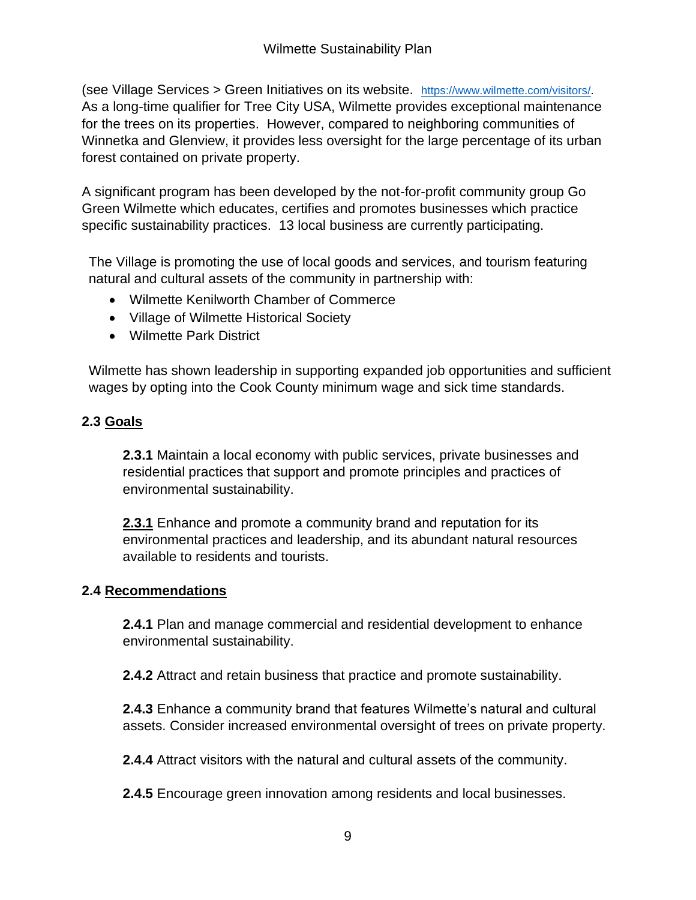(see Village Services > Green Initiatives on its website. https://www.wilmette.com/visitors/. As a long-time qualifier for Tree City USA, Wilmette provides exceptional maintenance for the trees on its properties. However, compared to neighboring communities of Winnetka and Glenview, it provides less oversight for the large percentage of its urban forest contained on private property.

A significant program has been developed by the not-for-profit community group Go Green Wilmette which educates, certifies and promotes businesses which practice specific sustainability practices. 13 local business are currently participating.

The Village is promoting the use of local goods and services, and tourism featuring natural and cultural assets of the community in partnership with:

- Wilmette Kenilworth Chamber of Commerce
- Village of Wilmette Historical Society
- Wilmette Park District

Wilmette has shown leadership in supporting expanded job opportunities and sufficient wages by opting into the Cook County minimum wage and sick time standards.

## 2.3 Goals

**2.3.1** Maintain a local economy with public services, private businesses and residential practices that support and promote principles and practices of environmental sustainability.

**2.3.1** Enhance and promote a community brand and reputation for its environmental practices and leadership, and its abundant natural resources available to residents and tourists.

## 2.4 Recommendations

**2.4.1** Plan and manage commercial and residential development to enhance environmental sustainability.

**2.4.2** Attract and retain business that practice and promote sustainability.

**2.4.3** Enhance a community brand that features Wilmette's natural and cultural assets. Consider increased environmental oversight of trees on private property.

**2.4.4** Attract visitors with the natural and cultural assets of the community.

**2.4.5** Encourage green innovation among residents and local businesses.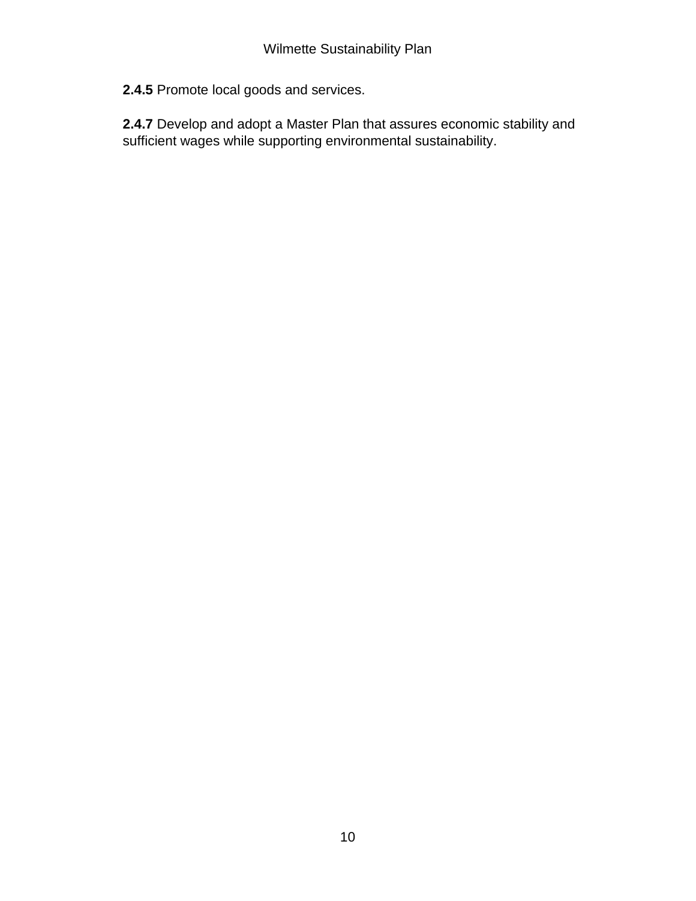**2.4.5** Promote local goods and services.

**2.4.7** Develop and adopt a Master Plan that assures economic stability and sufficient wages while supporting environmental sustainability.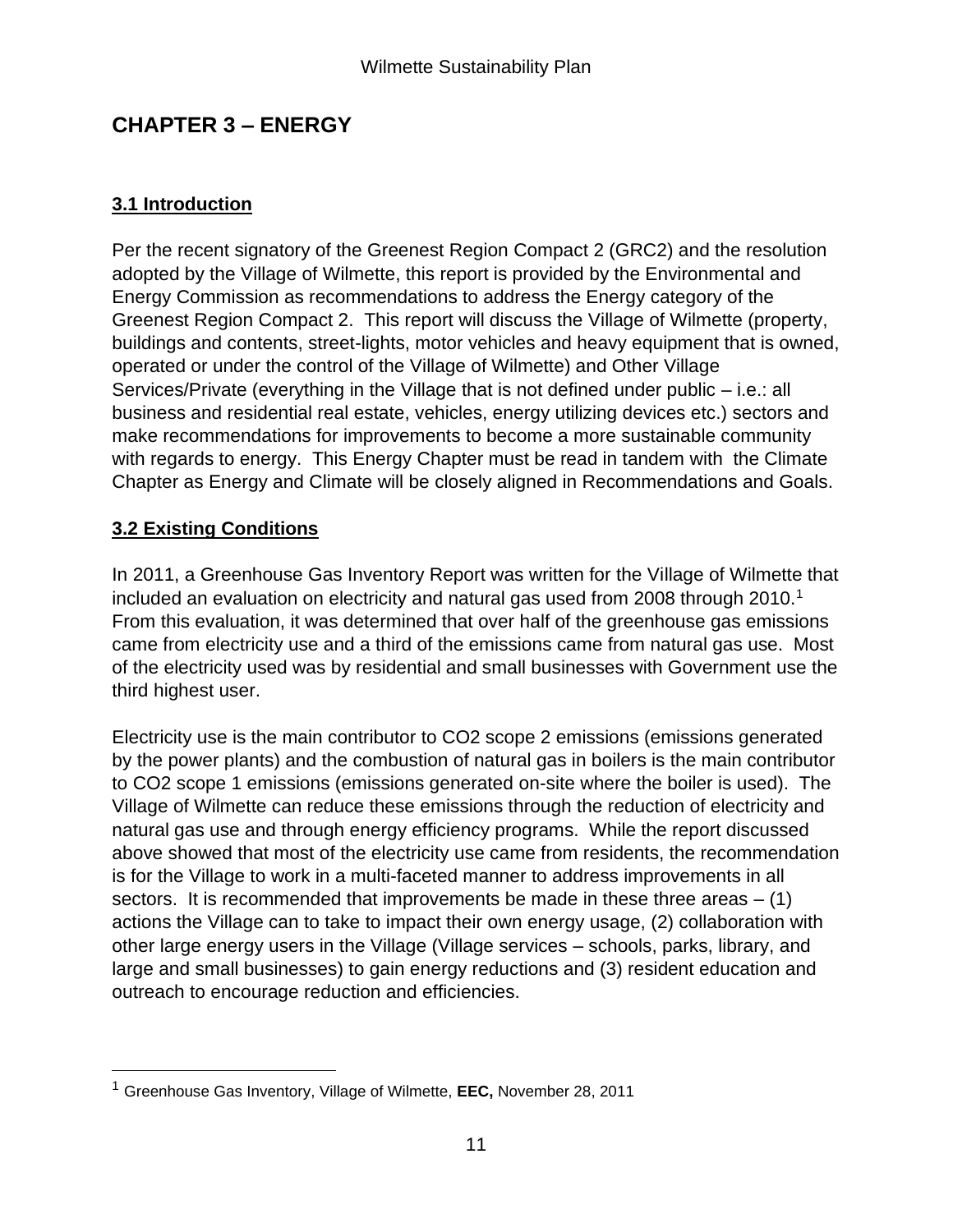# CHAPTER 3 – ENERGY

## 3.1 Introduction

Per the recent signatory of the Greenest Region Compact 2 (GRC2) and the resolution adopted by the Village of Wilmette, this report is provided by the Environmental and Energy Commission as recommendations to address the Energy category of the Greenest Region Compact 2. This report will discuss the Village of Wilmette (property, buildings and contents, street-lights, motor vehicles and heavy equipment that is owned, operated or under the control of the Village of Wilmette) and Other Village Services/Private (everything in the Village that is not defined under public – i.e.: all business and residential real estate, vehicles, energy utilizing devices etc.) sectors and make recommendations for improvements to become a more sustainable community with regards to energy. This Energy Chapter must be read in tandem with the Climate Chapter as Energy and Climate will be closely aligned in Recommendations and Goals.

## 3.2 Existing Conditions

In 2011, a Greenhouse Gas Inventory Report was written for the Village of Wilmette that included an evaluation on electricity and natural gas used from 2008 through 2010.[1] From this evaluation, it was determined that over half of the greenhouse gas emissions came from electricity use and a third of the emissions came from natural gas use. Most of the electricity used was by residential and small businesses with Government use the third highest user.

Electricity use is the main contributor to CO2 scope 2 emissions (emissions generated by the power plants) and the combustion of natural gas in boilers is the main contributor to CO2 scope 1 emissions (emissions generated on-site where the boiler is used). The Village of Wilmette can reduce these emissions through the reduction of electricity and natural gas use and through energy efficiency programs. While the report discussed above showed that most of the electricity use came from residents, the recommendation is for the Village to work in a multi-faceted manner to address improvements in all sectors. It is recommended that improvements be made in these three areas – (1) actions the Village can to take to impact their own energy usage, (2) collaboration with other large energy users in the Village (Village services – schools, parks, library, and large and small businesses) to gain energy reductions and (3) resident education and outreach to encourage reduction and efficiencies.

---

[1] Greenhouse Gas Inventory, Village of Wilmette, **EEC,** November 28, 2011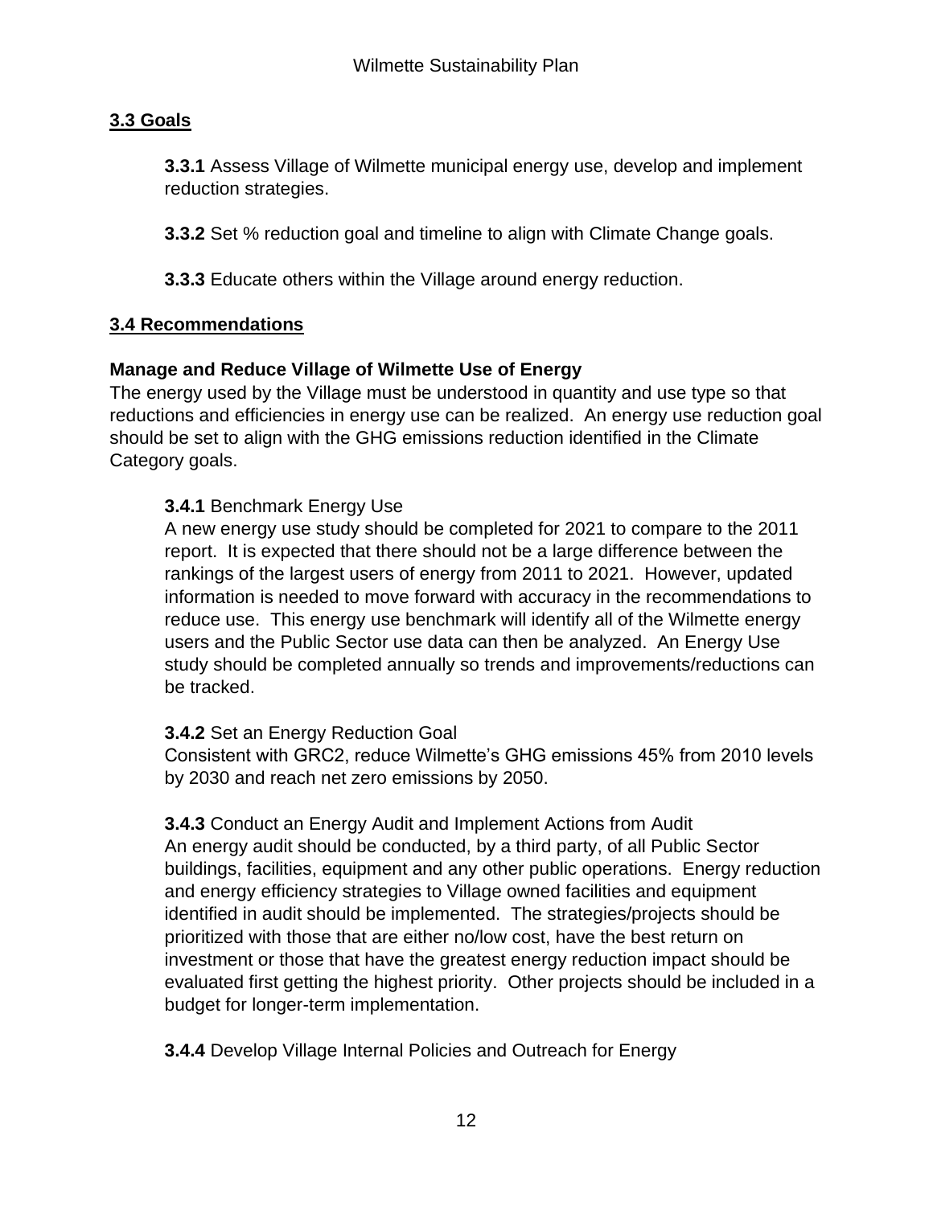## 3.3 Goals

**3.3.1** Assess Village of Wilmette municipal energy use, develop and implement reduction strategies.

**3.3.2** Set % reduction goal and timeline to align with Climate Change goals.

**3.3.3** Educate others within the Village around energy reduction.

## 3.4 Recommendations

### Manage and Reduce Village of Wilmette Use of Energy

The energy used by the Village must be understood in quantity and use type so that reductions and efficiencies in energy use can be realized. An energy use reduction goal should be set to align with the GHG emissions reduction identified in the Climate Category goals.

**3.4.1** Benchmark Energy Use

A new energy use study should be completed for 2021 to compare to the 2011 report. It is expected that there should not be a large difference between the rankings of the largest users of energy from 2011 to 2021. However, updated information is needed to move forward with accuracy in the recommendations to reduce use. This energy use benchmark will identify all of the Wilmette energy users and the Public Sector use data can then be analyzed. An Energy Use study should be completed annually so trends and improvements/reductions can be tracked.

**3.4.2** Set an Energy Reduction Goal

Consistent with GRC2, reduce Wilmette's GHG emissions 45% from 2010 levels by 2030 and reach net zero emissions by 2050.

**3.4.3** Conduct an Energy Audit and Implement Actions from Audit

An energy audit should be conducted, by a third party, of all Public Sector buildings, facilities, equipment and any other public operations. Energy reduction and energy efficiency strategies to Village owned facilities and equipment identified in audit should be implemented. The strategies/projects should be prioritized with those that are either no/low cost, have the best return on investment or those that have the greatest energy reduction impact should be evaluated first getting the highest priority. Other projects should be included in a budget for longer-term implementation.

**3.4.4** Develop Village Internal Policies and Outreach for Energy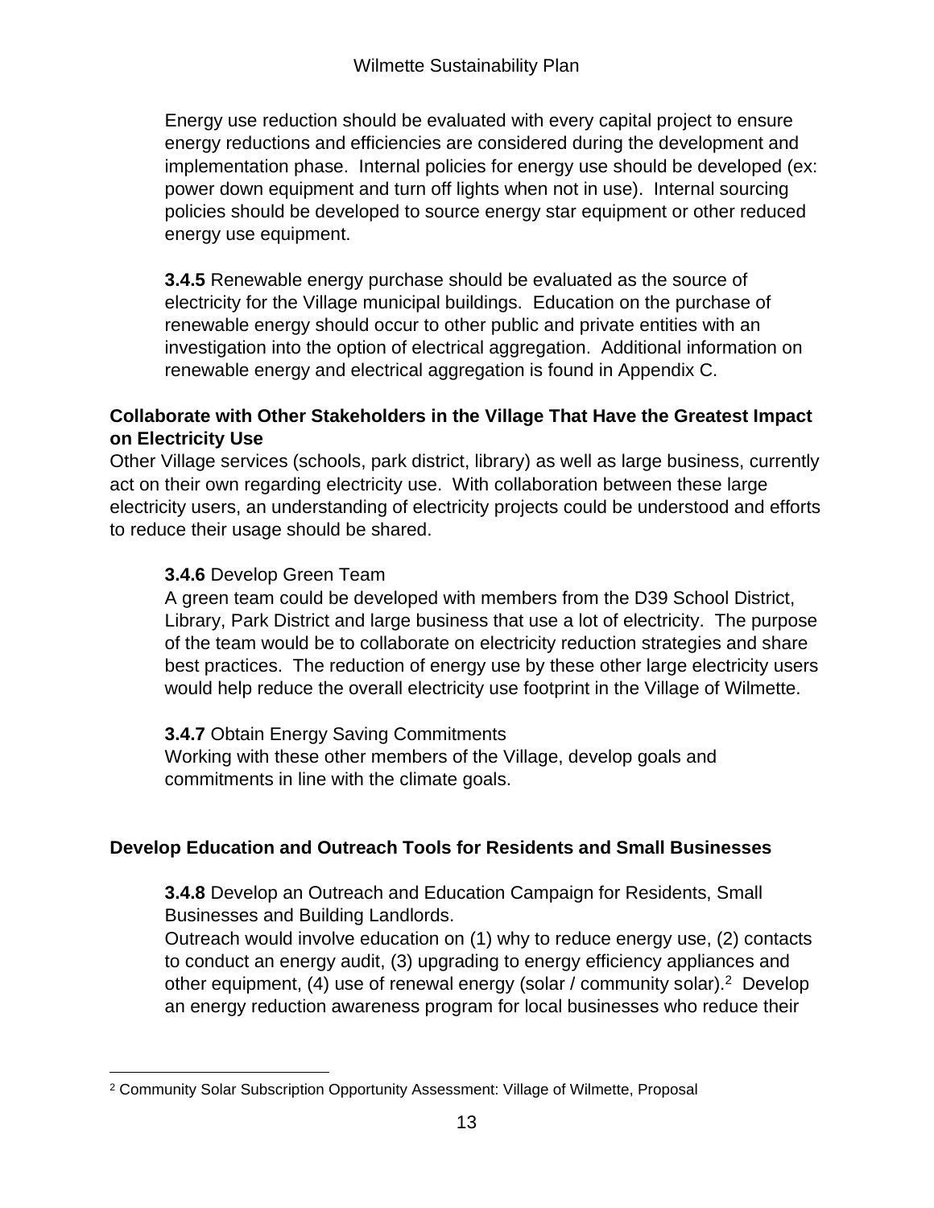Energy use reduction should be evaluated with every capital project to ensure energy reductions and efficiencies are considered during the development and implementation phase. Internal policies for energy use should be developed (ex: power down equipment and turn off lights when not in use). Internal sourcing policies should be developed to source energy star equipment or other reduced energy use equipment.

**3.4.5** Renewable energy purchase should be evaluated as the source of electricity for the Village municipal buildings. Education on the purchase of renewable energy should occur to other public and private entities with an investigation into the option of electrical aggregation. Additional information on renewable energy and electrical aggregation is found in Appendix C.

**Collaborate with Other Stakeholders in the Village That Have the Greatest Impact on Electricity Use**

Other Village services (schools, park district, library) as well as large business, currently act on their own regarding electricity use. With collaboration between these large electricity users, an understanding of electricity projects could be understood and efforts to reduce their usage should be shared.

**3.4.6** Develop Green Team

A green team could be developed with members from the D39 School District, Library, Park District and large business that use a lot of electricity. The purpose of the team would be to collaborate on electricity reduction strategies and share best practices. The reduction of energy use by these other large electricity users would help reduce the overall electricity use footprint in the Village of Wilmette.

**3.4.7** Obtain Energy Saving Commitments

Working with these other members of the Village, develop goals and commitments in line with the climate goals.

**Develop Education and Outreach Tools for Residents and Small Businesses**

**3.4.8** Develop an Outreach and Education Campaign for Residents, Small Businesses and Building Landlords.

Outreach would involve education on (1) why to reduce energy use, (2) contacts to conduct an energy audit, (3) upgrading to energy efficiency appliances and other equipment, (4) use of renewal energy (solar / community solar).[2] Develop an energy reduction awareness program for local businesses who reduce their

[2] Community Solar Subscription Opportunity Assessment: Village of Wilmette, Proposal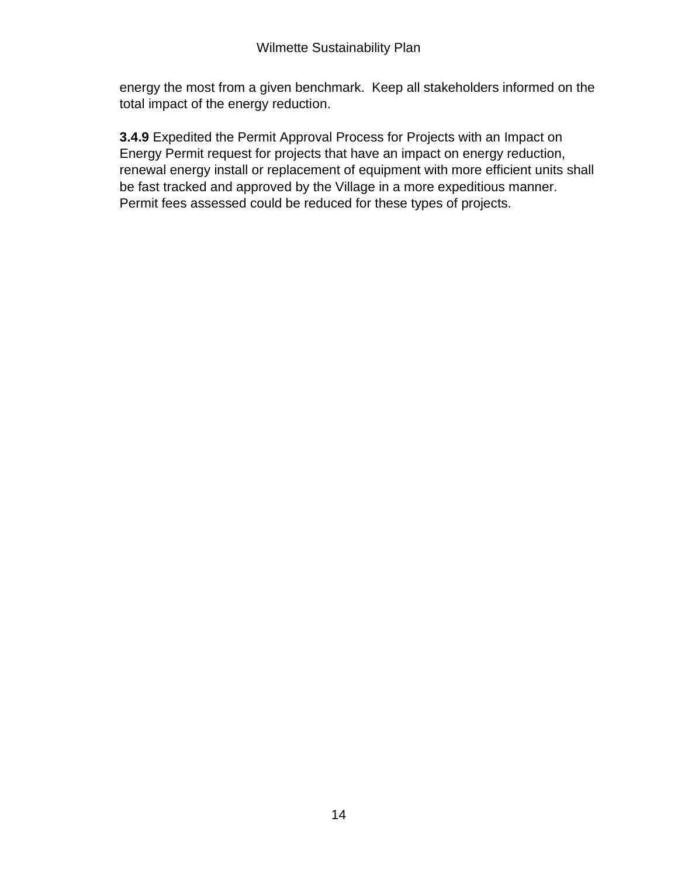energy the most from a given benchmark.  Keep all stakeholders informed on the total impact of the energy reduction.

**3.4.9** Expedited the Permit Approval Process for Projects with an Impact on Energy Permit request for projects that have an impact on energy reduction, renewal energy install or replacement of equipment with more efficient units shall be fast tracked and approved by the Village in a more expeditious manner.  Permit fees assessed could be reduced for these types of projects.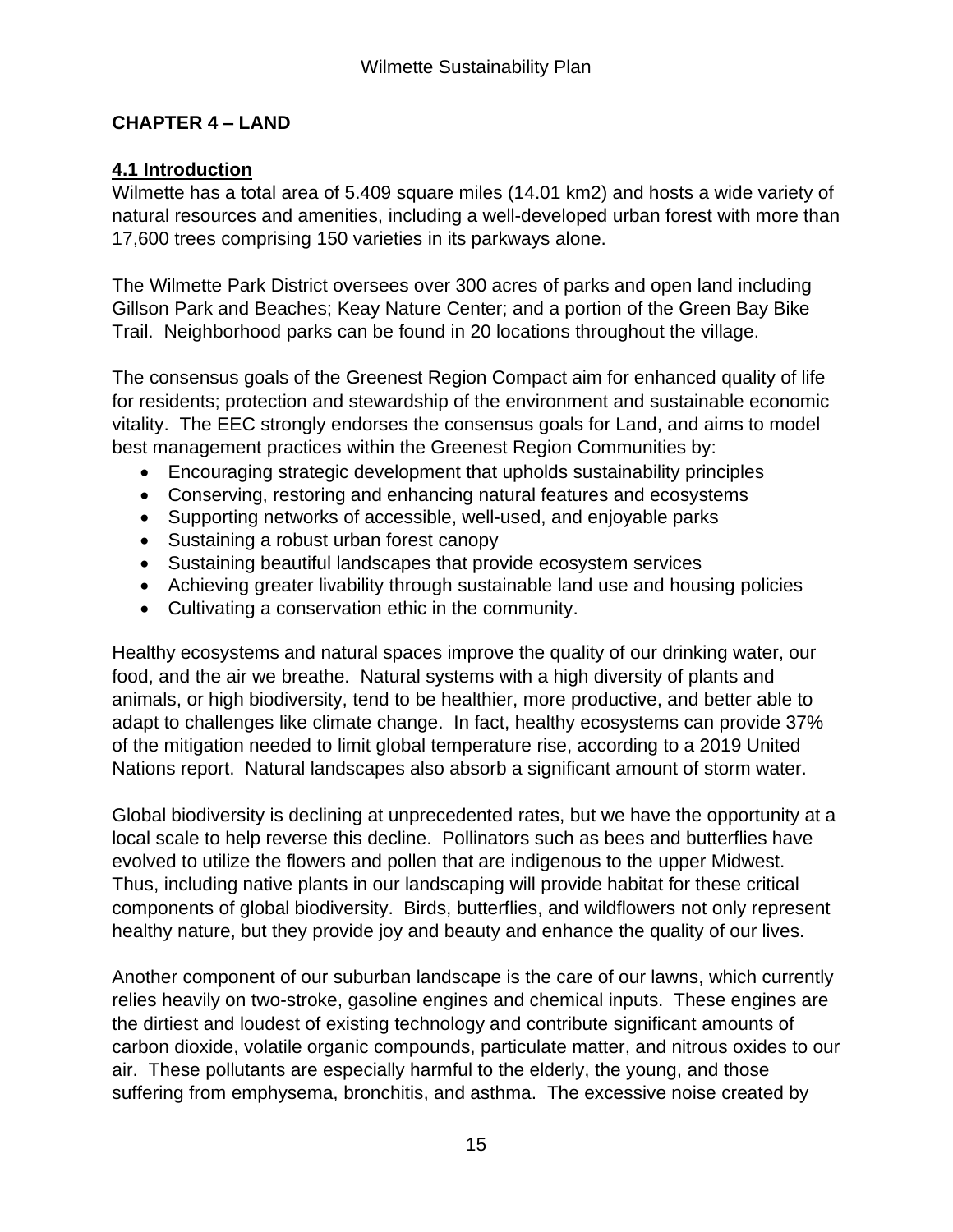## CHAPTER 4 – LAND

### 4.1 Introduction

Wilmette has a total area of 5.409 square miles (14.01 km2) and hosts a wide variety of natural resources and amenities, including a well-developed urban forest with more than 17,600 trees comprising 150 varieties in its parkways alone.

The Wilmette Park District oversees over 300 acres of parks and open land including Gillson Park and Beaches; Keay Nature Center; and a portion of the Green Bay Bike Trail. Neighborhood parks can be found in 20 locations throughout the village.

The consensus goals of the Greenest Region Compact aim for enhanced quality of life for residents; protection and stewardship of the environment and sustainable economic vitality. The EEC strongly endorses the consensus goals for Land, and aims to model best management practices within the Greenest Region Communities by:

- Encouraging strategic development that upholds sustainability principles
- Conserving, restoring and enhancing natural features and ecosystems
- Supporting networks of accessible, well-used, and enjoyable parks
- Sustaining a robust urban forest canopy
- Sustaining beautiful landscapes that provide ecosystem services
- Achieving greater livability through sustainable land use and housing policies
- Cultivating a conservation ethic in the community.

Healthy ecosystems and natural spaces improve the quality of our drinking water, our food, and the air we breathe. Natural systems with a high diversity of plants and animals, or high biodiversity, tend to be healthier, more productive, and better able to adapt to challenges like climate change. In fact, healthy ecosystems can provide 37% of the mitigation needed to limit global temperature rise, according to a 2019 United Nations report. Natural landscapes also absorb a significant amount of storm water.

Global biodiversity is declining at unprecedented rates, but we have the opportunity at a local scale to help reverse this decline. Pollinators such as bees and butterflies have evolved to utilize the flowers and pollen that are indigenous to the upper Midwest. Thus, including native plants in our landscaping will provide habitat for these critical components of global biodiversity. Birds, butterflies, and wildflowers not only represent healthy nature, but they provide joy and beauty and enhance the quality of our lives.

Another component of our suburban landscape is the care of our lawns, which currently relies heavily on two-stroke, gasoline engines and chemical inputs. These engines are the dirtiest and loudest of existing technology and contribute significant amounts of carbon dioxide, volatile organic compounds, particulate matter, and nitrous oxides to our air. These pollutants are especially harmful to the elderly, the young, and those suffering from emphysema, bronchitis, and asthma. The excessive noise created by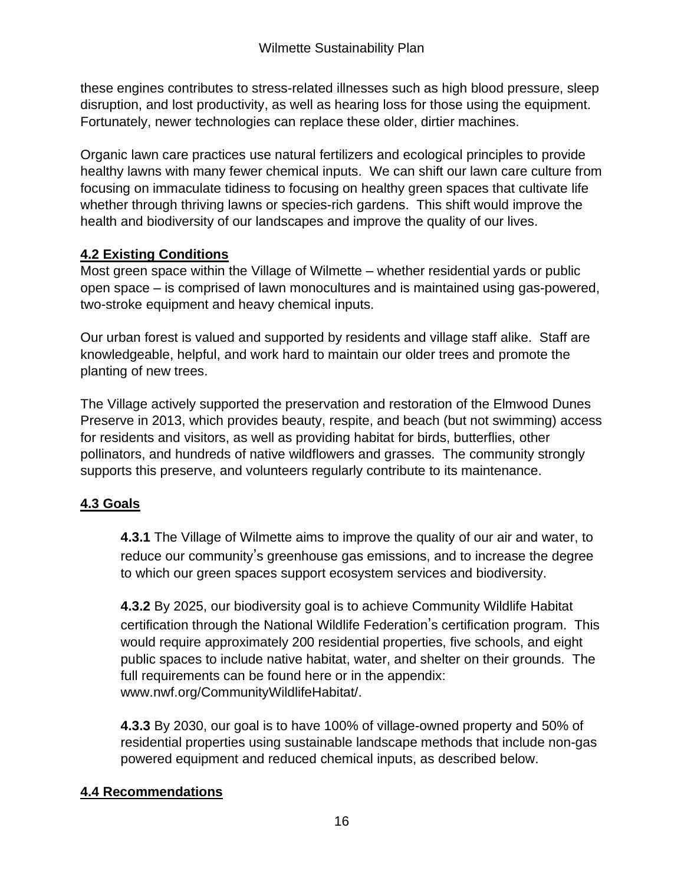these engines contributes to stress-related illnesses such as high blood pressure, sleep disruption, and lost productivity, as well as hearing loss for those using the equipment. Fortunately, newer technologies can replace these older, dirtier machines.

Organic lawn care practices use natural fertilizers and ecological principles to provide healthy lawns with many fewer chemical inputs. We can shift our lawn care culture from focusing on immaculate tidiness to focusing on healthy green spaces that cultivate life whether through thriving lawns or species-rich gardens. This shift would improve the health and biodiversity of our landscapes and improve the quality of our lives.

## 4.2 Existing Conditions

Most green space within the Village of Wilmette – whether residential yards or public open space – is comprised of lawn monocultures and is maintained using gas-powered, two-stroke equipment and heavy chemical inputs.

Our urban forest is valued and supported by residents and village staff alike. Staff are knowledgeable, helpful, and work hard to maintain our older trees and promote the planting of new trees.

The Village actively supported the preservation and restoration of the Elmwood Dunes Preserve in 2013, which provides beauty, respite, and beach (but not swimming) access for residents and visitors, as well as providing habitat for birds, butterflies, other pollinators, and hundreds of native wildflowers and grasses. The community strongly supports this preserve, and volunteers regularly contribute to its maintenance.

## 4.3 Goals

**4.3.1** The Village of Wilmette aims to improve the quality of our air and water, to reduce our community's greenhouse gas emissions, and to increase the degree to which our green spaces support ecosystem services and biodiversity.

**4.3.2** By 2025, our biodiversity goal is to achieve Community Wildlife Habitat certification through the National Wildlife Federation's certification program. This would require approximately 200 residential properties, five schools, and eight public spaces to include native habitat, water, and shelter on their grounds. The full requirements can be found here or in the appendix: www.nwf.org/CommunityWildlifeHabitat/.

**4.3.3** By 2030, our goal is to have 100% of village-owned property and 50% of residential properties using sustainable landscape methods that include non-gas powered equipment and reduced chemical inputs, as described below.

## 4.4 Recommendations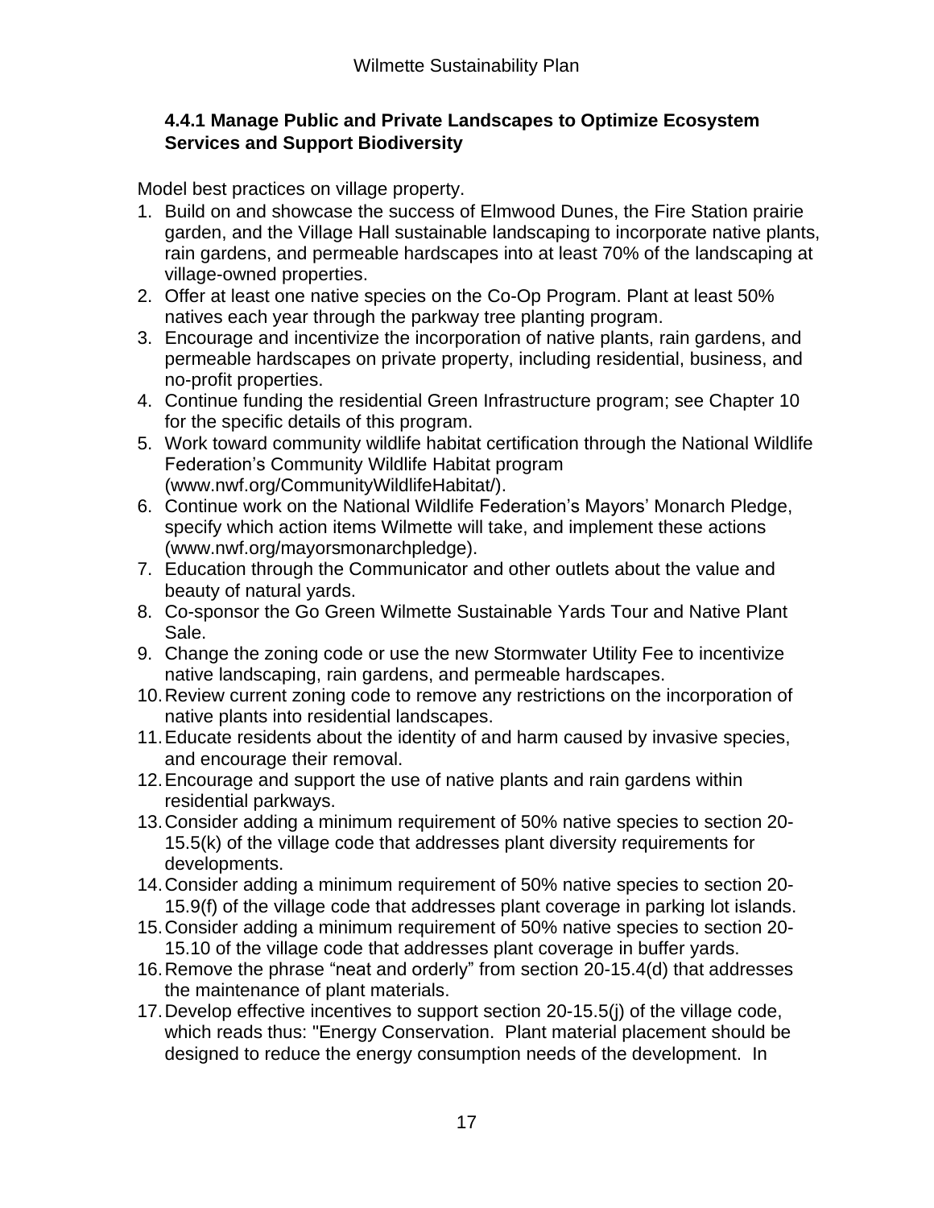### 4.4.1 Manage Public and Private Landscapes to Optimize Ecosystem Services and Support Biodiversity

Model best practices on village property.

1. Build on and showcase the success of Elmwood Dunes, the Fire Station prairie garden, and the Village Hall sustainable landscaping to incorporate native plants, rain gardens, and permeable hardscapes into at least 70% of the landscaping at village-owned properties.
2. Offer at least one native species on the Co-Op Program. Plant at least 50% natives each year through the parkway tree planting program.
3. Encourage and incentivize the incorporation of native plants, rain gardens, and permeable hardscapes on private property, including residential, business, and no-profit properties.
4. Continue funding the residential Green Infrastructure program; see Chapter 10 for the specific details of this program.
5. Work toward community wildlife habitat certification through the National Wildlife Federation's Community Wildlife Habitat program (www.nwf.org/CommunityWildlifeHabitat/).
6. Continue work on the National Wildlife Federation's Mayors' Monarch Pledge, specify which action items Wilmette will take, and implement these actions (www.nwf.org/mayorsmonarchpledge).
7. Education through the Communicator and other outlets about the value and beauty of natural yards.
8. Co-sponsor the Go Green Wilmette Sustainable Yards Tour and Native Plant Sale.
9. Change the zoning code or use the new Stormwater Utility Fee to incentivize native landscaping, rain gardens, and permeable hardscapes.
10. Review current zoning code to remove any restrictions on the incorporation of native plants into residential landscapes.
11. Educate residents about the identity of and harm caused by invasive species, and encourage their removal.
12. Encourage and support the use of native plants and rain gardens within residential parkways.
13. Consider adding a minimum requirement of 50% native species to section 20-15.5(k) of the village code that addresses plant diversity requirements for developments.
14. Consider adding a minimum requirement of 50% native species to section 20-15.9(f) of the village code that addresses plant coverage in parking lot islands.
15. Consider adding a minimum requirement of 50% native species to section 20-15.10 of the village code that addresses plant coverage in buffer yards.
16. Remove the phrase "neat and orderly" from section 20-15.4(d) that addresses the maintenance of plant materials.
17. Develop effective incentives to support section 20-15.5(j) of the village code, which reads thus: "Energy Conservation. Plant material placement should be designed to reduce the energy consumption needs of the development. In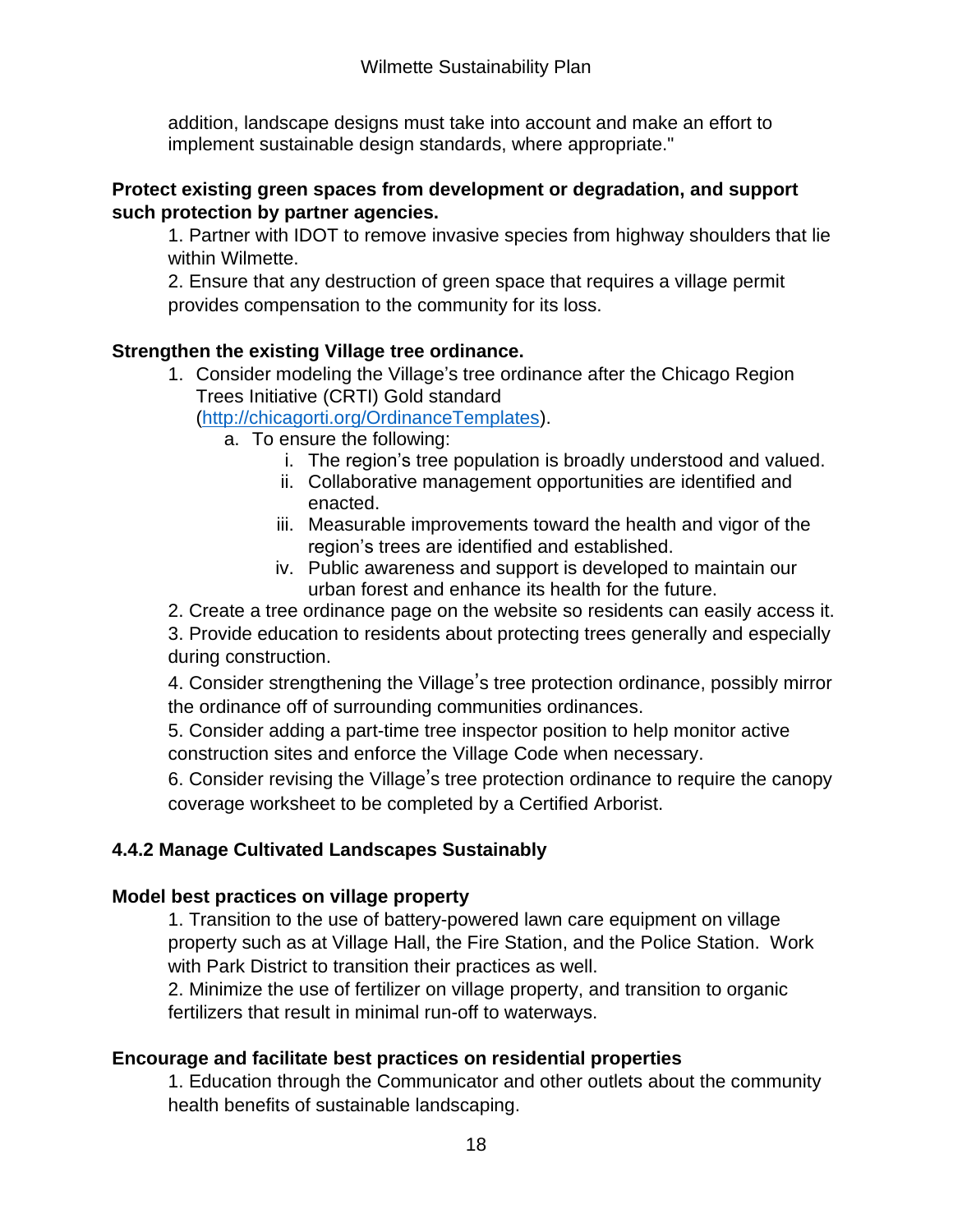addition, landscape designs must take into account and make an effort to implement sustainable design standards, where appropriate."

**Protect existing green spaces from development or degradation, and support such protection by partner agencies.**

1. Partner with IDOT to remove invasive species from highway shoulders that lie within Wilmette.
2. Ensure that any destruction of green space that requires a village permit provides compensation to the community for its loss.

**Strengthen the existing Village tree ordinance.**

1. Consider modeling the Village's tree ordinance after the Chicago Region Trees Initiative (CRTI) Gold standard (http://chicagorti.org/OrdinanceTemplates).
   a. To ensure the following:
      i. The region's tree population is broadly understood and valued.
      ii. Collaborative management opportunities are identified and enacted.
      iii. Measurable improvements toward the health and vigor of the region's trees are identified and established.
      iv. Public awareness and support is developed to maintain our urban forest and enhance its health for the future.
2. Create a tree ordinance page on the website so residents can easily access it.
3. Provide education to residents about protecting trees generally and especially during construction.
4. Consider strengthening the Village's tree protection ordinance, possibly mirror the ordinance off of surrounding communities ordinances.
5. Consider adding a part-time tree inspector position to help monitor active construction sites and enforce the Village Code when necessary.
6. Consider revising the Village's tree protection ordinance to require the canopy coverage worksheet to be completed by a Certified Arborist.

### 4.4.2 Manage Cultivated Landscapes Sustainably

**Model best practices on village property**

1. Transition to the use of battery-powered lawn care equipment on village property such as at Village Hall, the Fire Station, and the Police Station. Work with Park District to transition their practices as well.
2. Minimize the use of fertilizer on village property, and transition to organic fertilizers that result in minimal run-off to waterways.

**Encourage and facilitate best practices on residential properties**

1. Education through the Communicator and other outlets about the community health benefits of sustainable landscaping.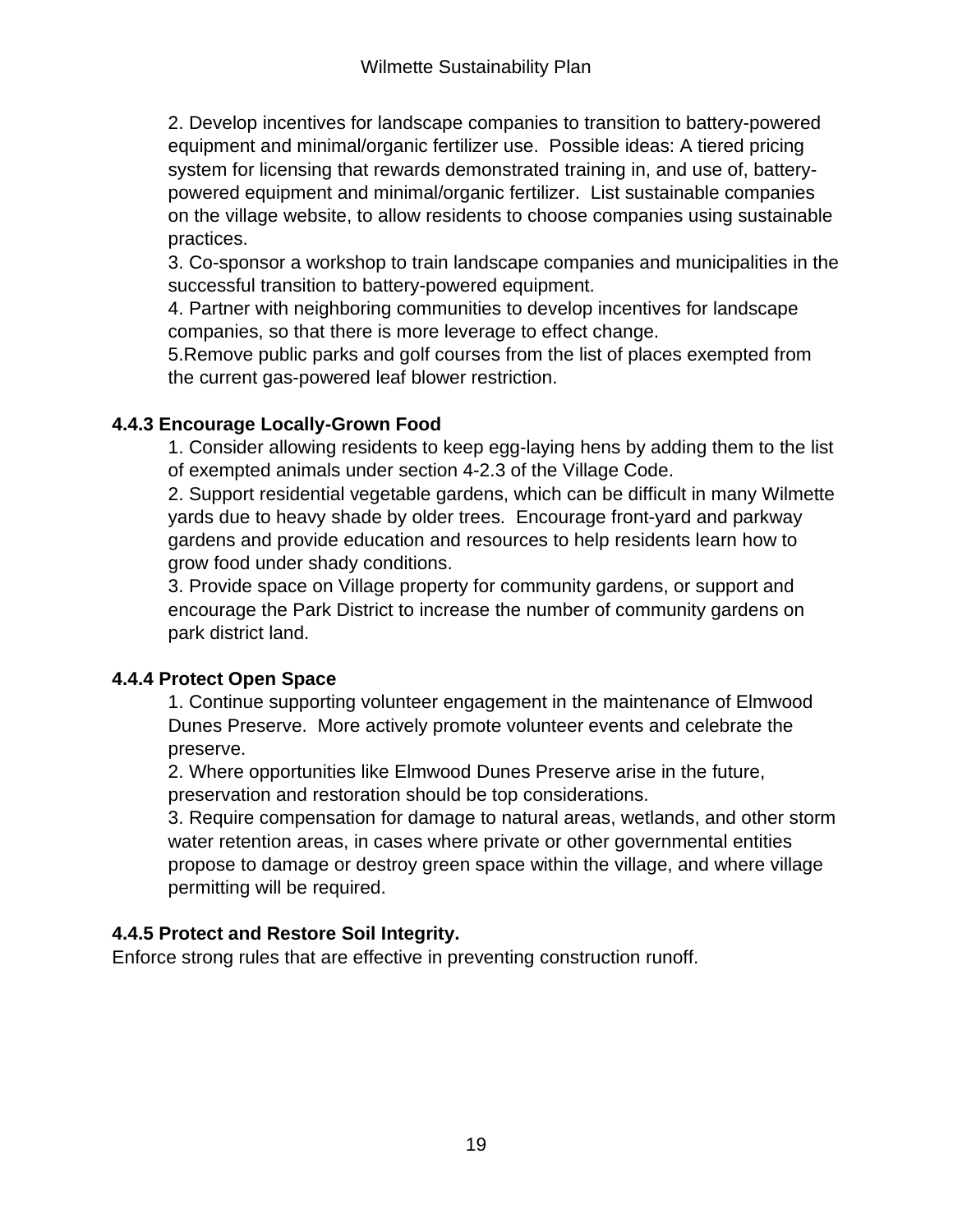2. Develop incentives for landscape companies to transition to battery-powered equipment and minimal/organic fertilizer use.  Possible ideas: A tiered pricing system for licensing that rewards demonstrated training in, and use of, battery-powered equipment and minimal/organic fertilizer.  List sustainable companies on the village website, to allow residents to choose companies using sustainable practices.
3. Co-sponsor a workshop to train landscape companies and municipalities in the successful transition to battery-powered equipment.
4. Partner with neighboring communities to develop incentives for landscape companies, so that there is more leverage to effect change.
5.Remove public parks and golf courses from the list of places exempted from the current gas-powered leaf blower restriction.

### 4.4.3 Encourage Locally-Grown Food

1. Consider allowing residents to keep egg-laying hens by adding them to the list of exempted animals under section 4-2.3 of the Village Code.
2. Support residential vegetable gardens, which can be difficult in many Wilmette yards due to heavy shade by older trees.  Encourage front-yard and parkway gardens and provide education and resources to help residents learn how to grow food under shady conditions.
3. Provide space on Village property for community gardens, or support and encourage the Park District to increase the number of community gardens on park district land.

### 4.4.4 Protect Open Space

1. Continue supporting volunteer engagement in the maintenance of Elmwood Dunes Preserve.  More actively promote volunteer events and celebrate the preserve.
2. Where opportunities like Elmwood Dunes Preserve arise in the future, preservation and restoration should be top considerations.
3. Require compensation for damage to natural areas, wetlands, and other storm water retention areas, in cases where private or other governmental entities propose to damage or destroy green space within the village, and where village permitting will be required.

### 4.4.5 Protect and Restore Soil Integrity.

Enforce strong rules that are effective in preventing construction runoff.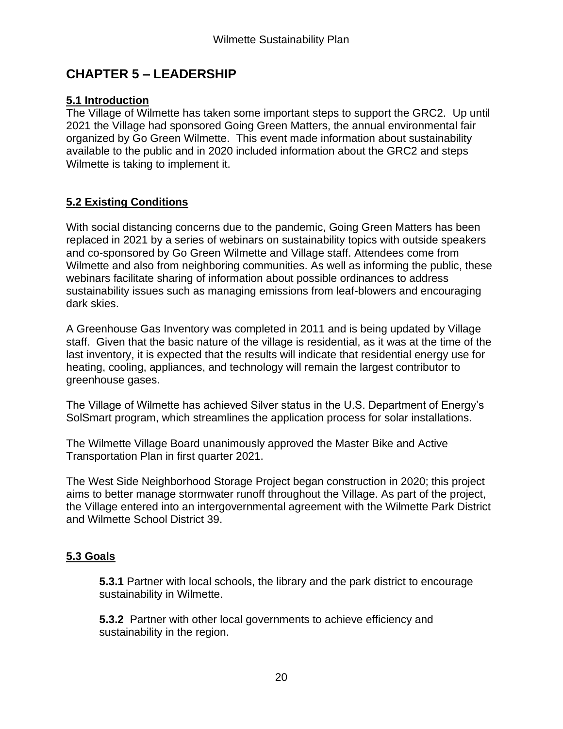# CHAPTER 5 – LEADERSHIP

## 5.1 Introduction

The Village of Wilmette has taken some important steps to support the GRC2. Up until 2021 the Village had sponsored Going Green Matters, the annual environmental fair organized by Go Green Wilmette. This event made information about sustainability available to the public and in 2020 included information about the GRC2 and steps Wilmette is taking to implement it.

## 5.2 Existing Conditions

With social distancing concerns due to the pandemic, Going Green Matters has been replaced in 2021 by a series of webinars on sustainability topics with outside speakers and co-sponsored by Go Green Wilmette and Village staff. Attendees come from Wilmette and also from neighboring communities. As well as informing the public, these webinars facilitate sharing of information about possible ordinances to address sustainability issues such as managing emissions from leaf-blowers and encouraging dark skies.

A Greenhouse Gas Inventory was completed in 2011 and is being updated by Village staff. Given that the basic nature of the village is residential, as it was at the time of the last inventory, it is expected that the results will indicate that residential energy use for heating, cooling, appliances, and technology will remain the largest contributor to greenhouse gases.

The Village of Wilmette has achieved Silver status in the U.S. Department of Energy's SolSmart program, which streamlines the application process for solar installations.

The Wilmette Village Board unanimously approved the Master Bike and Active Transportation Plan in first quarter 2021.

The West Side Neighborhood Storage Project began construction in 2020; this project aims to better manage stormwater runoff throughout the Village. As part of the project, the Village entered into an intergovernmental agreement with the Wilmette Park District and Wilmette School District 39.

## 5.3 Goals

**5.3.1** Partner with local schools, the library and the park district to encourage sustainability in Wilmette.

**5.3.2** Partner with other local governments to achieve efficiency and sustainability in the region.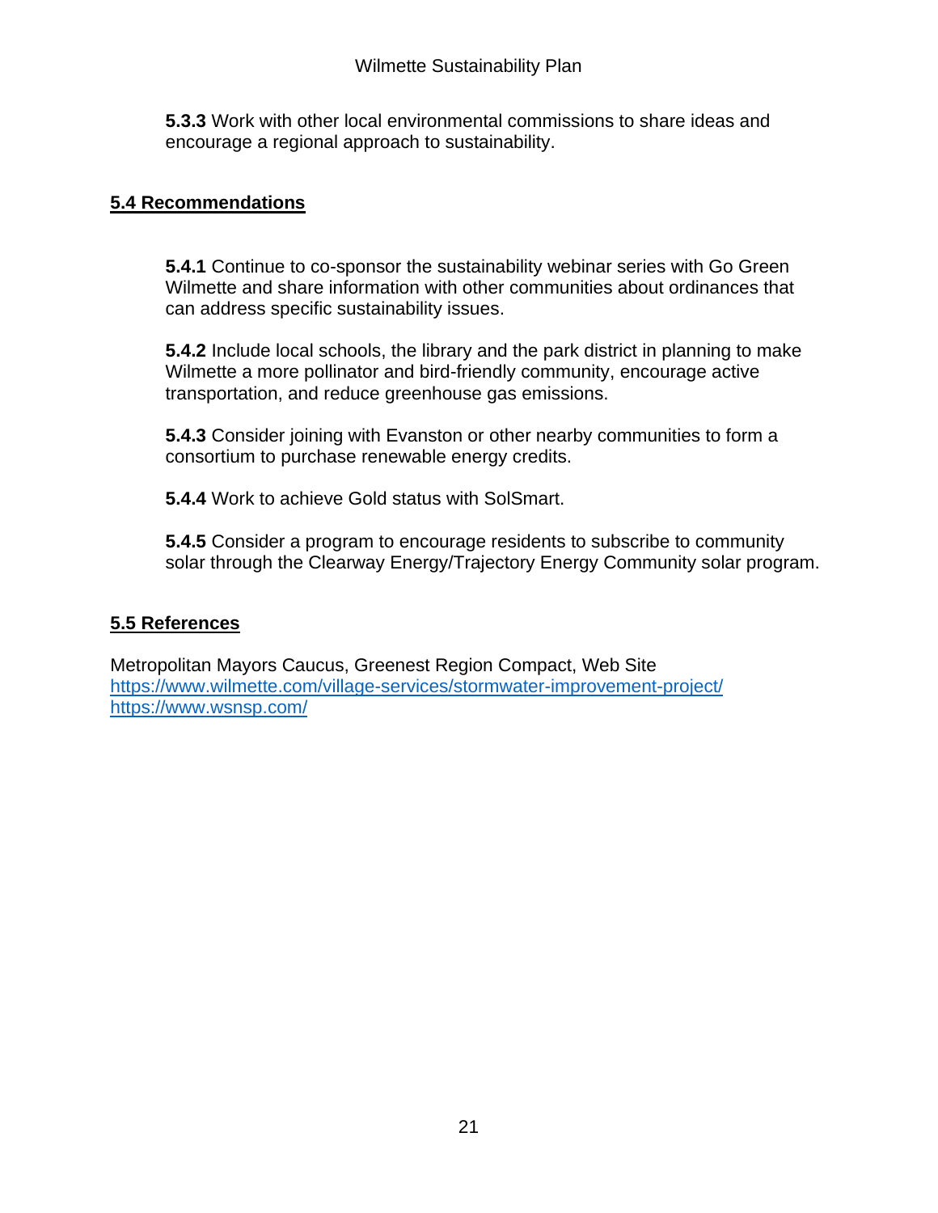**5.3.3** Work with other local environmental commissions to share ideas and encourage a regional approach to sustainability.

## 5.4 Recommendations

**5.4.1** Continue to co-sponsor the sustainability webinar series with Go Green Wilmette and share information with other communities about ordinances that can address specific sustainability issues.

**5.4.2** Include local schools, the library and the park district in planning to make Wilmette a more pollinator and bird-friendly community, encourage active transportation, and reduce greenhouse gas emissions.

**5.4.3** Consider joining with Evanston or other nearby communities to form a consortium to purchase renewable energy credits.

**5.4.4** Work to achieve Gold status with SolSmart.

**5.4.5** Consider a program to encourage residents to subscribe to community solar through the Clearway Energy/Trajectory Energy Community solar program.

## 5.5 References

Metropolitan Mayors Caucus, Greenest Region Compact, Web Site
https://www.wilmette.com/village-services/stormwater-improvement-project/
https://www.wsnsp.com/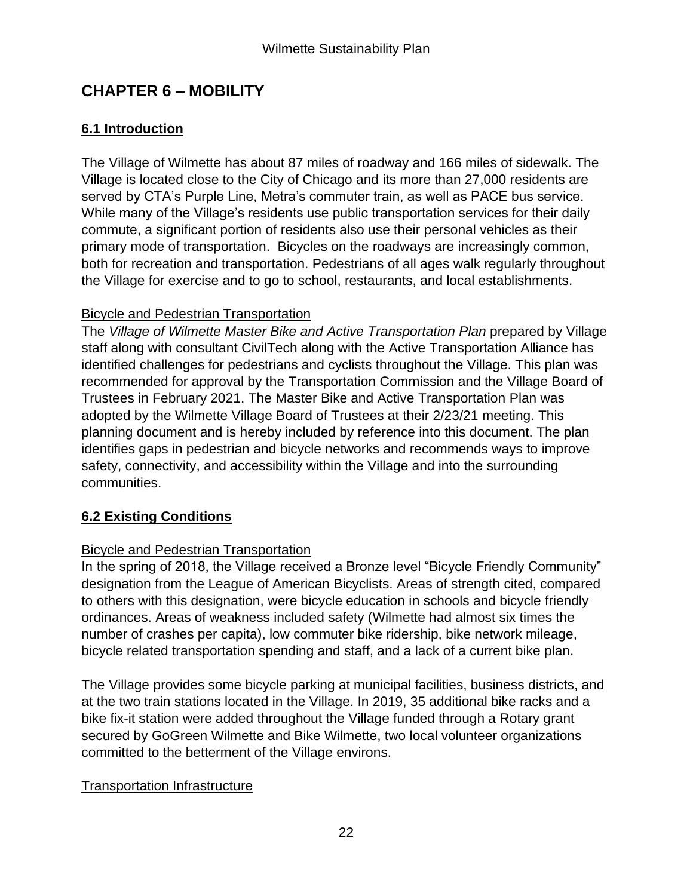# CHAPTER 6 – MOBILITY

## 6.1 Introduction

The Village of Wilmette has about 87 miles of roadway and 166 miles of sidewalk. The Village is located close to the City of Chicago and its more than 27,000 residents are served by CTA's Purple Line, Metra's commuter train, as well as PACE bus service. While many of the Village's residents use public transportation services for their daily commute, a significant portion of residents also use their personal vehicles as their primary mode of transportation. Bicycles on the roadways are increasingly common, both for recreation and transportation. Pedestrians of all ages walk regularly throughout the Village for exercise and to go to school, restaurants, and local establishments.

### Bicycle and Pedestrian Transportation

The *Village of Wilmette Master Bike and Active Transportation Plan* prepared by Village staff along with consultant CivilTech along with the Active Transportation Alliance has identified challenges for pedestrians and cyclists throughout the Village. This plan was recommended for approval by the Transportation Commission and the Village Board of Trustees in February 2021. The Master Bike and Active Transportation Plan was adopted by the Wilmette Village Board of Trustees at their 2/23/21 meeting. This planning document and is hereby included by reference into this document. The plan identifies gaps in pedestrian and bicycle networks and recommends ways to improve safety, connectivity, and accessibility within the Village and into the surrounding communities.

## 6.2 Existing Conditions

### Bicycle and Pedestrian Transportation

In the spring of 2018, the Village received a Bronze level "Bicycle Friendly Community" designation from the League of American Bicyclists. Areas of strength cited, compared to others with this designation, were bicycle education in schools and bicycle friendly ordinances. Areas of weakness included safety (Wilmette had almost six times the number of crashes per capita), low commuter bike ridership, bike network mileage, bicycle related transportation spending and staff, and a lack of a current bike plan.

The Village provides some bicycle parking at municipal facilities, business districts, and at the two train stations located in the Village. In 2019, 35 additional bike racks and a bike fix-it station were added throughout the Village funded through a Rotary grant secured by GoGreen Wilmette and Bike Wilmette, two local volunteer organizations committed to the betterment of the Village environs.

### Transportation Infrastructure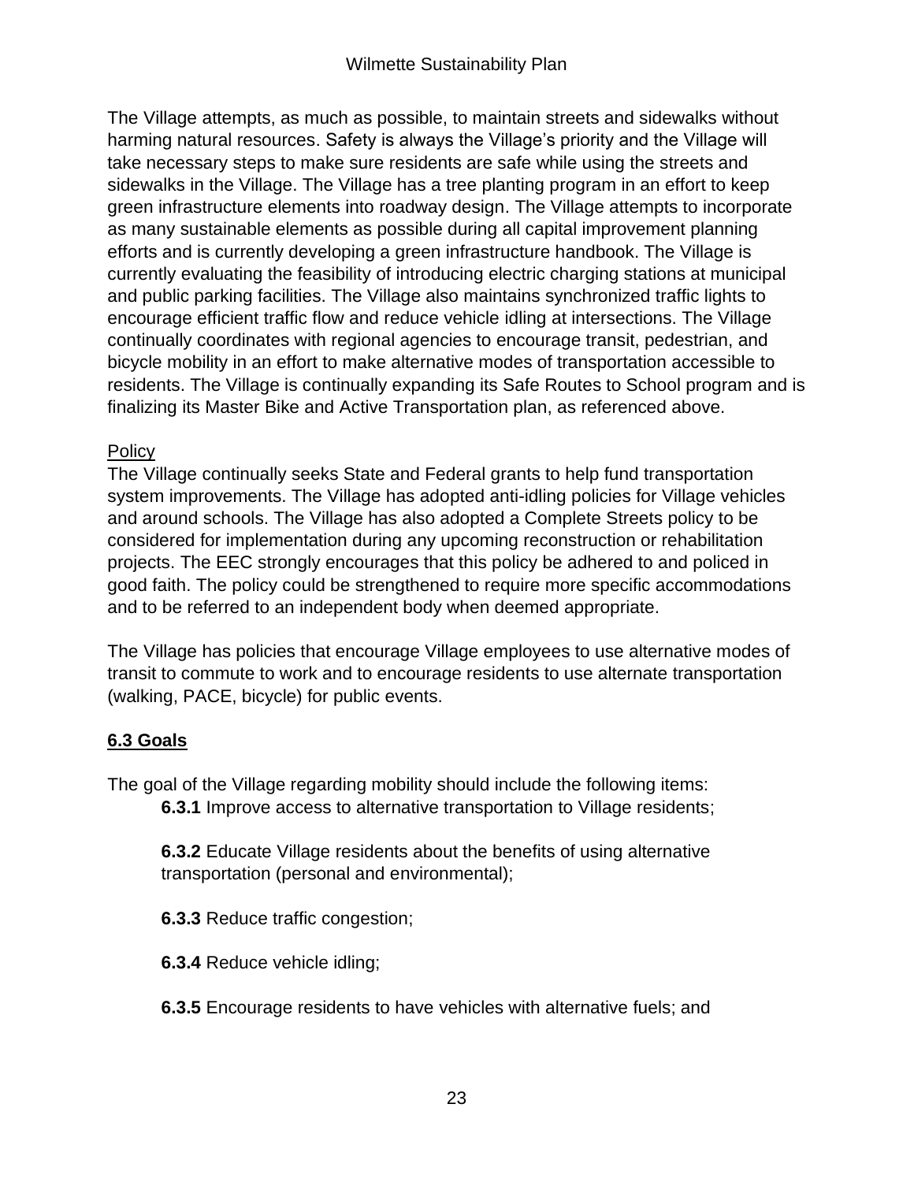The Village attempts, as much as possible, to maintain streets and sidewalks without harming natural resources. Safety is always the Village's priority and the Village will take necessary steps to make sure residents are safe while using the streets and sidewalks in the Village. The Village has a tree planting program in an effort to keep green infrastructure elements into roadway design. The Village attempts to incorporate as many sustainable elements as possible during all capital improvement planning efforts and is currently developing a green infrastructure handbook. The Village is currently evaluating the feasibility of introducing electric charging stations at municipal and public parking facilities. The Village also maintains synchronized traffic lights to encourage efficient traffic flow and reduce vehicle idling at intersections. The Village continually coordinates with regional agencies to encourage transit, pedestrian, and bicycle mobility in an effort to make alternative modes of transportation accessible to residents. The Village is continually expanding its Safe Routes to School program and is finalizing its Master Bike and Active Transportation plan, as referenced above.

Policy

The Village continually seeks State and Federal grants to help fund transportation system improvements. The Village has adopted anti-idling policies for Village vehicles and around schools. The Village has also adopted a Complete Streets policy to be considered for implementation during any upcoming reconstruction or rehabilitation projects. The EEC strongly encourages that this policy be adhered to and policed in good faith. The policy could be strengthened to require more specific accommodations and to be referred to an independent body when deemed appropriate.

The Village has policies that encourage Village employees to use alternative modes of transit to commute to work and to encourage residents to use alternate transportation (walking, PACE, bicycle) for public events.

## 6.3 Goals

The goal of the Village regarding mobility should include the following items:

**6.3.1** Improve access to alternative transportation to Village residents;

**6.3.2** Educate Village residents about the benefits of using alternative transportation (personal and environmental);

**6.3.3** Reduce traffic congestion;

**6.3.4** Reduce vehicle idling;

**6.3.5** Encourage residents to have vehicles with alternative fuels; and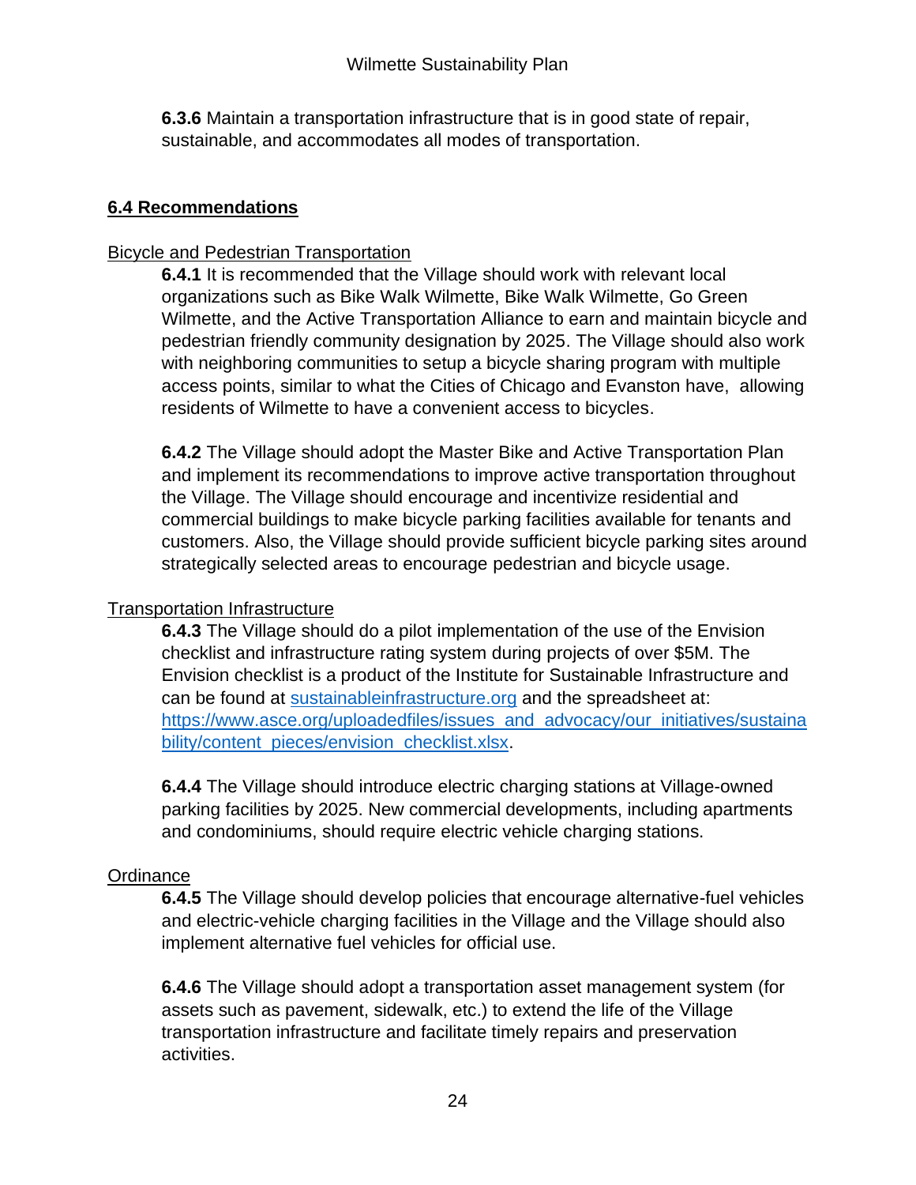**6.3.6** Maintain a transportation infrastructure that is in good state of repair, sustainable, and accommodates all modes of transportation.

## 6.4 Recommendations

Bicycle and Pedestrian Transportation

**6.4.1** It is recommended that the Village should work with relevant local organizations such as Bike Walk Wilmette, Bike Walk Wilmette, Go Green Wilmette, and the Active Transportation Alliance to earn and maintain bicycle and pedestrian friendly community designation by 2025. The Village should also work with neighboring communities to setup a bicycle sharing program with multiple access points, similar to what the Cities of Chicago and Evanston have, allowing residents of Wilmette to have a convenient access to bicycles.

**6.4.2** The Village should adopt the Master Bike and Active Transportation Plan and implement its recommendations to improve active transportation throughout the Village. The Village should encourage and incentivize residential and commercial buildings to make bicycle parking facilities available for tenants and customers. Also, the Village should provide sufficient bicycle parking sites around strategically selected areas to encourage pedestrian and bicycle usage.

Transportation Infrastructure

**6.4.3** The Village should do a pilot implementation of the use of the Envision checklist and infrastructure rating system during projects of over $5M. The Envision checklist is a product of the Institute for Sustainable Infrastructure and can be found at [sustainableinfrastructure.org](sustainableinfrastructure.org) and the spreadsheet at: [https://www.asce.org/uploadedfiles/issues_and_advocacy/our_initiatives/sustainability/content_pieces/envision_checklist.xlsx](https://www.asce.org/uploadedfiles/issues_and_advocacy/our_initiatives/sustainability/content_pieces/envision_checklist.xlsx).

**6.4.4** The Village should introduce electric charging stations at Village-owned parking facilities by 2025. New commercial developments, including apartments and condominiums, should require electric vehicle charging stations.

Ordinance

**6.4.5** The Village should develop policies that encourage alternative-fuel vehicles and electric-vehicle charging facilities in the Village and the Village should also implement alternative fuel vehicles for official use.

**6.4.6** The Village should adopt a transportation asset management system (for assets such as pavement, sidewalk, etc.) to extend the life of the Village transportation infrastructure and facilitate timely repairs and preservation activities.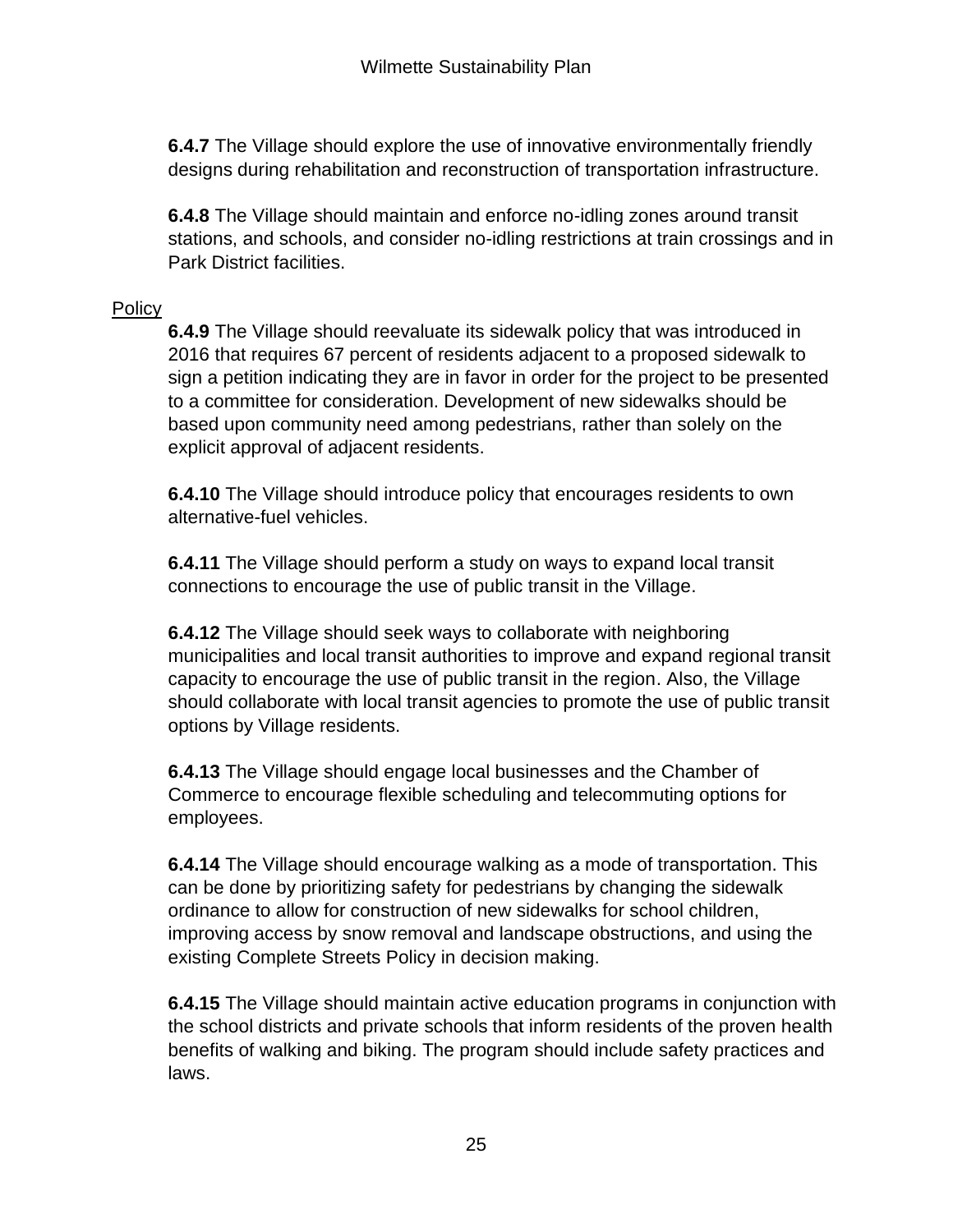**6.4.7** The Village should explore the use of innovative environmentally friendly designs during rehabilitation and reconstruction of transportation infrastructure.

**6.4.8** The Village should maintain and enforce no-idling zones around transit stations, and schools, and consider no-idling restrictions at train crossings and in Park District facilities.

<u>Policy</u>

**6.4.9** The Village should reevaluate its sidewalk policy that was introduced in 2016 that requires 67 percent of residents adjacent to a proposed sidewalk to sign a petition indicating they are in favor in order for the project to be presented to a committee for consideration. Development of new sidewalks should be based upon community need among pedestrians, rather than solely on the explicit approval of adjacent residents.

**6.4.10** The Village should introduce policy that encourages residents to own alternative-fuel vehicles.

**6.4.11** The Village should perform a study on ways to expand local transit connections to encourage the use of public transit in the Village.

**6.4.12** The Village should seek ways to collaborate with neighboring municipalities and local transit authorities to improve and expand regional transit capacity to encourage the use of public transit in the region. Also, the Village should collaborate with local transit agencies to promote the use of public transit options by Village residents.

**6.4.13** The Village should engage local businesses and the Chamber of Commerce to encourage flexible scheduling and telecommuting options for employees.

**6.4.14** The Village should encourage walking as a mode of transportation. This can be done by prioritizing safety for pedestrians by changing the sidewalk ordinance to allow for construction of new sidewalks for school children, improving access by snow removal and landscape obstructions, and using the existing Complete Streets Policy in decision making.

**6.4.15** The Village should maintain active education programs in conjunction with the school districts and private schools that inform residents of the proven health benefits of walking and biking. The program should include safety practices and laws.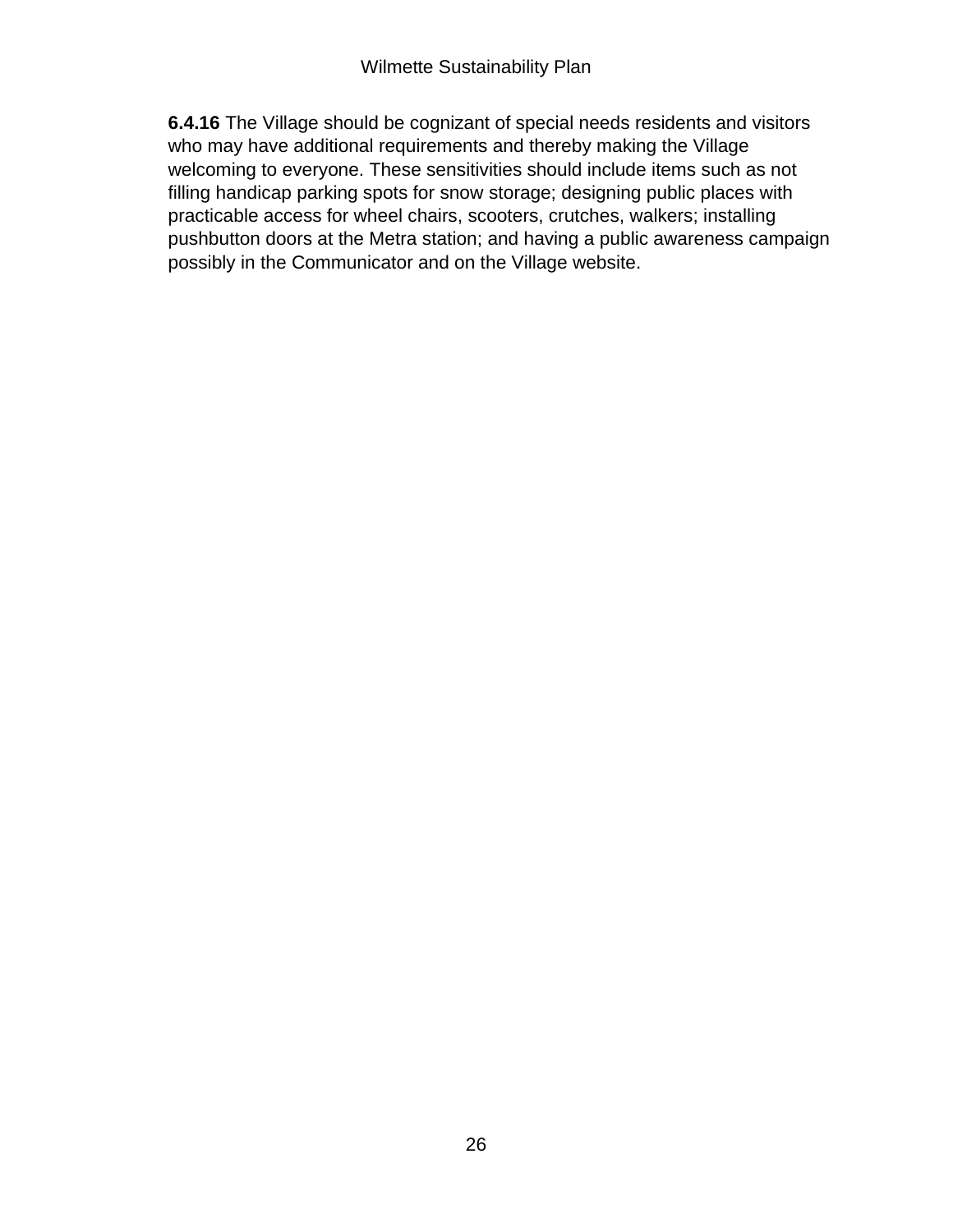**6.4.16** The Village should be cognizant of special needs residents and visitors who may have additional requirements and thereby making the Village welcoming to everyone. These sensitivities should include items such as not filling handicap parking spots for snow storage; designing public places with practicable access for wheel chairs, scooters, crutches, walkers; installing pushbutton doors at the Metra station; and having a public awareness campaign possibly in the Communicator and on the Village website.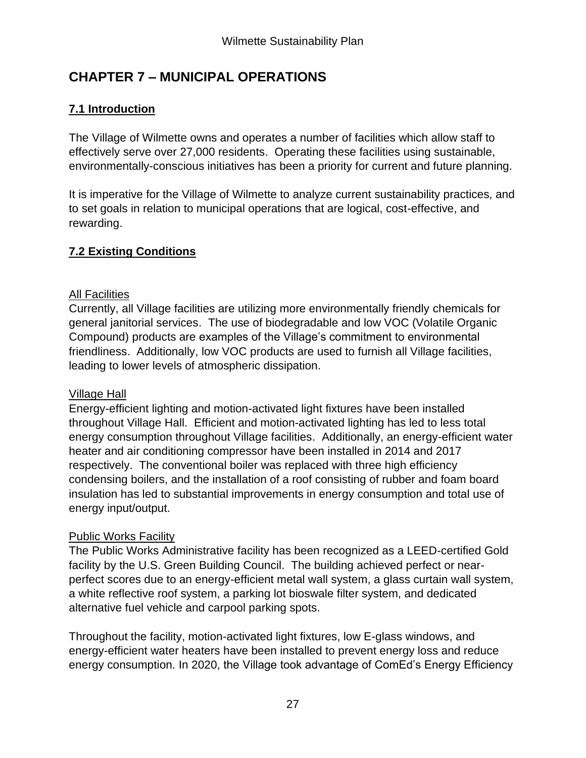# CHAPTER 7 – MUNICIPAL OPERATIONS

## 7.1 Introduction

The Village of Wilmette owns and operates a number of facilities which allow staff to effectively serve over 27,000 residents. Operating these facilities using sustainable, environmentally-conscious initiatives has been a priority for current and future planning.

It is imperative for the Village of Wilmette to analyze current sustainability practices, and to set goals in relation to municipal operations that are logical, cost-effective, and rewarding.

## 7.2 Existing Conditions

### All Facilities

Currently, all Village facilities are utilizing more environmentally friendly chemicals for general janitorial services. The use of biodegradable and low VOC (Volatile Organic Compound) products are examples of the Village's commitment to environmental friendliness. Additionally, low VOC products are used to furnish all Village facilities, leading to lower levels of atmospheric dissipation.

### Village Hall

Energy-efficient lighting and motion-activated light fixtures have been installed throughout Village Hall. Efficient and motion-activated lighting has led to less total energy consumption throughout Village facilities. Additionally, an energy-efficient water heater and air conditioning compressor have been installed in 2014 and 2017 respectively. The conventional boiler was replaced with three high efficiency condensing boilers, and the installation of a roof consisting of rubber and foam board insulation has led to substantial improvements in energy consumption and total use of energy input/output.

### Public Works Facility

The Public Works Administrative facility has been recognized as a LEED-certified Gold facility by the U.S. Green Building Council. The building achieved perfect or near-perfect scores due to an energy-efficient metal wall system, a glass curtain wall system, a white reflective roof system, a parking lot bioswale filter system, and dedicated alternative fuel vehicle and carpool parking spots.

Throughout the facility, motion-activated light fixtures, low E-glass windows, and energy-efficient water heaters have been installed to prevent energy loss and reduce energy consumption. In 2020, the Village took advantage of ComEd's Energy Efficiency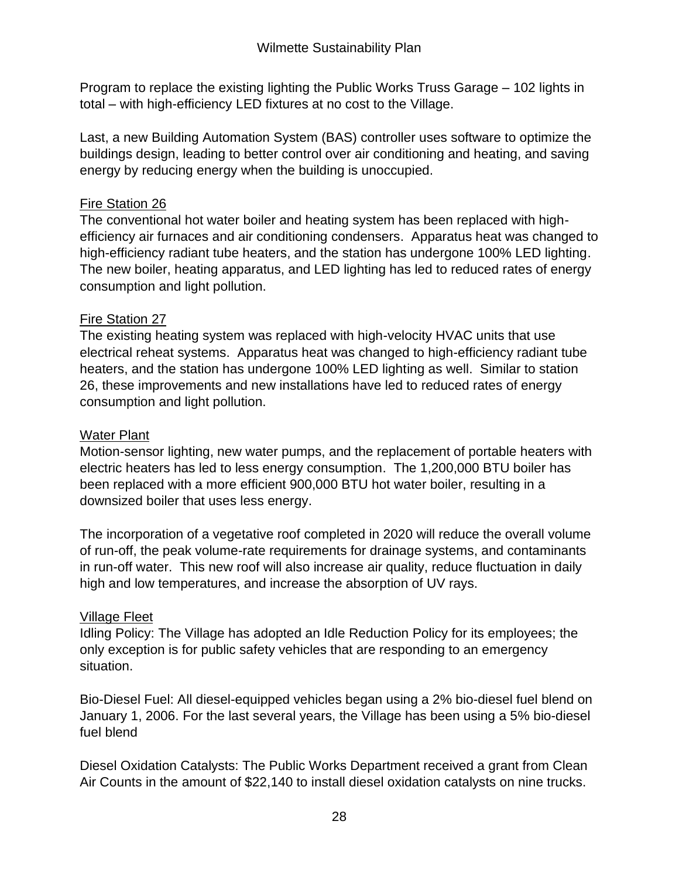Program to replace the existing lighting the Public Works Truss Garage – 102 lights in total – with high-efficiency LED fixtures at no cost to the Village.

Last, a new Building Automation System (BAS) controller uses software to optimize the buildings design, leading to better control over air conditioning and heating, and saving energy by reducing energy when the building is unoccupied.

Fire Station 26

The conventional hot water boiler and heating system has been replaced with high-efficiency air furnaces and air conditioning condensers. Apparatus heat was changed to high-efficiency radiant tube heaters, and the station has undergone 100% LED lighting. The new boiler, heating apparatus, and LED lighting has led to reduced rates of energy consumption and light pollution.

Fire Station 27

The existing heating system was replaced with high-velocity HVAC units that use electrical reheat systems. Apparatus heat was changed to high-efficiency radiant tube heaters, and the station has undergone 100% LED lighting as well. Similar to station 26, these improvements and new installations have led to reduced rates of energy consumption and light pollution.

Water Plant

Motion-sensor lighting, new water pumps, and the replacement of portable heaters with electric heaters has led to less energy consumption. The 1,200,000 BTU boiler has been replaced with a more efficient 900,000 BTU hot water boiler, resulting in a downsized boiler that uses less energy.

The incorporation of a vegetative roof completed in 2020 will reduce the overall volume of run-off, the peak volume-rate requirements for drainage systems, and contaminants in run-off water. This new roof will also increase air quality, reduce fluctuation in daily high and low temperatures, and increase the absorption of UV rays.

Village Fleet

Idling Policy: The Village has adopted an Idle Reduction Policy for its employees; the only exception is for public safety vehicles that are responding to an emergency situation.

Bio-Diesel Fuel: All diesel-equipped vehicles began using a 2% bio-diesel fuel blend on January 1, 2006. For the last several years, the Village has been using a 5% bio-diesel fuel blend

Diesel Oxidation Catalysts: The Public Works Department received a grant from Clean Air Counts in the amount of $22,140 to install diesel oxidation catalysts on nine trucks.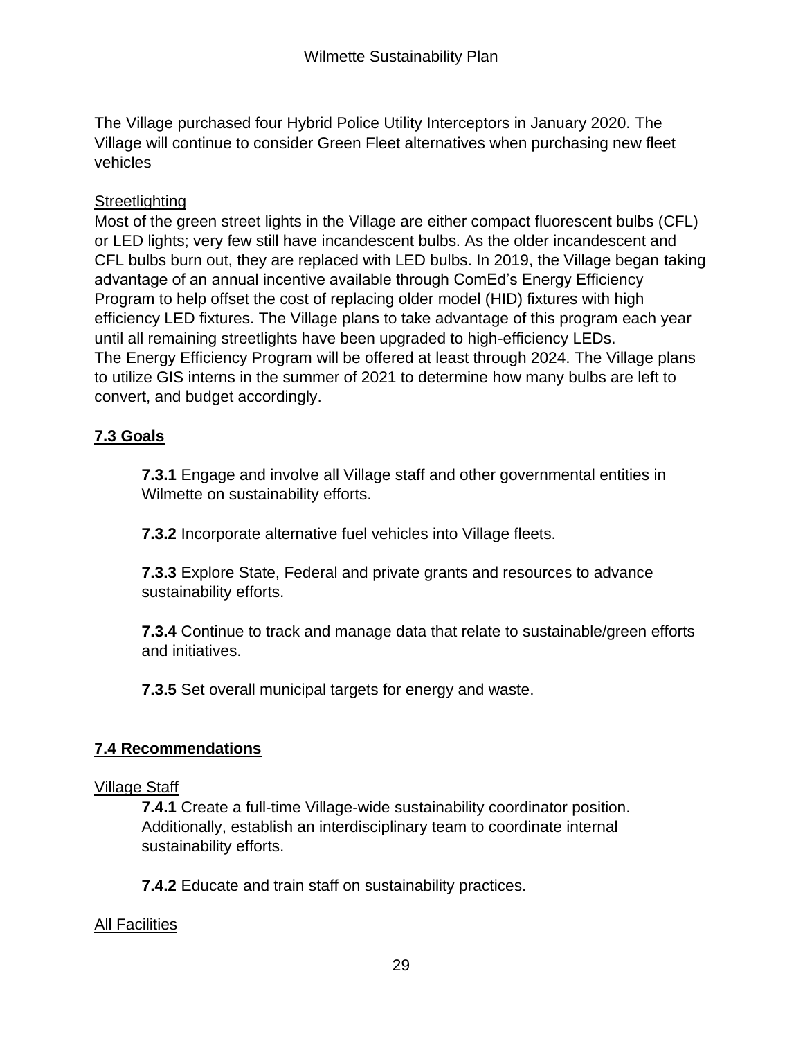The Village purchased four Hybrid Police Utility Interceptors in January 2020. The Village will continue to consider Green Fleet alternatives when purchasing new fleet vehicles

Streetlighting

Most of the green street lights in the Village are either compact fluorescent bulbs (CFL) or LED lights; very few still have incandescent bulbs. As the older incandescent and CFL bulbs burn out, they are replaced with LED bulbs. In 2019, the Village began taking advantage of an annual incentive available through ComEd's Energy Efficiency Program to help offset the cost of replacing older model (HID) fixtures with high efficiency LED fixtures. The Village plans to take advantage of this program each year until all remaining streetlights have been upgraded to high-efficiency LEDs. The Energy Efficiency Program will be offered at least through 2024. The Village plans to utilize GIS interns in the summer of 2021 to determine how many bulbs are left to convert, and budget accordingly.

## 7.3 Goals

**7.3.1** Engage and involve all Village staff and other governmental entities in Wilmette on sustainability efforts.

**7.3.2** Incorporate alternative fuel vehicles into Village fleets.

**7.3.3** Explore State, Federal and private grants and resources to advance sustainability efforts.

**7.3.4** Continue to track and manage data that relate to sustainable/green efforts and initiatives.

**7.3.5** Set overall municipal targets for energy and waste.

## 7.4 Recommendations

Village Staff

**7.4.1** Create a full-time Village-wide sustainability coordinator position. Additionally, establish an interdisciplinary team to coordinate internal sustainability efforts.

**7.4.2** Educate and train staff on sustainability practices.

All Facilities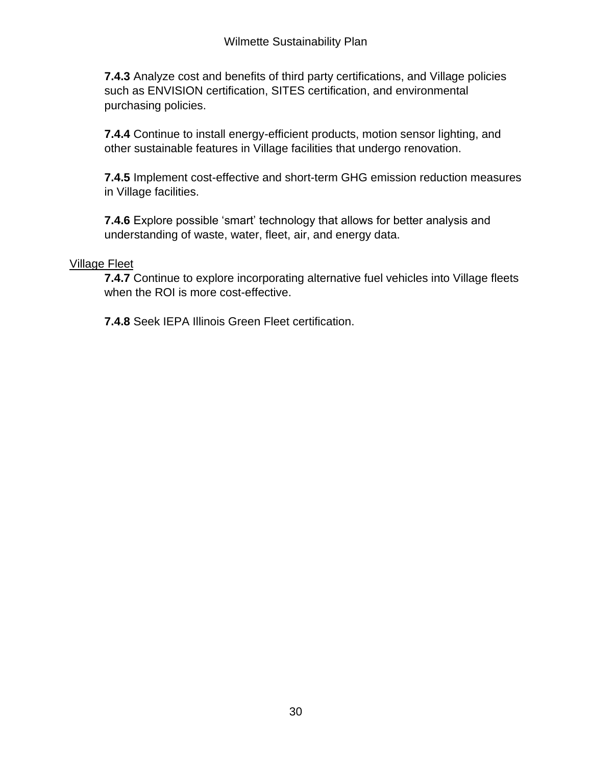**7.4.3** Analyze cost and benefits of third party certifications, and Village policies such as ENVISION certification, SITES certification, and environmental purchasing policies.

**7.4.4** Continue to install energy-efficient products, motion sensor lighting, and other sustainable features in Village facilities that undergo renovation.

**7.4.5** Implement cost-effective and short-term GHG emission reduction measures in Village facilities.

**7.4.6** Explore possible 'smart' technology that allows for better analysis and understanding of waste, water, fleet, air, and energy data.

<u>Village Fleet</u>

**7.4.7** Continue to explore incorporating alternative fuel vehicles into Village fleets when the ROI is more cost-effective.

**7.4.8** Seek IEPA Illinois Green Fleet certification.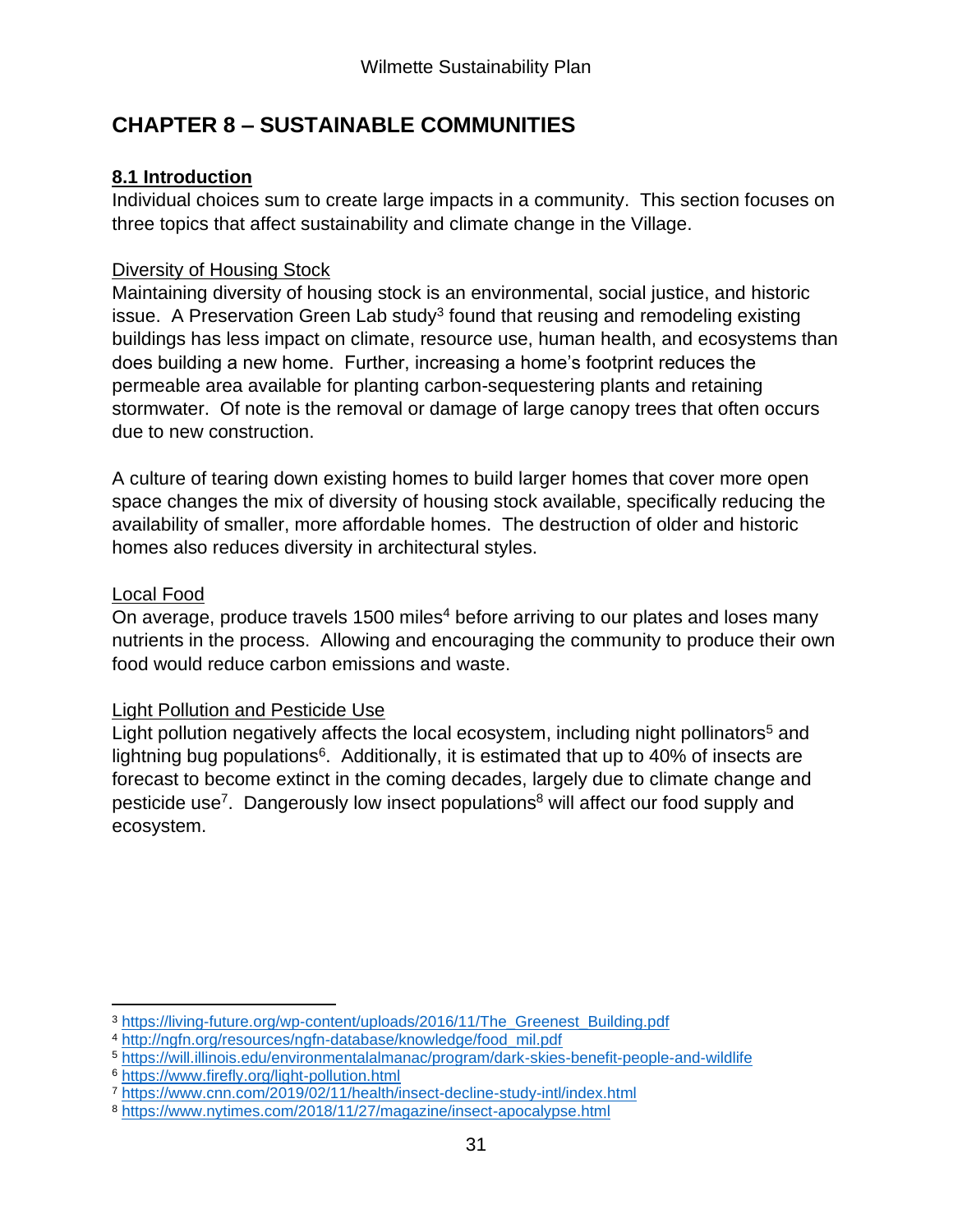# CHAPTER 8 – SUSTAINABLE COMMUNITIES

## 8.1 Introduction

Individual choices sum to create large impacts in a community. This section focuses on three topics that affect sustainability and climate change in the Village.

### Diversity of Housing Stock

Maintaining diversity of housing stock is an environmental, social justice, and historic issue. A Preservation Green Lab study[3] found that reusing and remodeling existing buildings has less impact on climate, resource use, human health, and ecosystems than does building a new home. Further, increasing a home's footprint reduces the permeable area available for planting carbon-sequestering plants and retaining stormwater. Of note is the removal or damage of large canopy trees that often occurs due to new construction.

A culture of tearing down existing homes to build larger homes that cover more open space changes the mix of diversity of housing stock available, specifically reducing the availability of smaller, more affordable homes. The destruction of older and historic homes also reduces diversity in architectural styles.

### Local Food

On average, produce travels 1500 miles[4] before arriving to our plates and loses many nutrients in the process. Allowing and encouraging the community to produce their own food would reduce carbon emissions and waste.

### Light Pollution and Pesticide Use

Light pollution negatively affects the local ecosystem, including night pollinators[5] and lightning bug populations[6]. Additionally, it is estimated that up to 40% of insects are forecast to become extinct in the coming decades, largely due to climate change and pesticide use[7]. Dangerously low insect populations[8] will affect our food supply and ecosystem.

---

[3] https://living-future.org/wp-content/uploads/2016/11/The_Greenest_Building.pdf

[4] http://ngfn.org/resources/ngfn-database/knowledge/food_mil.pdf

[5] https://will.illinois.edu/environmentalalmanac/program/dark-skies-benefit-people-and-wildlife

[6] https://www.firefly.org/light-pollution.html

[7] https://www.cnn.com/2019/02/11/health/insect-decline-study-intl/index.html

[8] https://www.nytimes.com/2018/11/27/magazine/insect-apocalypse.html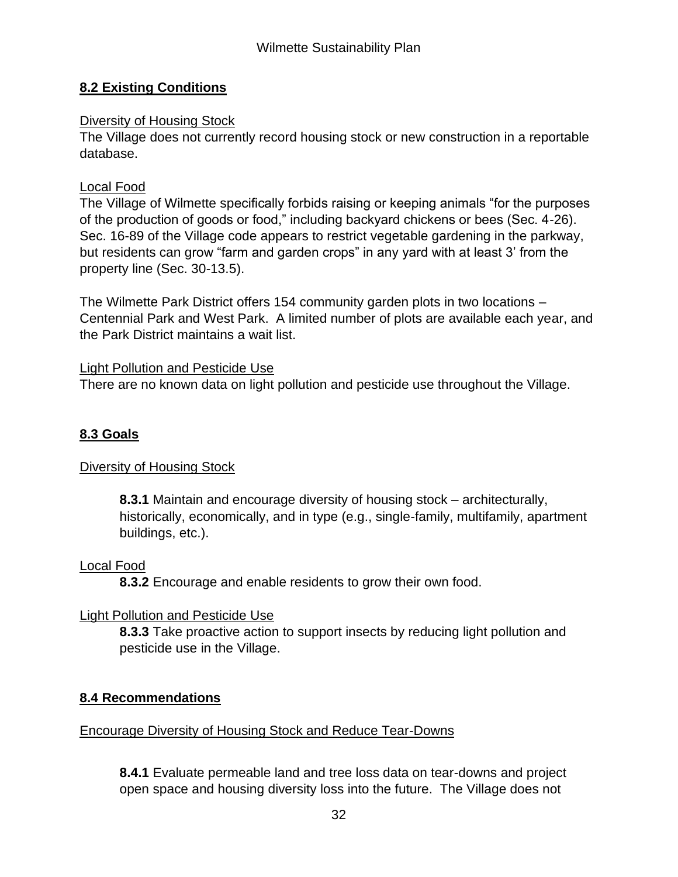## 8.2 Existing Conditions

Diversity of Housing Stock

The Village does not currently record housing stock or new construction in a reportable database.

Local Food

The Village of Wilmette specifically forbids raising or keeping animals "for the purposes of the production of goods or food," including backyard chickens or bees (Sec. 4-26). Sec. 16-89 of the Village code appears to restrict vegetable gardening in the parkway, but residents can grow "farm and garden crops" in any yard with at least 3' from the property line (Sec. 30-13.5).

The Wilmette Park District offers 154 community garden plots in two locations – Centennial Park and West Park. A limited number of plots are available each year, and the Park District maintains a wait list.

Light Pollution and Pesticide Use

There are no known data on light pollution and pesticide use throughout the Village.

## 8.3 Goals

Diversity of Housing Stock

**8.3.1** Maintain and encourage diversity of housing stock – architecturally, historically, economically, and in type (e.g., single-family, multifamily, apartment buildings, etc.).

Local Food

**8.3.2** Encourage and enable residents to grow their own food.

Light Pollution and Pesticide Use

**8.3.3** Take proactive action to support insects by reducing light pollution and pesticide use in the Village.

## 8.4 Recommendations

Encourage Diversity of Housing Stock and Reduce Tear-Downs

**8.4.1** Evaluate permeable land and tree loss data on tear-downs and project open space and housing diversity loss into the future. The Village does not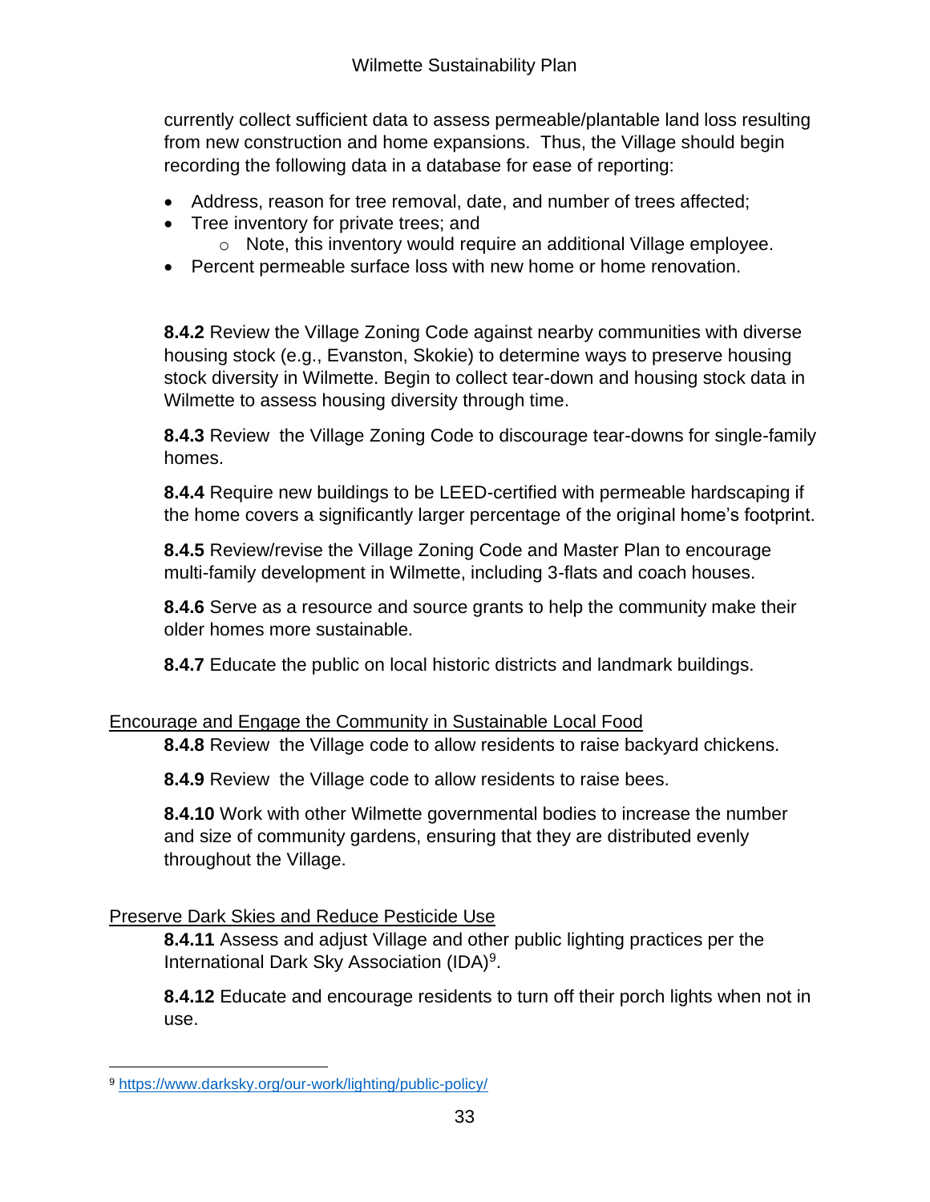currently collect sufficient data to assess permeable/plantable land loss resulting from new construction and home expansions. Thus, the Village should begin recording the following data in a database for ease of reporting:

- Address, reason for tree removal, date, and number of trees affected;
- Tree inventory for private trees; and
  - Note, this inventory would require an additional Village employee.
- Percent permeable surface loss with new home or home renovation.

**8.4.2** Review the Village Zoning Code against nearby communities with diverse housing stock (e.g., Evanston, Skokie) to determine ways to preserve housing stock diversity in Wilmette. Begin to collect tear-down and housing stock data in Wilmette to assess housing diversity through time.

**8.4.3** Review the Village Zoning Code to discourage tear-downs for single-family homes.

**8.4.4** Require new buildings to be LEED-certified with permeable hardscaping if the home covers a significantly larger percentage of the original home's footprint.

**8.4.5** Review/revise the Village Zoning Code and Master Plan to encourage multi-family development in Wilmette, including 3-flats and coach houses.

**8.4.6** Serve as a resource and source grants to help the community make their older homes more sustainable.

**8.4.7** Educate the public on local historic districts and landmark buildings.

<u>Encourage and Engage the Community in Sustainable Local Food</u>

**8.4.8** Review the Village code to allow residents to raise backyard chickens.

**8.4.9** Review the Village code to allow residents to raise bees.

**8.4.10** Work with other Wilmette governmental bodies to increase the number and size of community gardens, ensuring that they are distributed evenly throughout the Village.

<u>Preserve Dark Skies and Reduce Pesticide Use</u>

**8.4.11** Assess and adjust Village and other public lighting practices per the International Dark Sky Association (IDA)[9].

**8.4.12** Educate and encourage residents to turn off their porch lights when not in use.

[9] https://www.darksky.org/our-work/lighting/public-policy/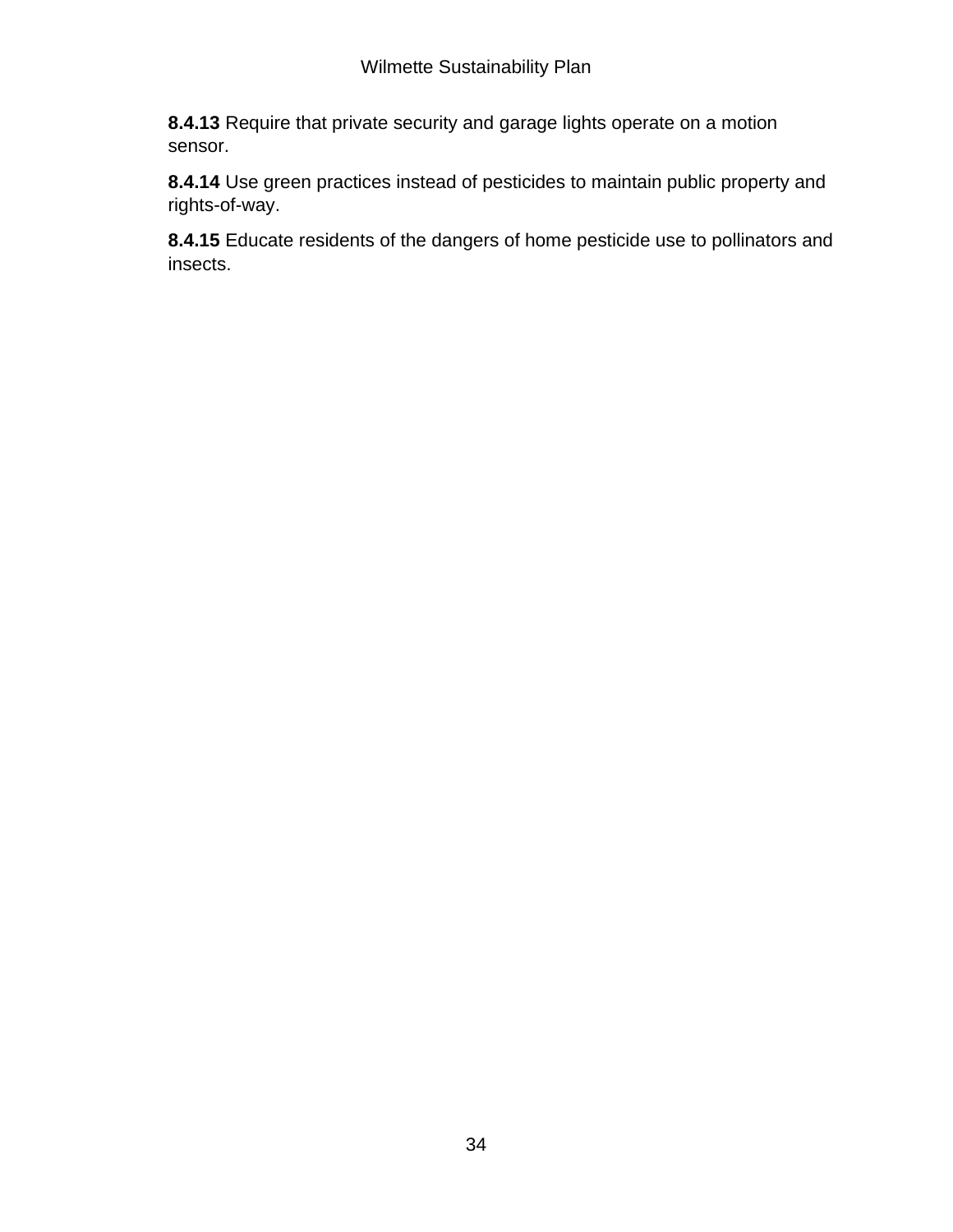**8.4.13** Require that private security and garage lights operate on a motion sensor.

**8.4.14** Use green practices instead of pesticides to maintain public property and rights-of-way.

**8.4.15** Educate residents of the dangers of home pesticide use to pollinators and insects.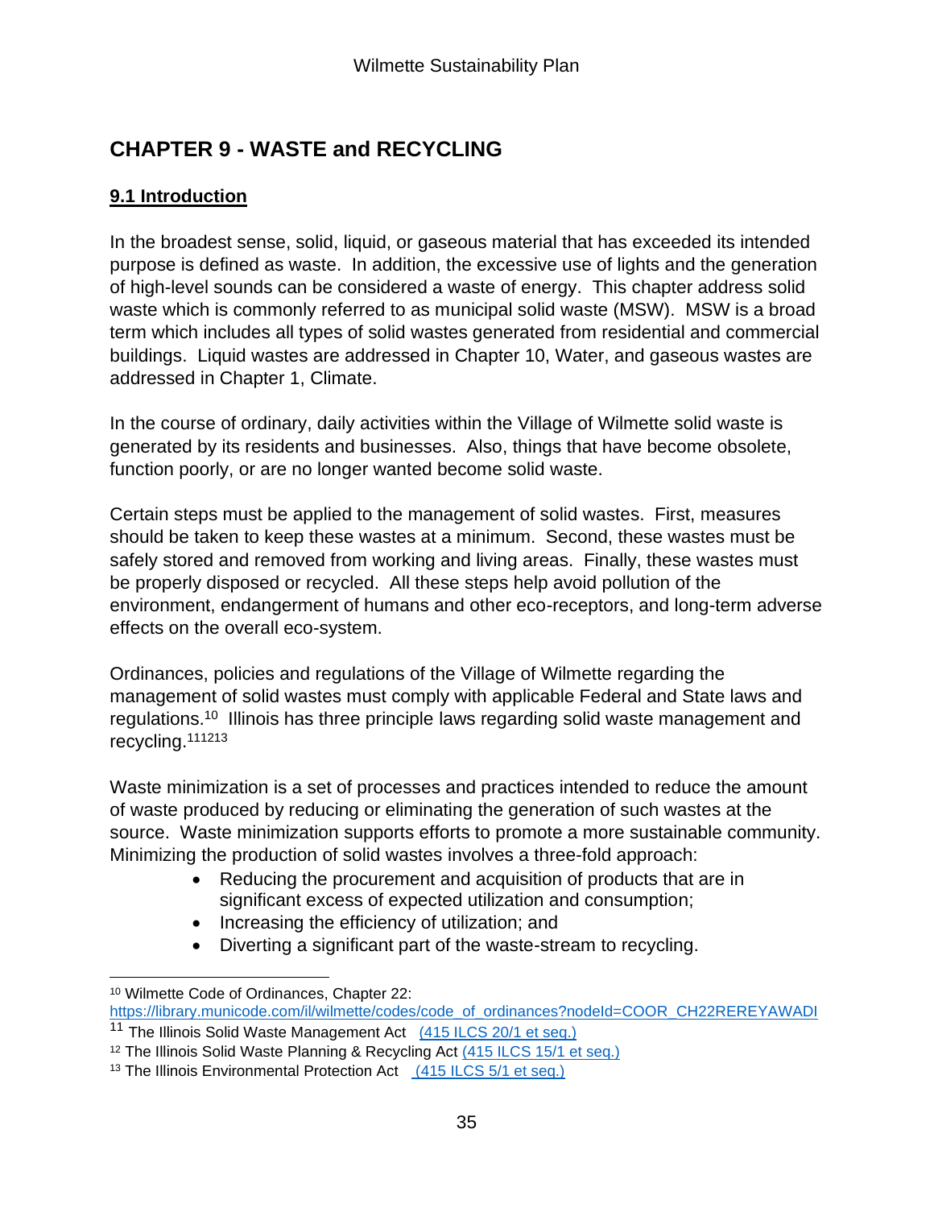# CHAPTER 9 - WASTE and RECYCLING

## 9.1 Introduction

In the broadest sense, solid, liquid, or gaseous material that has exceeded its intended purpose is defined as waste. In addition, the excessive use of lights and the generation of high-level sounds can be considered a waste of energy. This chapter address solid waste which is commonly referred to as municipal solid waste (MSW). MSW is a broad term which includes all types of solid wastes generated from residential and commercial buildings. Liquid wastes are addressed in Chapter 10, Water, and gaseous wastes are addressed in Chapter 1, Climate.

In the course of ordinary, daily activities within the Village of Wilmette solid waste is generated by its residents and businesses. Also, things that have become obsolete, function poorly, or are no longer wanted become solid waste.

Certain steps must be applied to the management of solid wastes. First, measures should be taken to keep these wastes at a minimum. Second, these wastes must be safely stored and removed from working and living areas. Finally, these wastes must be properly disposed or recycled. All these steps help avoid pollution of the environment, endangerment of humans and other eco-receptors, and long-term adverse effects on the overall eco-system.

Ordinances, policies and regulations of the Village of Wilmette regarding the management of solid wastes must comply with applicable Federal and State laws and regulations.[10] Illinois has three principle laws regarding solid waste management and recycling.[11][12][13]

Waste minimization is a set of processes and practices intended to reduce the amount of waste produced by reducing or eliminating the generation of such wastes at the source. Waste minimization supports efforts to promote a more sustainable community. Minimizing the production of solid wastes involves a three-fold approach:

- Reducing the procurement and acquisition of products that are in significant excess of expected utilization and consumption;
- Increasing the efficiency of utilization; and
- Diverting a significant part of the waste-stream to recycling.

---

[10] Wilmette Code of Ordinances, Chapter 22: https://library.municode.com/il/wilmette/codes/code_of_ordinances?nodeId=COOR_CH22REREYAWADI

[11] The Illinois Solid Waste Management Act (415 ILCS 20/1 et seq.)

[12] The Illinois Solid Waste Planning & Recycling Act (415 ILCS 15/1 et seq.)

[13] The Illinois Environmental Protection Act (415 ILCS 5/1 et seq.)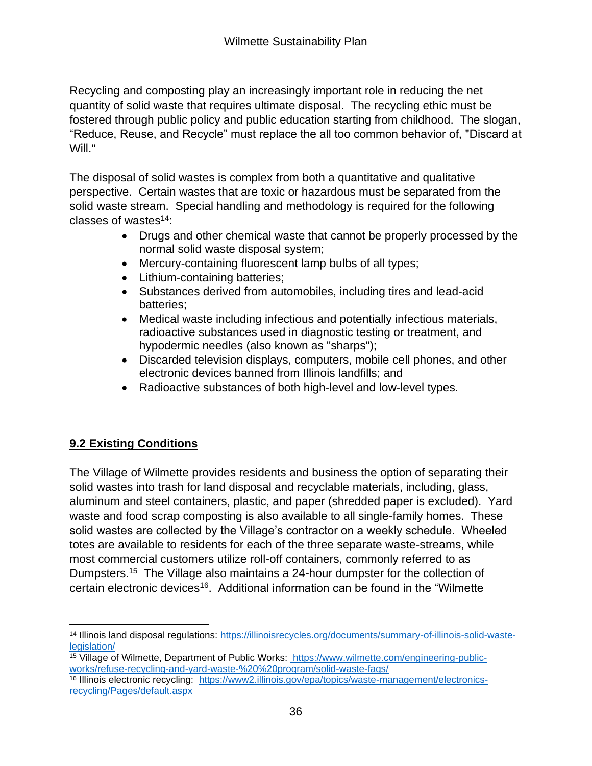Recycling and composting play an increasingly important role in reducing the net quantity of solid waste that requires ultimate disposal. The recycling ethic must be fostered through public policy and public education starting from childhood. The slogan, "Reduce, Reuse, and Recycle" must replace the all too common behavior of, "Discard at Will."

The disposal of solid wastes is complex from both a quantitative and qualitative perspective. Certain wastes that are toxic or hazardous must be separated from the solid waste stream. Special handling and methodology is required for the following classes of wastes[14]:

- Drugs and other chemical waste that cannot be properly processed by the normal solid waste disposal system;
- Mercury-containing fluorescent lamp bulbs of all types;
- Lithium-containing batteries;
- Substances derived from automobiles, including tires and lead-acid batteries;
- Medical waste including infectious and potentially infectious materials, radioactive substances used in diagnostic testing or treatment, and hypodermic needles (also known as "sharps");
- Discarded television displays, computers, mobile cell phones, and other electronic devices banned from Illinois landfills; and
- Radioactive substances of both high-level and low-level types.

## 9.2 Existing Conditions

The Village of Wilmette provides residents and business the option of separating their solid wastes into trash for land disposal and recyclable materials, including, glass, aluminum and steel containers, plastic, and paper (shredded paper is excluded). Yard waste and food scrap composting is also available to all single-family homes. These solid wastes are collected by the Village's contractor on a weekly schedule. Wheeled totes are available to residents for each of the three separate waste-streams, while most commercial customers utilize roll-off containers, commonly referred to as Dumpsters.[15] The Village also maintains a 24-hour dumpster for the collection of certain electronic devices[16]. Additional information can be found in the "Wilmette

---

[14] Illinois land disposal regulations: https://illinoisrecycles.org/documents/summary-of-illinois-solid-waste-legislation/

[15] Village of Wilmette, Department of Public Works: https://www.wilmette.com/engineering-public-works/refuse-recycling-and-yard-waste-%20%20program/solid-waste-faqs/

[16] Illinois electronic recycling: https://www2.illinois.gov/epa/topics/waste-management/electronics-recycling/Pages/default.aspx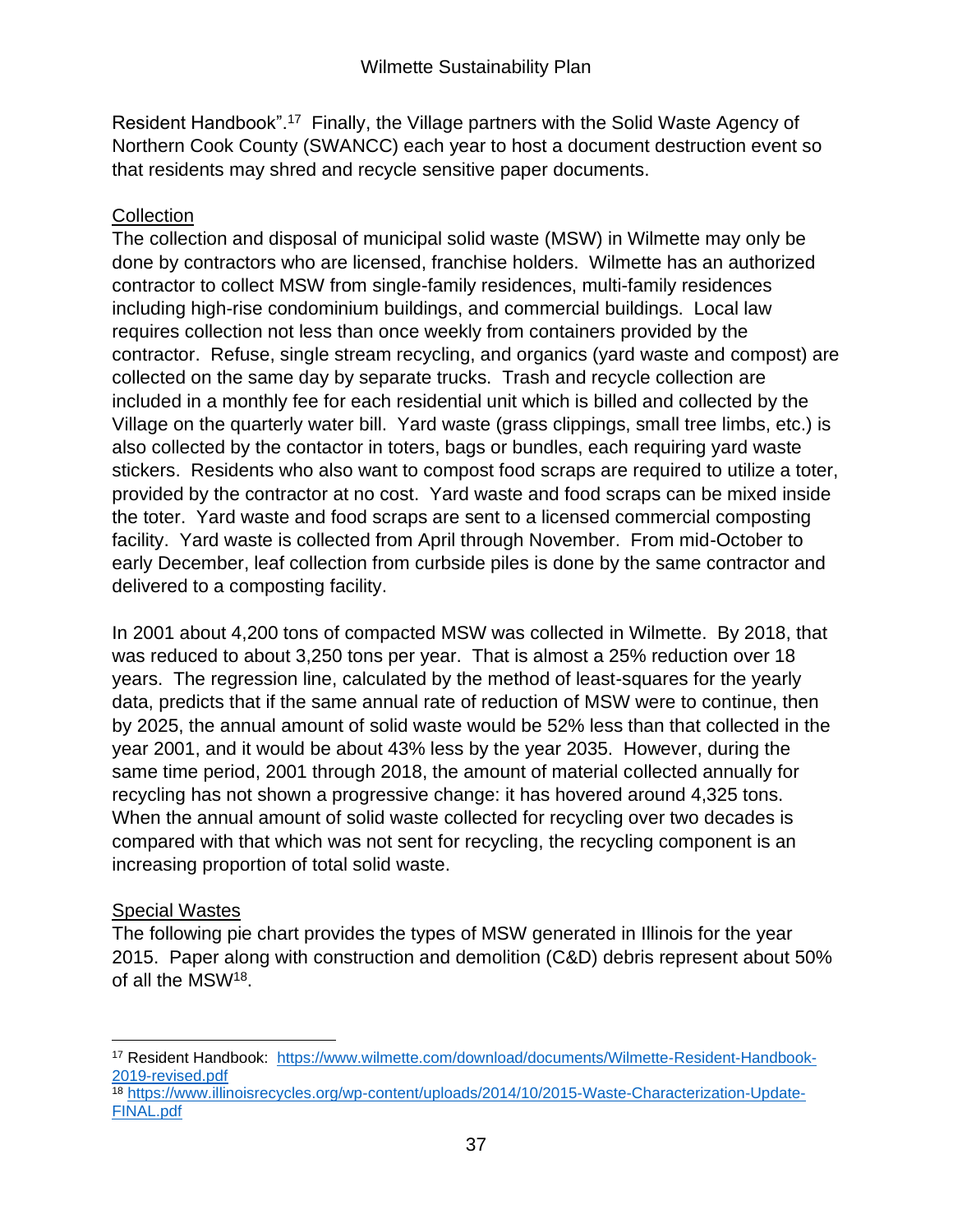Resident Handbook".[17] Finally, the Village partners with the Solid Waste Agency of Northern Cook County (SWANCC) each year to host a document destruction event so that residents may shred and recycle sensitive paper documents.

<u>Collection</u>

The collection and disposal of municipal solid waste (MSW) in Wilmette may only be done by contractors who are licensed, franchise holders. Wilmette has an authorized contractor to collect MSW from single-family residences, multi-family residences including high-rise condominium buildings, and commercial buildings. Local law requires collection not less than once weekly from containers provided by the contractor. Refuse, single stream recycling, and organics (yard waste and compost) are collected on the same day by separate trucks. Trash and recycle collection are included in a monthly fee for each residential unit which is billed and collected by the Village on the quarterly water bill. Yard waste (grass clippings, small tree limbs, etc.) is also collected by the contactor in toters, bags or bundles, each requiring yard waste stickers. Residents who also want to compost food scraps are required to utilize a toter, provided by the contractor at no cost. Yard waste and food scraps can be mixed inside the toter. Yard waste and food scraps are sent to a licensed commercial composting facility. Yard waste is collected from April through November. From mid-October to early December, leaf collection from curbside piles is done by the same contractor and delivered to a composting facility.

In 2001 about 4,200 tons of compacted MSW was collected in Wilmette. By 2018, that was reduced to about 3,250 tons per year. That is almost a 25% reduction over 18 years. The regression line, calculated by the method of least-squares for the yearly data, predicts that if the same annual rate of reduction of MSW were to continue, then by 2025, the annual amount of solid waste would be 52% less than that collected in the year 2001, and it would be about 43% less by the year 2035. However, during the same time period, 2001 through 2018, the amount of material collected annually for recycling has not shown a progressive change: it has hovered around 4,325 tons. When the annual amount of solid waste collected for recycling over two decades is compared with that which was not sent for recycling, the recycling component is an increasing proportion of total solid waste.

<u>Special Wastes</u>

The following pie chart provides the types of MSW generated in Illinois for the year 2015. Paper along with construction and demolition (C&D) debris represent about 50% of all the MSW[18].

---

[17] Resident Handbook: https://www.wilmette.com/download/documents/Wilmette-Resident-Handbook-2019-revised.pdf

[18] https://www.illinoisrecycles.org/wp-content/uploads/2014/10/2015-Waste-Characterization-Update-FINAL.pdf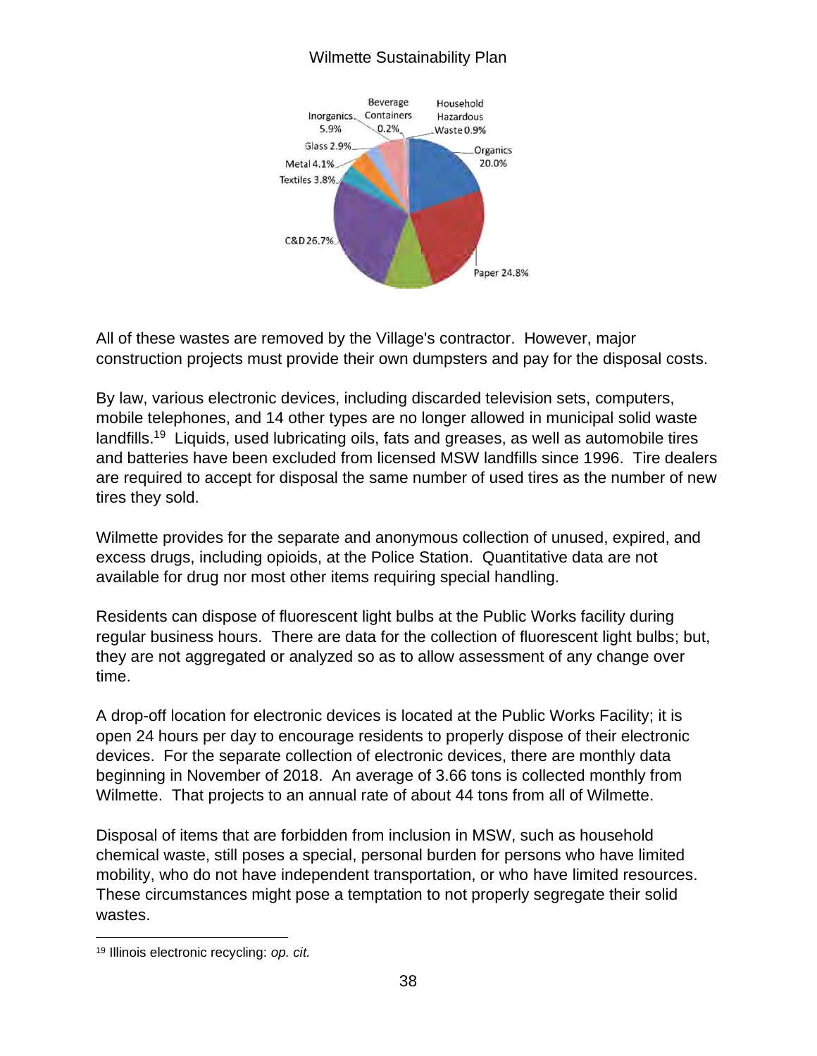All of these wastes are removed by the Village's contractor. However, major construction projects must provide their own dumpsters and pay for the disposal costs.

By law, various electronic devices, including discarded television sets, computers, mobile telephones, and 14 other types are no longer allowed in municipal solid waste landfills.[19] Liquids, used lubricating oils, fats and greases, as well as automobile tires and batteries have been excluded from licensed MSW landfills since 1996. Tire dealers are required to accept for disposal the same number of used tires as the number of new tires they sold.

Wilmette provides for the separate and anonymous collection of unused, expired, and excess drugs, including opioids, at the Police Station. Quantitative data are not available for drug nor most other items requiring special handling.

Residents can dispose of fluorescent light bulbs at the Public Works facility during regular business hours. There are data for the collection of fluorescent light bulbs; but, they are not aggregated or analyzed so as to allow assessment of any change over time.

A drop-off location for electronic devices is located at the Public Works Facility; it is open 24 hours per day to encourage residents to properly dispose of their electronic devices. For the separate collection of electronic devices, there are monthly data beginning in November of 2018. An average of 3.66 tons is collected monthly from Wilmette. That projects to an annual rate of about 44 tons from all of Wilmette.

Disposal of items that are forbidden from inclusion in MSW, such as household chemical waste, still poses a special, personal burden for persons who have limited mobility, who do not have independent transportation, or who have limited resources. These circumstances might pose a temptation to not properly segregate their solid wastes.

[19] Illinois electronic recycling: *op. cit.*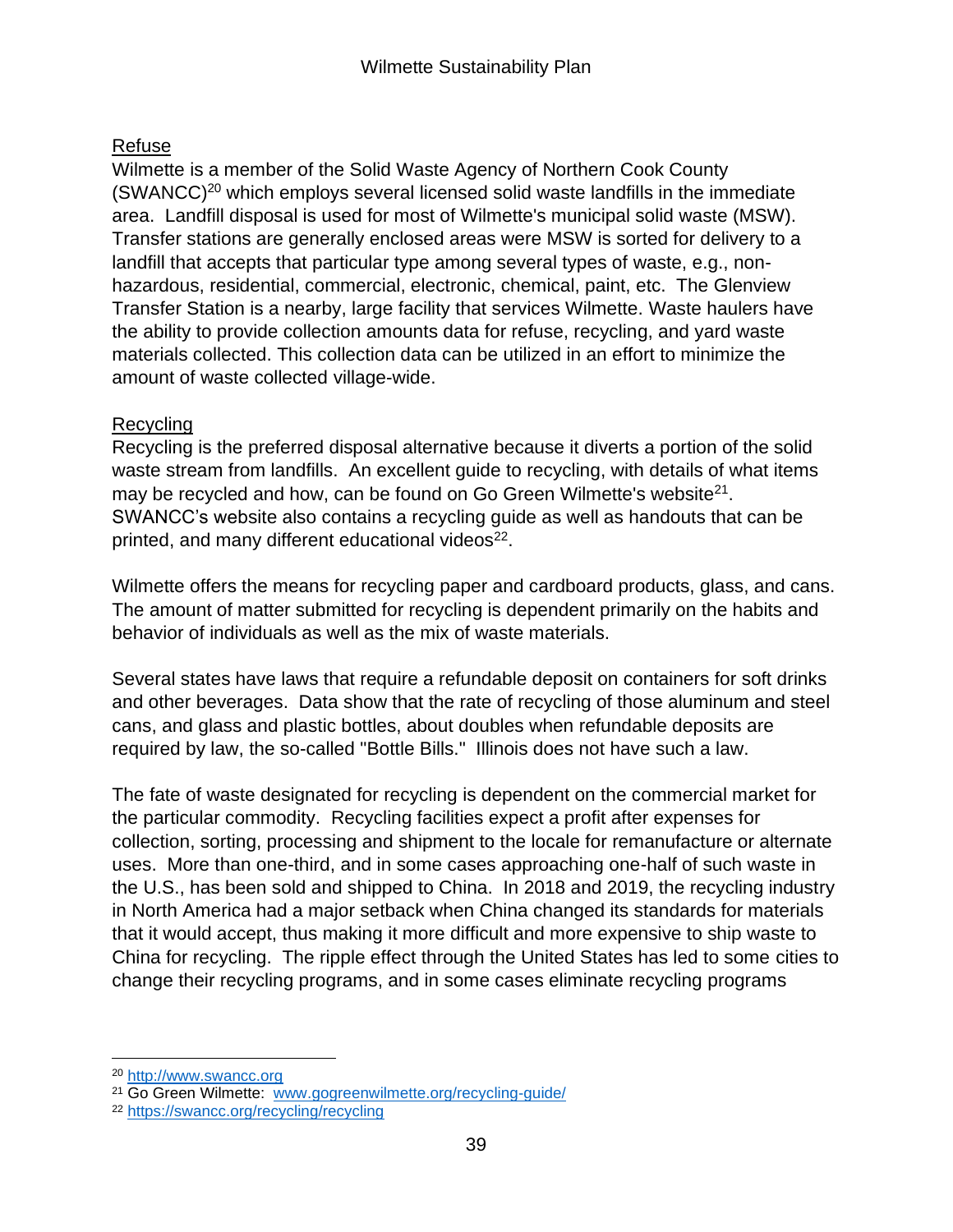## Refuse

Wilmette is a member of the Solid Waste Agency of Northern Cook County (SWANCC)[20] which employs several licensed solid waste landfills in the immediate area. Landfill disposal is used for most of Wilmette's municipal solid waste (MSW). Transfer stations are generally enclosed areas were MSW is sorted for delivery to a landfill that accepts that particular type among several types of waste, e.g., non-hazardous, residential, commercial, electronic, chemical, paint, etc. The Glenview Transfer Station is a nearby, large facility that services Wilmette. Waste haulers have the ability to provide collection amounts data for refuse, recycling, and yard waste materials collected. This collection data can be utilized in an effort to minimize the amount of waste collected village-wide.

## Recycling

Recycling is the preferred disposal alternative because it diverts a portion of the solid waste stream from landfills. An excellent guide to recycling, with details of what items may be recycled and how, can be found on Go Green Wilmette's website[21]. SWANCC's website also contains a recycling guide as well as handouts that can be printed, and many different educational videos[22].

Wilmette offers the means for recycling paper and cardboard products, glass, and cans. The amount of matter submitted for recycling is dependent primarily on the habits and behavior of individuals as well as the mix of waste materials.

Several states have laws that require a refundable deposit on containers for soft drinks and other beverages. Data show that the rate of recycling of those aluminum and steel cans, and glass and plastic bottles, about doubles when refundable deposits are required by law, the so-called "Bottle Bills." Illinois does not have such a law.

The fate of waste designated for recycling is dependent on the commercial market for the particular commodity. Recycling facilities expect a profit after expenses for collection, sorting, processing and shipment to the locale for remanufacture or alternate uses. More than one-third, and in some cases approaching one-half of such waste in the U.S., has been sold and shipped to China. In 2018 and 2019, the recycling industry in North America had a major setback when China changed its standards for materials that it would accept, thus making it more difficult and more expensive to ship waste to China for recycling. The ripple effect through the United States has led to some cities to change their recycling programs, and in some cases eliminate recycling programs

---

[20] http://www.swancc.org

[21] Go Green Wilmette: www.gogreenwilmette.org/recycling-guide/

[22] https://swancc.org/recycling/recycling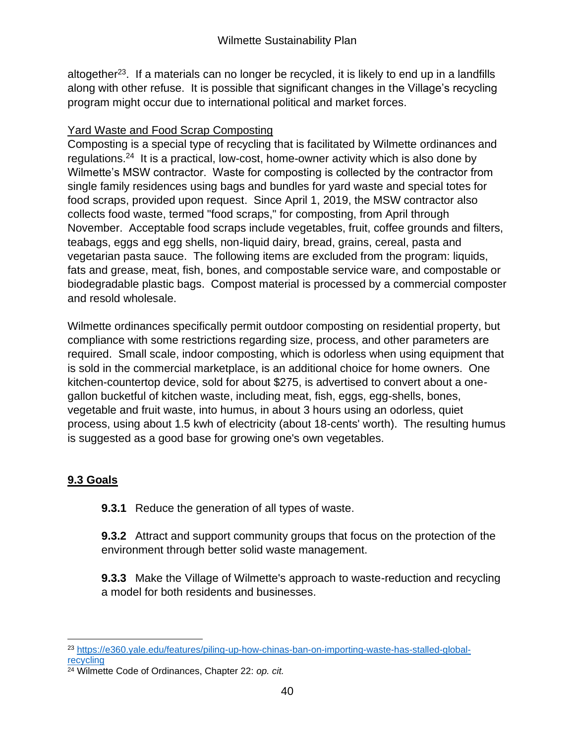altogether[23]. If a materials can no longer be recycled, it is likely to end up in a landfills along with other refuse. It is possible that significant changes in the Village's recycling program might occur due to international political and market forces.

Yard Waste and Food Scrap Composting

Composting is a special type of recycling that is facilitated by Wilmette ordinances and regulations.[24] It is a practical, low-cost, home-owner activity which is also done by Wilmette's MSW contractor. Waste for composting is collected by the contractor from single family residences using bags and bundles for yard waste and special totes for food scraps, provided upon request. Since April 1, 2019, the MSW contractor also collects food waste, termed "food scraps," for composting, from April through November. Acceptable food scraps include vegetables, fruit, coffee grounds and filters, teabags, eggs and egg shells, non-liquid dairy, bread, grains, cereal, pasta and vegetarian pasta sauce. The following items are excluded from the program: liquids, fats and grease, meat, fish, bones, and compostable service ware, and compostable or biodegradable plastic bags. Compost material is processed by a commercial composter and resold wholesale.

Wilmette ordinances specifically permit outdoor composting on residential property, but compliance with some restrictions regarding size, process, and other parameters are required. Small scale, indoor composting, which is odorless when using equipment that is sold in the commercial marketplace, is an additional choice for home owners. One kitchen-countertop device, sold for about $275, is advertised to convert about a one-gallon bucketful of kitchen waste, including meat, fish, eggs, egg-shells, bones, vegetable and fruit waste, into humus, in about 3 hours using an odorless, quiet process, using about 1.5 kwh of electricity (about 18-cents' worth). The resulting humus is suggested as a good base for growing one's own vegetables.

## 9.3 Goals

**9.3.1** Reduce the generation of all types of waste.

**9.3.2** Attract and support community groups that focus on the protection of the environment through better solid waste management.

**9.3.3** Make the Village of Wilmette's approach to waste-reduction and recycling a model for both residents and businesses.

---

[23] https://e360.yale.edu/features/piling-up-how-chinas-ban-on-importing-waste-has-stalled-global-recycling

[24] Wilmette Code of Ordinances, Chapter 22: *op. cit.*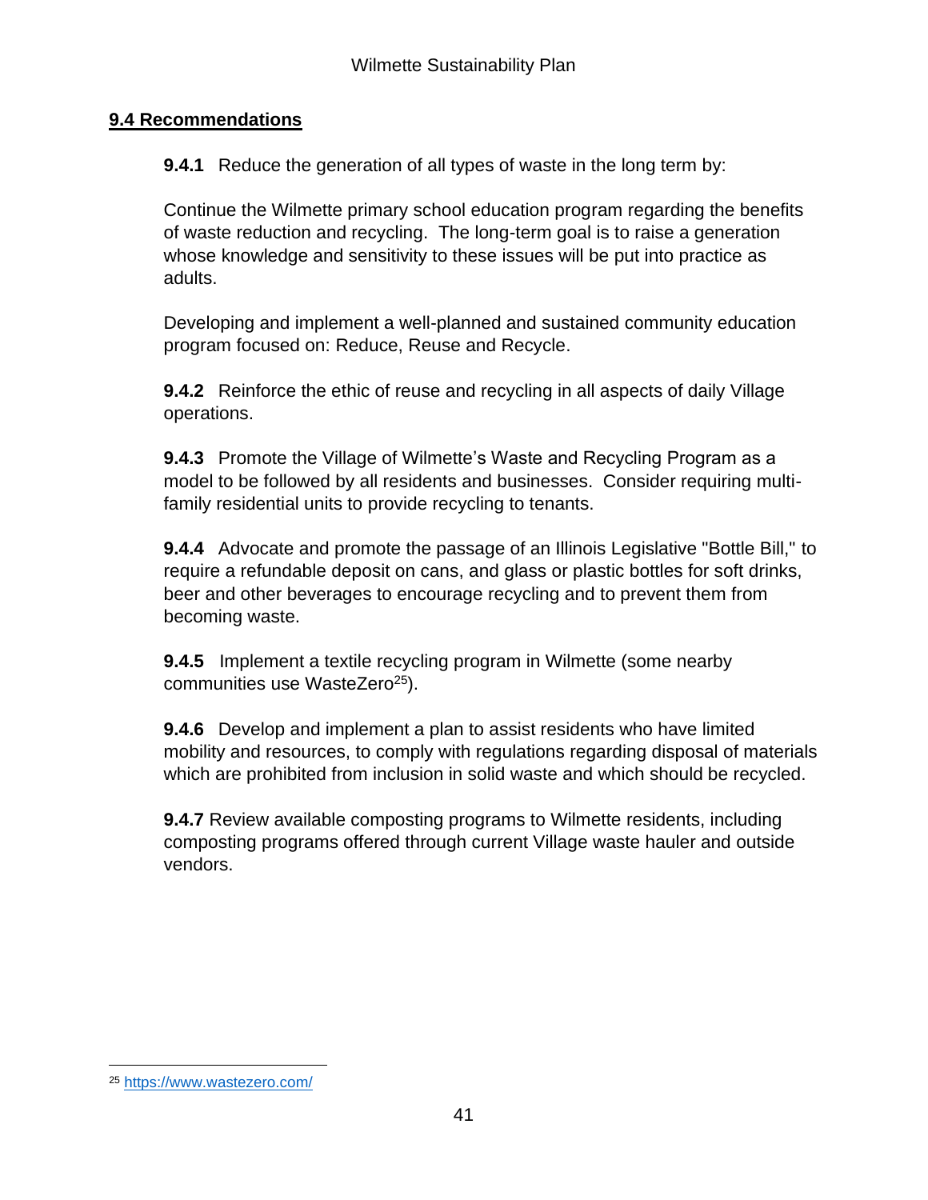## 9.4 Recommendations

**9.4.1** Reduce the generation of all types of waste in the long term by:

Continue the Wilmette primary school education program regarding the benefits of waste reduction and recycling. The long-term goal is to raise a generation whose knowledge and sensitivity to these issues will be put into practice as adults.

Developing and implement a well-planned and sustained community education program focused on: Reduce, Reuse and Recycle.

**9.4.2** Reinforce the ethic of reuse and recycling in all aspects of daily Village operations.

**9.4.3** Promote the Village of Wilmette's Waste and Recycling Program as a model to be followed by all residents and businesses. Consider requiring multi-family residential units to provide recycling to tenants.

**9.4.4** Advocate and promote the passage of an Illinois Legislative "Bottle Bill," to require a refundable deposit on cans, and glass or plastic bottles for soft drinks, beer and other beverages to encourage recycling and to prevent them from becoming waste.

**9.4.5** Implement a textile recycling program in Wilmette (some nearby communities use WasteZero[25]).

**9.4.6** Develop and implement a plan to assist residents who have limited mobility and resources, to comply with regulations regarding disposal of materials which are prohibited from inclusion in solid waste and which should be recycled.

**9.4.7** Review available composting programs to Wilmette residents, including composting programs offered through current Village waste hauler and outside vendors.

---

[25] https://www.wastezero.com/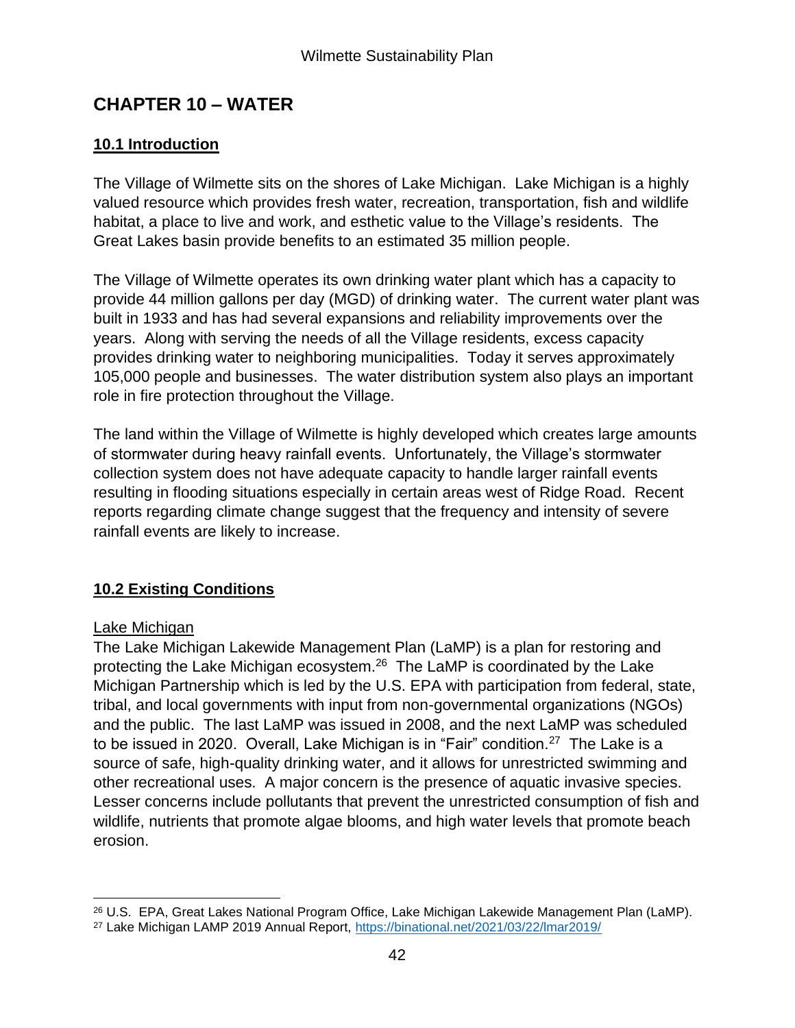# CHAPTER 10 – WATER

## 10.1 Introduction

The Village of Wilmette sits on the shores of Lake Michigan. Lake Michigan is a highly valued resource which provides fresh water, recreation, transportation, fish and wildlife habitat, a place to live and work, and esthetic value to the Village's residents. The Great Lakes basin provide benefits to an estimated 35 million people.

The Village of Wilmette operates its own drinking water plant which has a capacity to provide 44 million gallons per day (MGD) of drinking water. The current water plant was built in 1933 and has had several expansions and reliability improvements over the years. Along with serving the needs of all the Village residents, excess capacity provides drinking water to neighboring municipalities. Today it serves approximately 105,000 people and businesses. The water distribution system also plays an important role in fire protection throughout the Village.

The land within the Village of Wilmette is highly developed which creates large amounts of stormwater during heavy rainfall events. Unfortunately, the Village's stormwater collection system does not have adequate capacity to handle larger rainfall events resulting in flooding situations especially in certain areas west of Ridge Road. Recent reports regarding climate change suggest that the frequency and intensity of severe rainfall events are likely to increase.

## 10.2 Existing Conditions

### Lake Michigan

The Lake Michigan Lakewide Management Plan (LaMP) is a plan for restoring and protecting the Lake Michigan ecosystem.[26] The LaMP is coordinated by the Lake Michigan Partnership which is led by the U.S. EPA with participation from federal, state, tribal, and local governments with input from non-governmental organizations (NGOs) and the public. The last LaMP was issued in 2008, and the next LaMP was scheduled to be issued in 2020. Overall, Lake Michigan is in "Fair" condition.[27] The Lake is a source of safe, high-quality drinking water, and it allows for unrestricted swimming and other recreational uses. A major concern is the presence of aquatic invasive species. Lesser concerns include pollutants that prevent the unrestricted consumption of fish and wildlife, nutrients that promote algae blooms, and high water levels that promote beach erosion.

---

[26] U.S. EPA, Great Lakes National Program Office, Lake Michigan Lakewide Management Plan (LaMP).

[27] Lake Michigan LAMP 2019 Annual Report, https://binational.net/2021/03/22/lmar2019/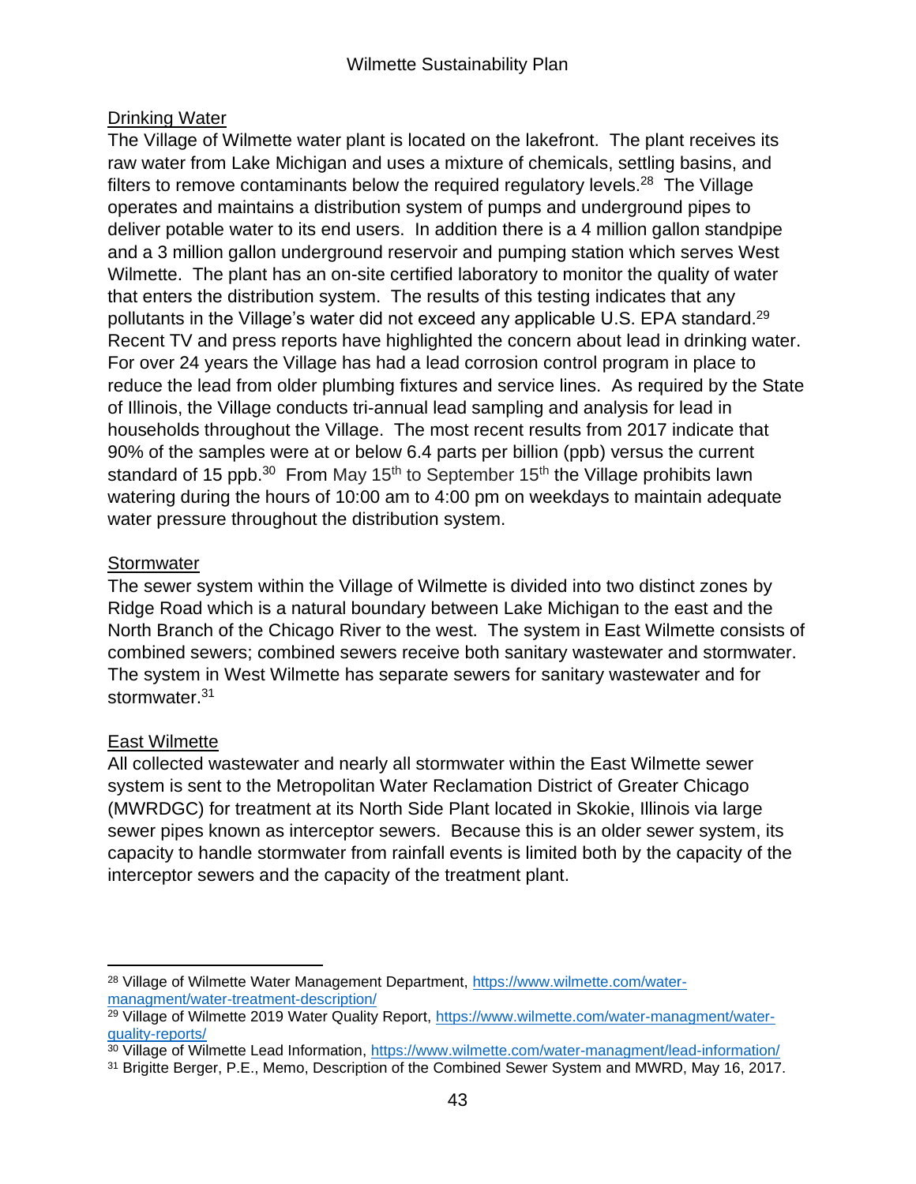## Drinking Water

The Village of Wilmette water plant is located on the lakefront. The plant receives its raw water from Lake Michigan and uses a mixture of chemicals, settling basins, and filters to remove contaminants below the required regulatory levels.[28] The Village operates and maintains a distribution system of pumps and underground pipes to deliver potable water to its end users. In addition there is a 4 million gallon standpipe and a 3 million gallon underground reservoir and pumping station which serves West Wilmette. The plant has an on-site certified laboratory to monitor the quality of water that enters the distribution system. The results of this testing indicates that any pollutants in the Village's water did not exceed any applicable U.S. EPA standard.[29] Recent TV and press reports have highlighted the concern about lead in drinking water. For over 24 years the Village has had a lead corrosion control program in place to reduce the lead from older plumbing fixtures and service lines. As required by the State of Illinois, the Village conducts tri-annual lead sampling and analysis for lead in households throughout the Village. The most recent results from 2017 indicate that 90% of the samples were at or below 6.4 parts per billion (ppb) versus the current standard of 15 ppb.[30] From May 15th to September 15th the Village prohibits lawn watering during the hours of 10:00 am to 4:00 pm on weekdays to maintain adequate water pressure throughout the distribution system.

## Stormwater

The sewer system within the Village of Wilmette is divided into two distinct zones by Ridge Road which is a natural boundary between Lake Michigan to the east and the North Branch of the Chicago River to the west. The system in East Wilmette consists of combined sewers; combined sewers receive both sanitary wastewater and stormwater. The system in West Wilmette has separate sewers for sanitary wastewater and for stormwater.[31]

## East Wilmette

All collected wastewater and nearly all stormwater within the East Wilmette sewer system is sent to the Metropolitan Water Reclamation District of Greater Chicago (MWRDGC) for treatment at its North Side Plant located in Skokie, Illinois via large sewer pipes known as interceptor sewers. Because this is an older sewer system, its capacity to handle stormwater from rainfall events is limited both by the capacity of the interceptor sewers and the capacity of the treatment plant.

---

[28] Village of Wilmette Water Management Department, https://www.wilmette.com/water-managment/water-treatment-description/

[29] Village of Wilmette 2019 Water Quality Report, https://www.wilmette.com/water-managment/water-quality-reports/

[30] Village of Wilmette Lead Information, https://www.wilmette.com/water-managment/lead-information/

[31] Brigitte Berger, P.E., Memo, Description of the Combined Sewer System and MWRD, May 16, 2017.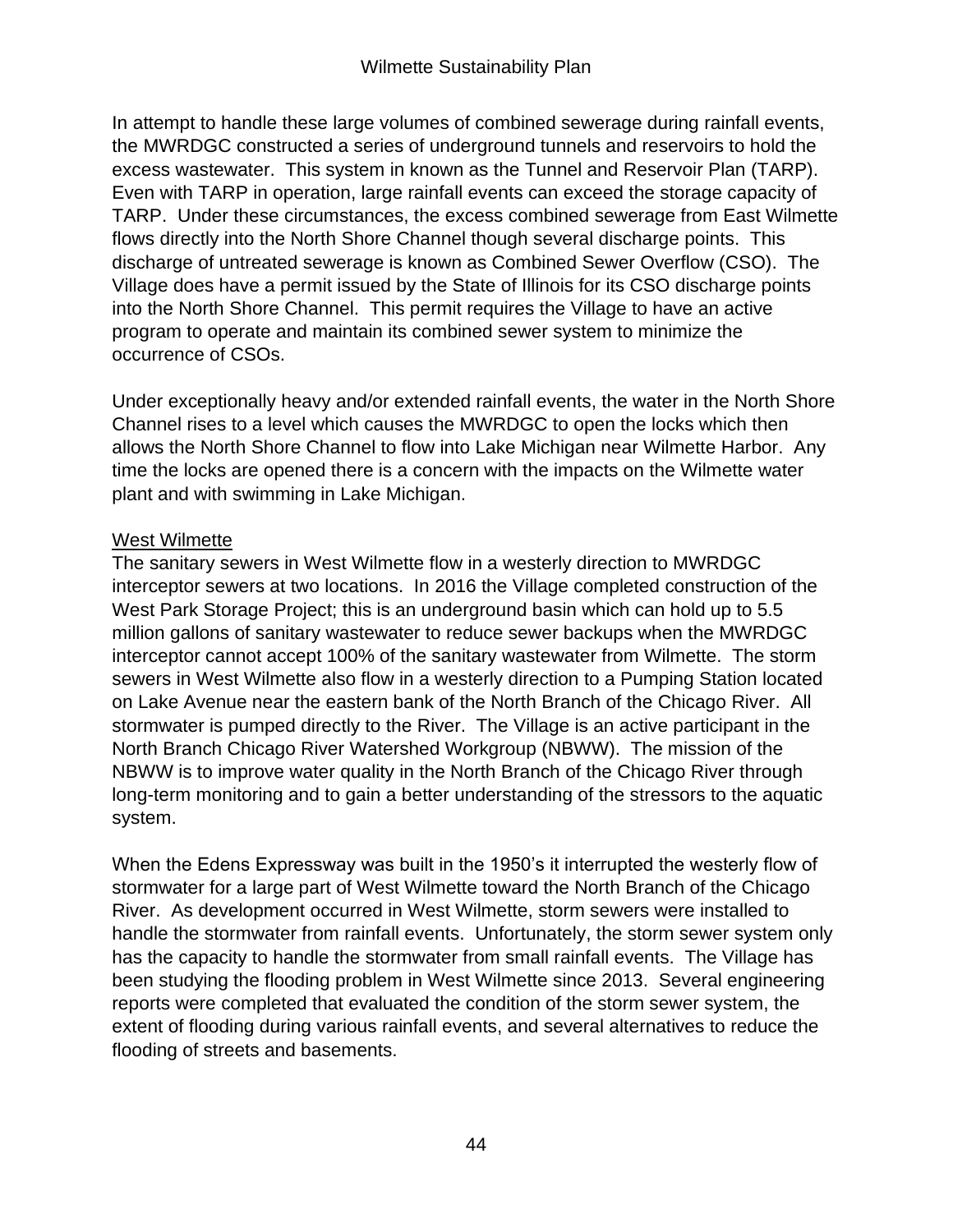In attempt to handle these large volumes of combined sewerage during rainfall events, the MWRDGC constructed a series of underground tunnels and reservoirs to hold the excess wastewater. This system in known as the Tunnel and Reservoir Plan (TARP). Even with TARP in operation, large rainfall events can exceed the storage capacity of TARP. Under these circumstances, the excess combined sewerage from East Wilmette flows directly into the North Shore Channel though several discharge points. This discharge of untreated sewerage is known as Combined Sewer Overflow (CSO). The Village does have a permit issued by the State of Illinois for its CSO discharge points into the North Shore Channel. This permit requires the Village to have an active program to operate and maintain its combined sewer system to minimize the occurrence of CSOs.

Under exceptionally heavy and/or extended rainfall events, the water in the North Shore Channel rises to a level which causes the MWRDGC to open the locks which then allows the North Shore Channel to flow into Lake Michigan near Wilmette Harbor. Any time the locks are opened there is a concern with the impacts on the Wilmette water plant and with swimming in Lake Michigan.

West Wilmette

The sanitary sewers in West Wilmette flow in a westerly direction to MWRDGC interceptor sewers at two locations. In 2016 the Village completed construction of the West Park Storage Project; this is an underground basin which can hold up to 5.5 million gallons of sanitary wastewater to reduce sewer backups when the MWRDGC interceptor cannot accept 100% of the sanitary wastewater from Wilmette. The storm sewers in West Wilmette also flow in a westerly direction to a Pumping Station located on Lake Avenue near the eastern bank of the North Branch of the Chicago River. All stormwater is pumped directly to the River. The Village is an active participant in the North Branch Chicago River Watershed Workgroup (NBWW). The mission of the NBWW is to improve water quality in the North Branch of the Chicago River through long-term monitoring and to gain a better understanding of the stressors to the aquatic system.

When the Edens Expressway was built in the 1950's it interrupted the westerly flow of stormwater for a large part of West Wilmette toward the North Branch of the Chicago River. As development occurred in West Wilmette, storm sewers were installed to handle the stormwater from rainfall events. Unfortunately, the storm sewer system only has the capacity to handle the stormwater from small rainfall events. The Village has been studying the flooding problem in West Wilmette since 2013. Several engineering reports were completed that evaluated the condition of the storm sewer system, the extent of flooding during various rainfall events, and several alternatives to reduce the flooding of streets and basements.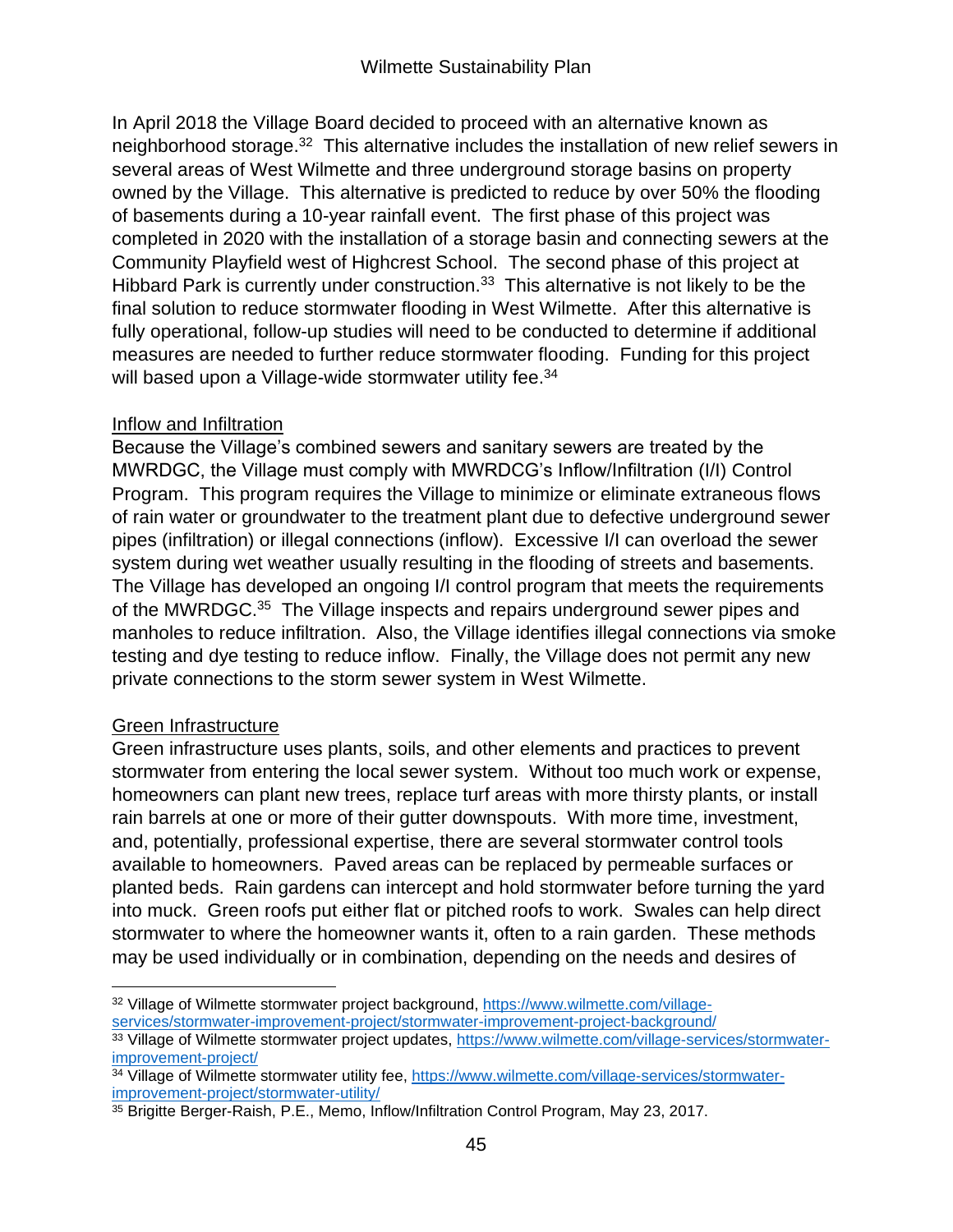In April 2018 the Village Board decided to proceed with an alternative known as neighborhood storage.[32] This alternative includes the installation of new relief sewers in several areas of West Wilmette and three underground storage basins on property owned by the Village. This alternative is predicted to reduce by over 50% the flooding of basements during a 10-year rainfall event. The first phase of this project was completed in 2020 with the installation of a storage basin and connecting sewers at the Community Playfield west of Highcrest School. The second phase of this project at Hibbard Park is currently under construction.[33] This alternative is not likely to be the final solution to reduce stormwater flooding in West Wilmette. After this alternative is fully operational, follow-up studies will need to be conducted to determine if additional measures are needed to further reduce stormwater flooding. Funding for this project will based upon a Village-wide stormwater utility fee.[34]

## Inflow and Infiltration

Because the Village's combined sewers and sanitary sewers are treated by the MWRDGC, the Village must comply with MWRDCG's Inflow/Infiltration (I/I) Control Program. This program requires the Village to minimize or eliminate extraneous flows of rain water or groundwater to the treatment plant due to defective underground sewer pipes (infiltration) or illegal connections (inflow). Excessive I/I can overload the sewer system during wet weather usually resulting in the flooding of streets and basements. The Village has developed an ongoing I/I control program that meets the requirements of the MWRDGC.[35] The Village inspects and repairs underground sewer pipes and manholes to reduce infiltration. Also, the Village identifies illegal connections via smoke testing and dye testing to reduce inflow. Finally, the Village does not permit any new private connections to the storm sewer system in West Wilmette.

## Green Infrastructure

Green infrastructure uses plants, soils, and other elements and practices to prevent stormwater from entering the local sewer system. Without too much work or expense, homeowners can plant new trees, replace turf areas with more thirsty plants, or install rain barrels at one or more of their gutter downspouts. With more time, investment, and, potentially, professional expertise, there are several stormwater control tools available to homeowners. Paved areas can be replaced by permeable surfaces or planted beds. Rain gardens can intercept and hold stormwater before turning the yard into muck. Green roofs put either flat or pitched roofs to work. Swales can help direct stormwater to where the homeowner wants it, often to a rain garden. These methods may be used individually or in combination, depending on the needs and desires of

---

[32] Village of Wilmette stormwater project background, https://www.wilmette.com/village-services/stormwater-improvement-project/stormwater-improvement-project-background/

[33] Village of Wilmette stormwater project updates, https://www.wilmette.com/village-services/stormwater-improvement-project/

[34] Village of Wilmette stormwater utility fee, https://www.wilmette.com/village-services/stormwater-improvement-project/stormwater-utility/

[35] Brigitte Berger-Raish, P.E., Memo, Inflow/Infiltration Control Program, May 23, 2017.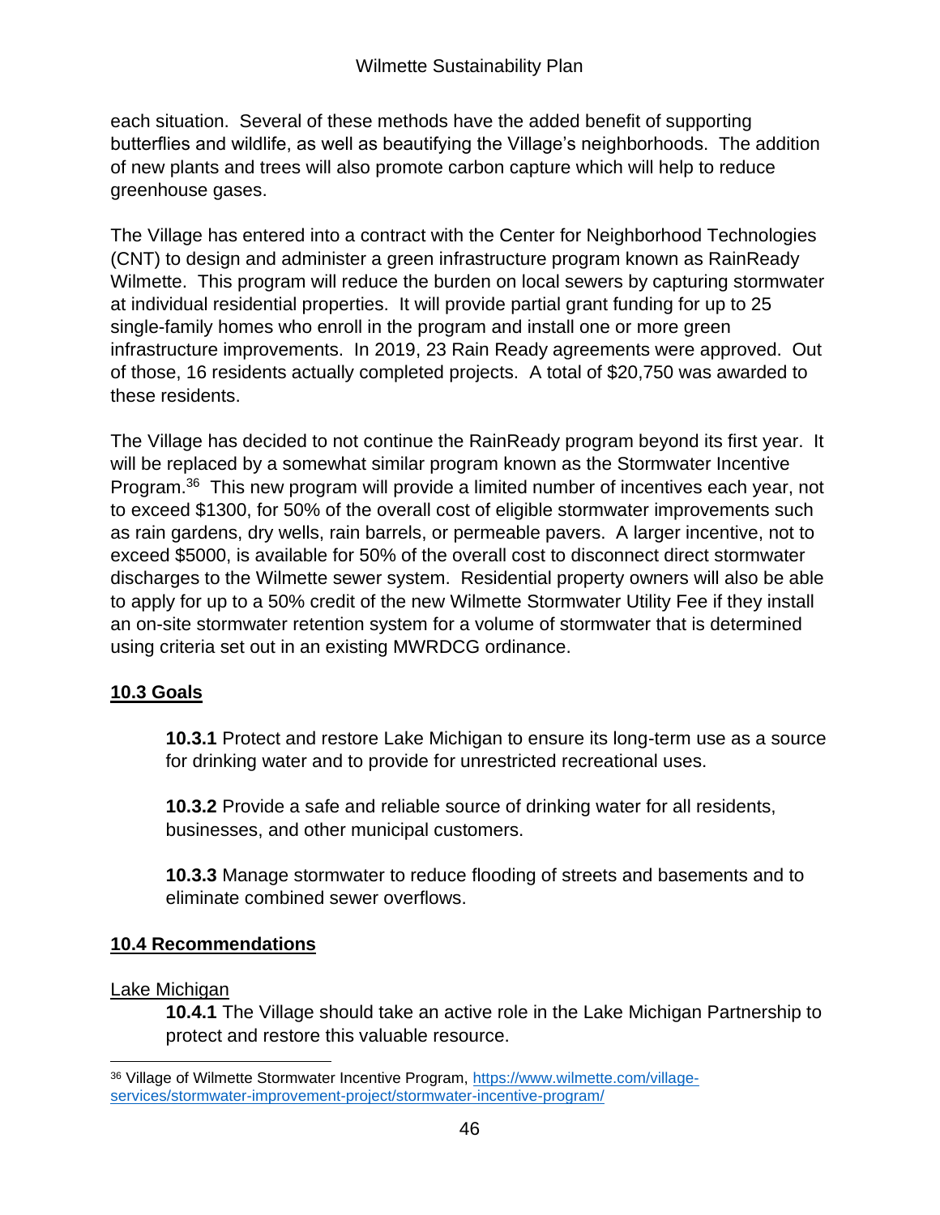each situation. Several of these methods have the added benefit of supporting butterflies and wildlife, as well as beautifying the Village's neighborhoods. The addition of new plants and trees will also promote carbon capture which will help to reduce greenhouse gases.

The Village has entered into a contract with the Center for Neighborhood Technologies (CNT) to design and administer a green infrastructure program known as RainReady Wilmette. This program will reduce the burden on local sewers by capturing stormwater at individual residential properties. It will provide partial grant funding for up to 25 single-family homes who enroll in the program and install one or more green infrastructure improvements. In 2019, 23 Rain Ready agreements were approved. Out of those, 16 residents actually completed projects. A total of $20,750 was awarded to these residents.

The Village has decided to not continue the RainReady program beyond its first year. It will be replaced by a somewhat similar program known as the Stormwater Incentive Program.[36] This new program will provide a limited number of incentives each year, not to exceed $1300, for 50% of the overall cost of eligible stormwater improvements such as rain gardens, dry wells, rain barrels, or permeable pavers. A larger incentive, not to exceed $5000, is available for 50% of the overall cost to disconnect direct stormwater discharges to the Wilmette sewer system. Residential property owners will also be able to apply for up to a 50% credit of the new Wilmette Stormwater Utility Fee if they install an on-site stormwater retention system for a volume of stormwater that is determined using criteria set out in an existing MWRDCG ordinance.

## 10.3 Goals

**10.3.1** Protect and restore Lake Michigan to ensure its long-term use as a source for drinking water and to provide for unrestricted recreational uses.

**10.3.2** Provide a safe and reliable source of drinking water for all residents, businesses, and other municipal customers.

**10.3.3** Manage stormwater to reduce flooding of streets and basements and to eliminate combined sewer overflows.

## 10.4 Recommendations

Lake Michigan

**10.4.1** The Village should take an active role in the Lake Michigan Partnership to protect and restore this valuable resource.

[36] Village of Wilmette Stormwater Incentive Program, https://www.wilmette.com/village-services/stormwater-improvement-project/stormwater-incentive-program/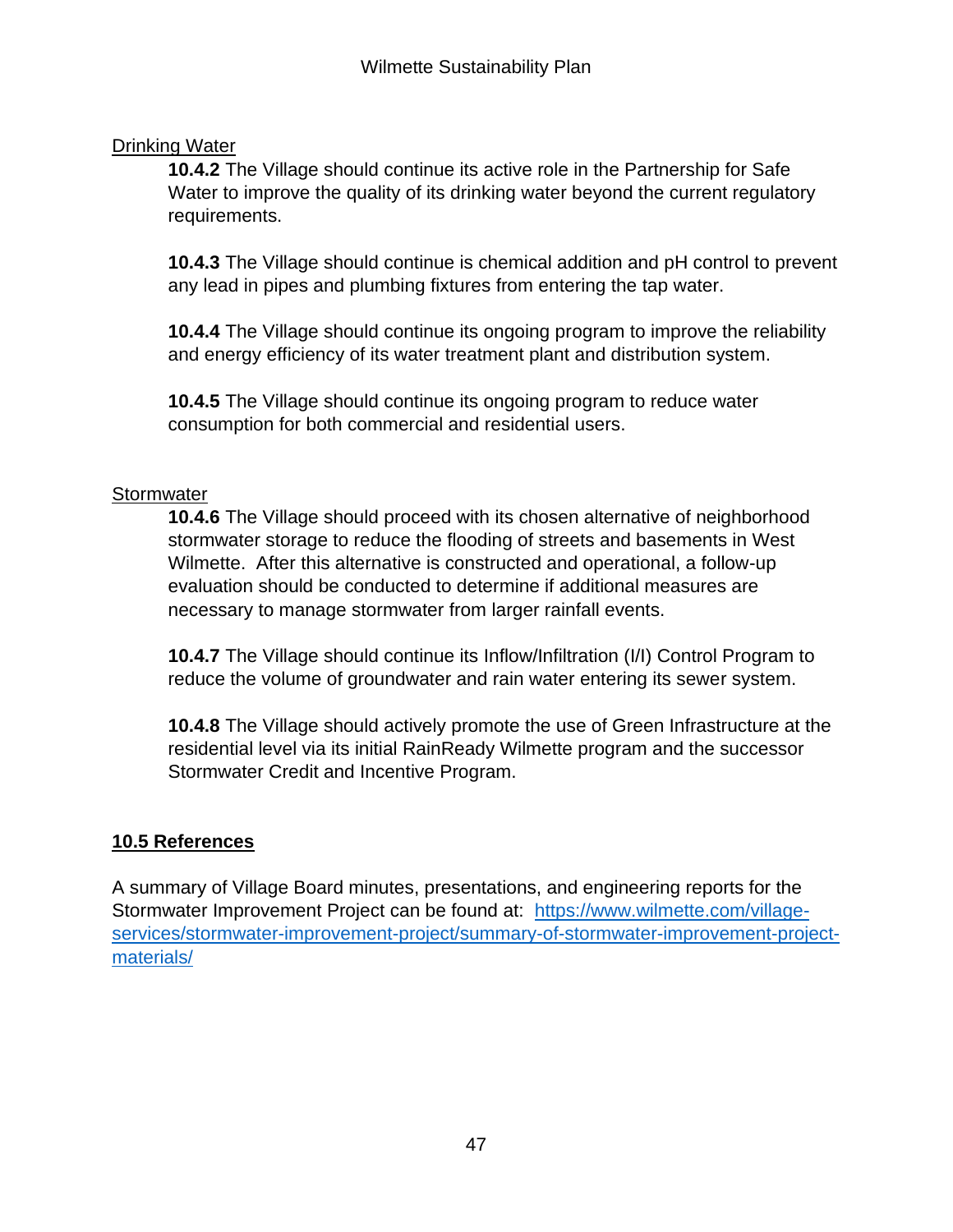Drinking Water

**10.4.2** The Village should continue its active role in the Partnership for Safe Water to improve the quality of its drinking water beyond the current regulatory requirements.

**10.4.3** The Village should continue is chemical addition and pH control to prevent any lead in pipes and plumbing fixtures from entering the tap water.

**10.4.4** The Village should continue its ongoing program to improve the reliability and energy efficiency of its water treatment plant and distribution system.

**10.4.5** The Village should continue its ongoing program to reduce water consumption for both commercial and residential users.

Stormwater

**10.4.6** The Village should proceed with its chosen alternative of neighborhood stormwater storage to reduce the flooding of streets and basements in West Wilmette. After this alternative is constructed and operational, a follow-up evaluation should be conducted to determine if additional measures are necessary to manage stormwater from larger rainfall events.

**10.4.7** The Village should continue its Inflow/Infiltration (I/I) Control Program to reduce the volume of groundwater and rain water entering its sewer system.

**10.4.8** The Village should actively promote the use of Green Infrastructure at the residential level via its initial RainReady Wilmette program and the successor Stormwater Credit and Incentive Program.

## 10.5 References

A summary of Village Board minutes, presentations, and engineering reports for the Stormwater Improvement Project can be found at: [https://www.wilmette.com/village-services/stormwater-improvement-project/summary-of-stormwater-improvement-project-materials/](https://www.wilmette.com/village-services/stormwater-improvement-project/summary-of-stormwater-improvement-project-materials/)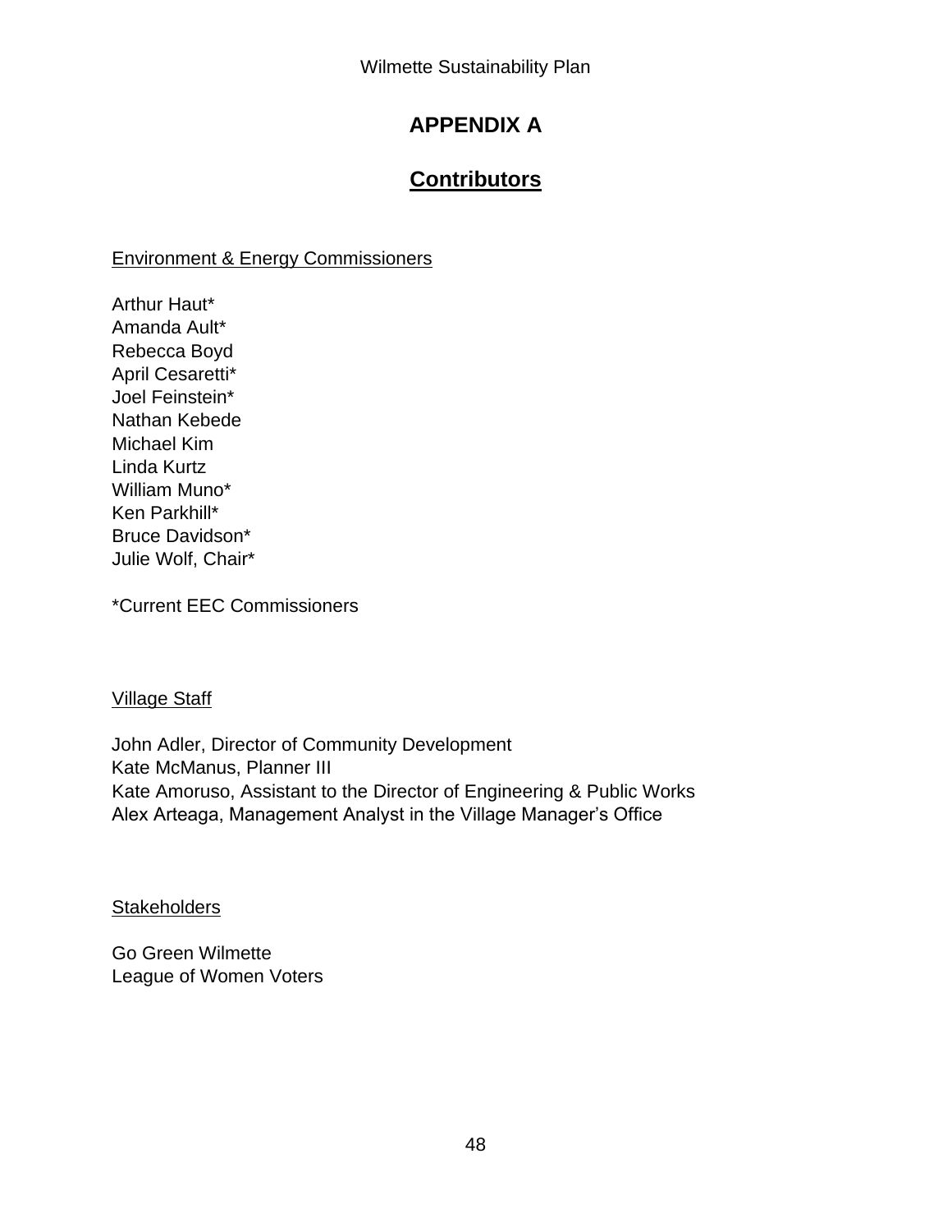# APPENDIX A

## Contributors

Environment & Energy Commissioners

Arthur Haut*
Amanda Ault*
Rebecca Boyd
April Cesaretti*
Joel Feinstein*
Nathan Kebede
Michael Kim
Linda Kurtz
William Muno*
Ken Parkhill*
Bruce Davidson*
Julie Wolf, Chair*

*Current EEC Commissioners

Village Staff

John Adler, Director of Community Development
Kate McManus, Planner III
Kate Amoruso, Assistant to the Director of Engineering & Public Works
Alex Arteaga, Management Analyst in the Village Manager's Office

Stakeholders

Go Green Wilmette
League of Women Voters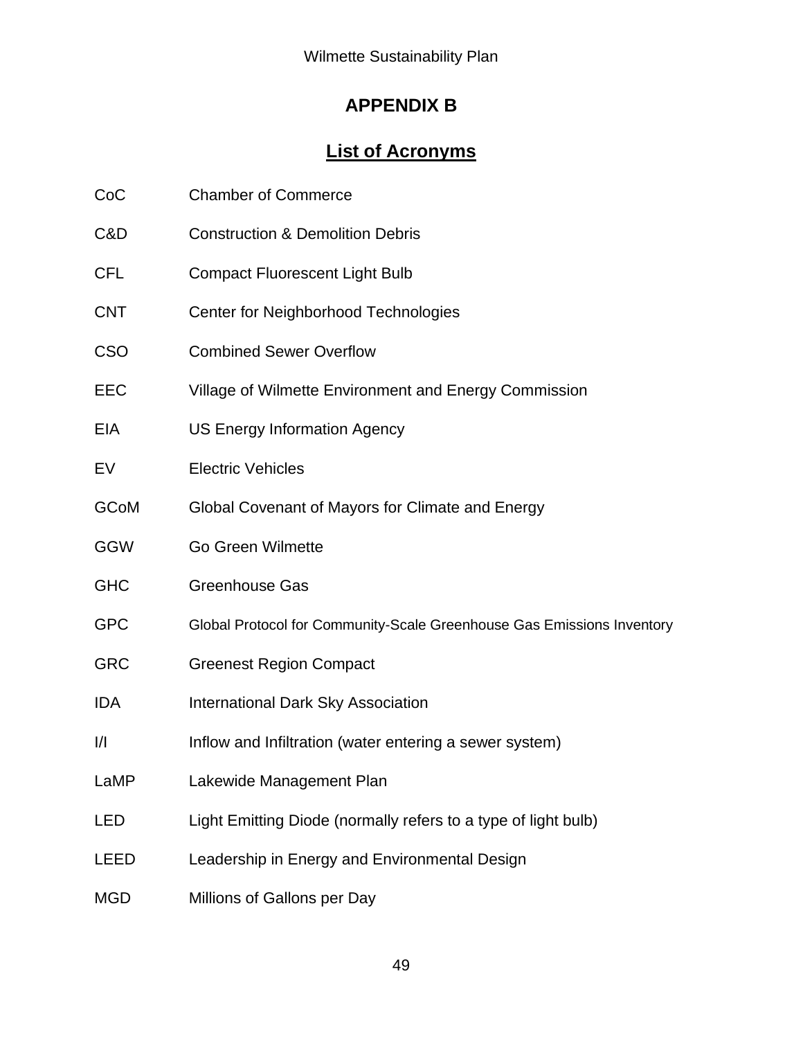# APPENDIX B

## List of Acronyms

| | |
|---|---|
| CoC | Chamber of Commerce |
| C&D | Construction & Demolition Debris |
| CFL | Compact Fluorescent Light Bulb |
| CNT | Center for Neighborhood Technologies |
| CSO | Combined Sewer Overflow |
| EEC | Village of Wilmette Environment and Energy Commission |
| EIA | US Energy Information Agency |
| EV | Electric Vehicles |
| GCoM | Global Covenant of Mayors for Climate and Energy |
| GGW | Go Green Wilmette |
| GHC | Greenhouse Gas |
| GPC | Global Protocol for Community-Scale Greenhouse Gas Emissions Inventory |
| GRC | Greenest Region Compact |
| IDA | International Dark Sky Association |
| I/I | Inflow and Infiltration (water entering a sewer system) |
| LaMP | Lakewide Management Plan |
| LED | Light Emitting Diode (normally refers to a type of light bulb) |
| LEED | Leadership in Energy and Environmental Design |
| MGD | Millions of Gallons per Day |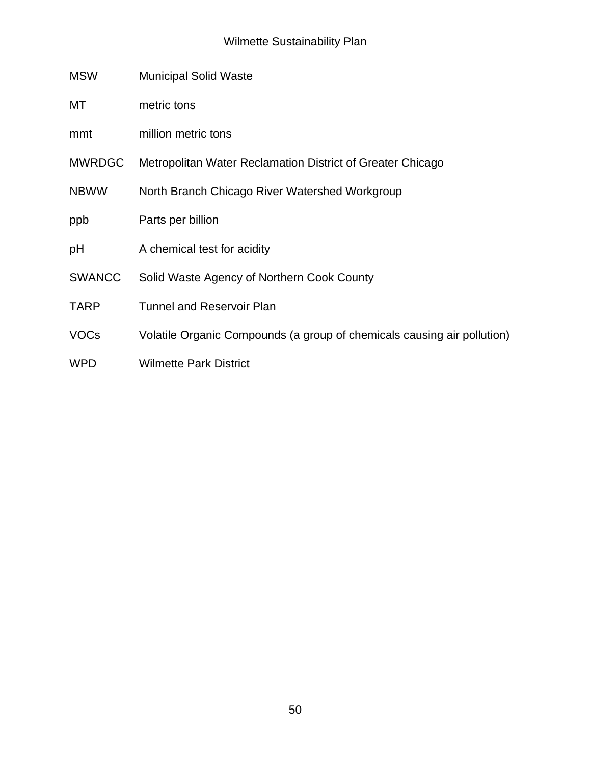| | |
|---|---|
| MSW | Municipal Solid Waste |
| MT | metric tons |
| mmt | million metric tons |
| MWRDGC | Metropolitan Water Reclamation District of Greater Chicago |
| NBWW | North Branch Chicago River Watershed Workgroup |
| ppb | Parts per billion |
| pH | A chemical test for acidity |
| SWANCC | Solid Waste Agency of Northern Cook County |
| TARP | Tunnel and Reservoir Plan |
| VOCs | Volatile Organic Compounds (a group of chemicals causing air pollution) |
| WPD | Wilmette Park District |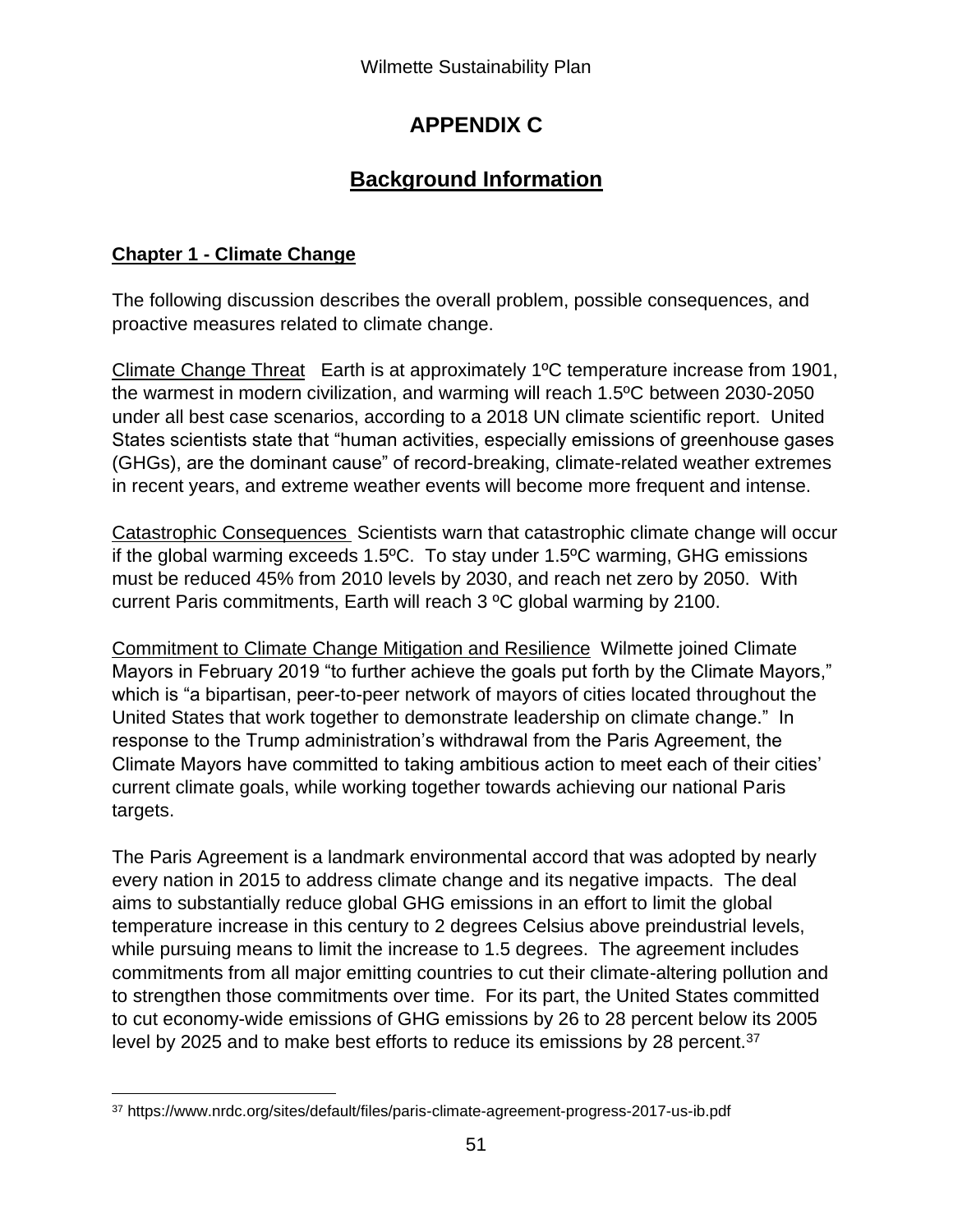# APPENDIX C

## Background Information

### Chapter 1 - Climate Change

The following discussion describes the overall problem, possible consequences, and proactive measures related to climate change.

Climate Change Threat   Earth is at approximately 1ºC temperature increase from 1901, the warmest in modern civilization, and warming will reach 1.5ºC between 2030-2050 under all best case scenarios, according to a 2018 UN climate scientific report. United States scientists state that "human activities, especially emissions of greenhouse gases (GHGs), are the dominant cause" of record-breaking, climate-related weather extremes in recent years, and extreme weather events will become more frequent and intense.

Catastrophic Consequences  Scientists warn that catastrophic climate change will occur if the global warming exceeds 1.5ºC. To stay under 1.5ºC warming, GHG emissions must be reduced 45% from 2010 levels by 2030, and reach net zero by 2050. With current Paris commitments, Earth will reach 3 ºC global warming by 2100.

Commitment to Climate Change Mitigation and Resilience  Wilmette joined Climate Mayors in February 2019 "to further achieve the goals put forth by the Climate Mayors," which is "a bipartisan, peer-to-peer network of mayors of cities located throughout the United States that work together to demonstrate leadership on climate change." In response to the Trump administration's withdrawal from the Paris Agreement, the Climate Mayors have committed to taking ambitious action to meet each of their cities' current climate goals, while working together towards achieving our national Paris targets.

The Paris Agreement is a landmark environmental accord that was adopted by nearly every nation in 2015 to address climate change and its negative impacts. The deal aims to substantially reduce global GHG emissions in an effort to limit the global temperature increase in this century to 2 degrees Celsius above preindustrial levels, while pursuing means to limit the increase to 1.5 degrees. The agreement includes commitments from all major emitting countries to cut their climate-altering pollution and to strengthen those commitments over time. For its part, the United States committed to cut economy-wide emissions of GHG emissions by 26 to 28 percent below its 2005 level by 2025 and to make best efforts to reduce its emissions by 28 percent.[37]

---

[37] https://www.nrdc.org/sites/default/files/paris-climate-agreement-progress-2017-us-ib.pdf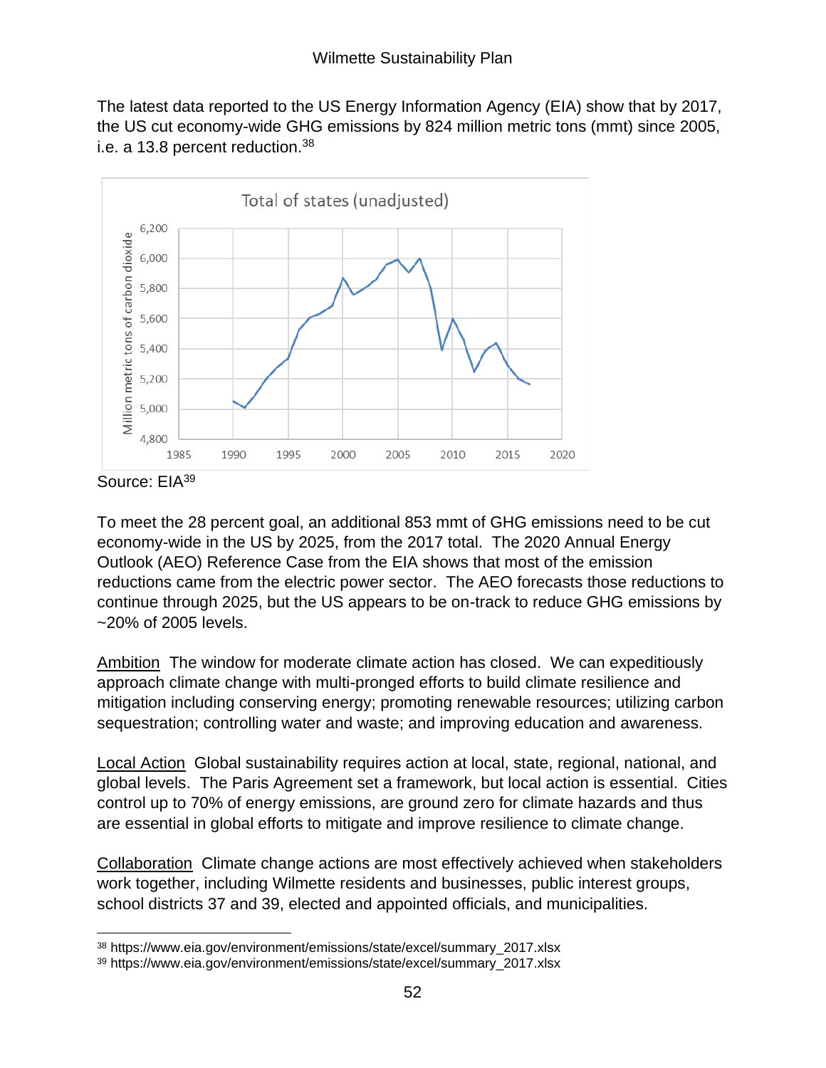The latest data reported to the US Energy Information Agency (EIA) show that by 2017, the US cut economy-wide GHG emissions by 824 million metric tons (mmt) since 2005, i.e. a 13.8 percent reduction.[38]

Total of states (unadjusted)

Source: EIA[39]

To meet the 28 percent goal, an additional 853 mmt of GHG emissions need to be cut economy-wide in the US by 2025, from the 2017 total. The 2020 Annual Energy Outlook (AEO) Reference Case from the EIA shows that most of the emission reductions came from the electric power sector. The AEO forecasts those reductions to continue through 2025, but the US appears to be on-track to reduce GHG emissions by ~20% of 2005 levels.

Ambition The window for moderate climate action has closed. We can expeditiously approach climate change with multi-pronged efforts to build climate resilience and mitigation including conserving energy; promoting renewable resources; utilizing carbon sequestration; controlling water and waste; and improving education and awareness.

Local Action Global sustainability requires action at local, state, regional, national, and global levels. The Paris Agreement set a framework, but local action is essential. Cities control up to 70% of energy emissions, are ground zero for climate hazards and thus are essential in global efforts to mitigate and improve resilience to climate change.

Collaboration Climate change actions are most effectively achieved when stakeholders work together, including Wilmette residents and businesses, public interest groups, school districts 37 and 39, elected and appointed officials, and municipalities.

---

[38] https://www.eia.gov/environment/emissions/state/excel/summary_2017.xlsx
[39] https://www.eia.gov/environment/emissions/state/excel/summary_2017.xlsx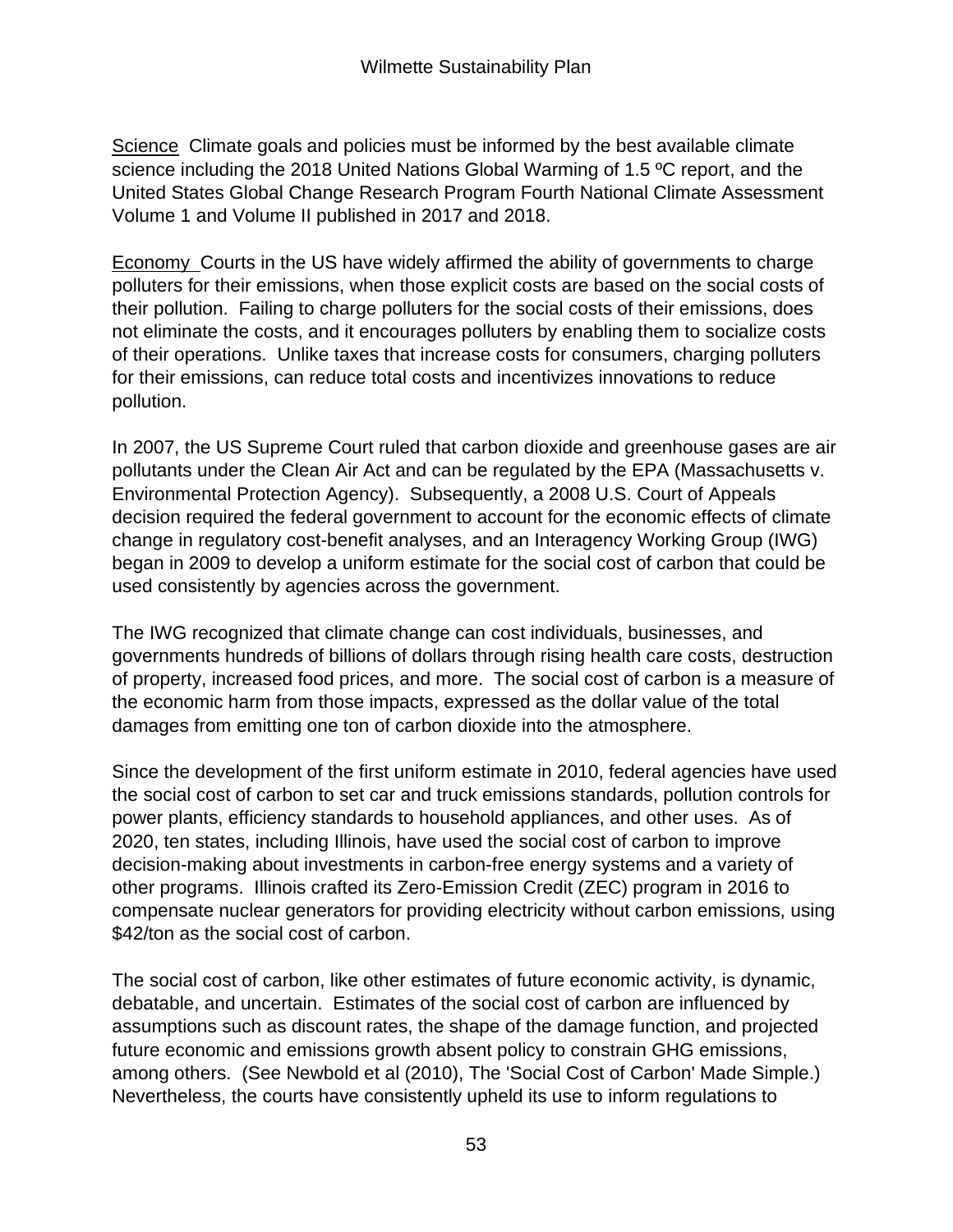Science  Climate goals and policies must be informed by the best available climate science including the 2018 United Nations Global Warming of 1.5 ºC report, and the United States Global Change Research Program Fourth National Climate Assessment Volume 1 and Volume II published in 2017 and 2018.

Economy  Courts in the US have widely affirmed the ability of governments to charge polluters for their emissions, when those explicit costs are based on the social costs of their pollution.  Failing to charge polluters for the social costs of their emissions, does not eliminate the costs, and it encourages polluters by enabling them to socialize costs of their operations.  Unlike taxes that increase costs for consumers, charging polluters for their emissions, can reduce total costs and incentivizes innovations to reduce pollution.

In 2007, the US Supreme Court ruled that carbon dioxide and greenhouse gases are air pollutants under the Clean Air Act and can be regulated by the EPA (Massachusetts v. Environmental Protection Agency).  Subsequently, a 2008 U.S. Court of Appeals decision required the federal government to account for the economic effects of climate change in regulatory cost-benefit analyses, and an Interagency Working Group (IWG) began in 2009 to develop a uniform estimate for the social cost of carbon that could be used consistently by agencies across the government.

The IWG recognized that climate change can cost individuals, businesses, and governments hundreds of billions of dollars through rising health care costs, destruction of property, increased food prices, and more.  The social cost of carbon is a measure of the economic harm from those impacts, expressed as the dollar value of the total damages from emitting one ton of carbon dioxide into the atmosphere.

Since the development of the first uniform estimate in 2010, federal agencies have used the social cost of carbon to set car and truck emissions standards, pollution controls for power plants, efficiency standards to household appliances, and other uses.  As of 2020, ten states, including Illinois, have used the social cost of carbon to improve decision-making about investments in carbon-free energy systems and a variety of other programs.  Illinois crafted its Zero-Emission Credit (ZEC) program in 2016 to compensate nuclear generators for providing electricity without carbon emissions, using $42/ton as the social cost of carbon.

The social cost of carbon, like other estimates of future economic activity, is dynamic, debatable, and uncertain.  Estimates of the social cost of carbon are influenced by assumptions such as discount rates, the shape of the damage function, and projected future economic and emissions growth absent policy to constrain GHG emissions, among others.  (See Newbold et al (2010), The 'Social Cost of Carbon' Made Simple.) Nevertheless, the courts have consistently upheld its use to inform regulations to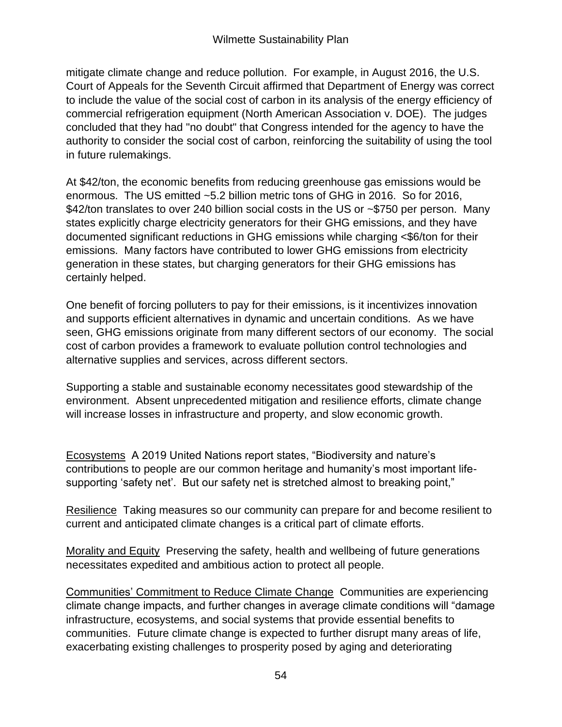mitigate climate change and reduce pollution.  For example, in August 2016, the U.S. Court of Appeals for the Seventh Circuit affirmed that Department of Energy was correct to include the value of the social cost of carbon in its analysis of the energy efficiency of commercial refrigeration equipment (North American Association v. DOE).  The judges concluded that they had "no doubt" that Congress intended for the agency to have the authority to consider the social cost of carbon, reinforcing the suitability of using the tool in future rulemakings.

At $42/ton, the economic benefits from reducing greenhouse gas emissions would be enormous.  The US emitted ~5.2 billion metric tons of GHG in 2016.  So for 2016, $42/ton translates to over 240 billion social costs in the US or ~$750 per person.  Many states explicitly charge electricity generators for their GHG emissions, and they have documented significant reductions in GHG emissions while charging <$6/ton for their emissions.  Many factors have contributed to lower GHG emissions from electricity generation in these states, but charging generators for their GHG emissions has certainly helped.

One benefit of forcing polluters to pay for their emissions, is it incentivizes innovation and supports efficient alternatives in dynamic and uncertain conditions.  As we have seen, GHG emissions originate from many different sectors of our economy.  The social cost of carbon provides a framework to evaluate pollution control technologies and alternative supplies and services, across different sectors.

Supporting a stable and sustainable economy necessitates good stewardship of the environment.  Absent unprecedented mitigation and resilience efforts, climate change will increase losses in infrastructure and property, and slow economic growth.

<u>Ecosystems</u>  A 2019 United Nations report states, “Biodiversity and nature’s contributions to people are our common heritage and humanity’s most important life-supporting ‘safety net’.  But our safety net is stretched almost to breaking point,”

<u>Resilience</u>  Taking measures so our community can prepare for and become resilient to current and anticipated climate changes is a critical part of climate efforts.

<u>Morality and Equity</u>  Preserving the safety, health and wellbeing of future generations necessitates expedited and ambitious action to protect all people.

<u>Communities’ Commitment to Reduce Climate Change</u>  Communities are experiencing climate change impacts, and further changes in average climate conditions will “damage infrastructure, ecosystems, and social systems that provide essential benefits to communities.  Future climate change is expected to further disrupt many areas of life, exacerbating existing challenges to prosperity posed by aging and deteriorating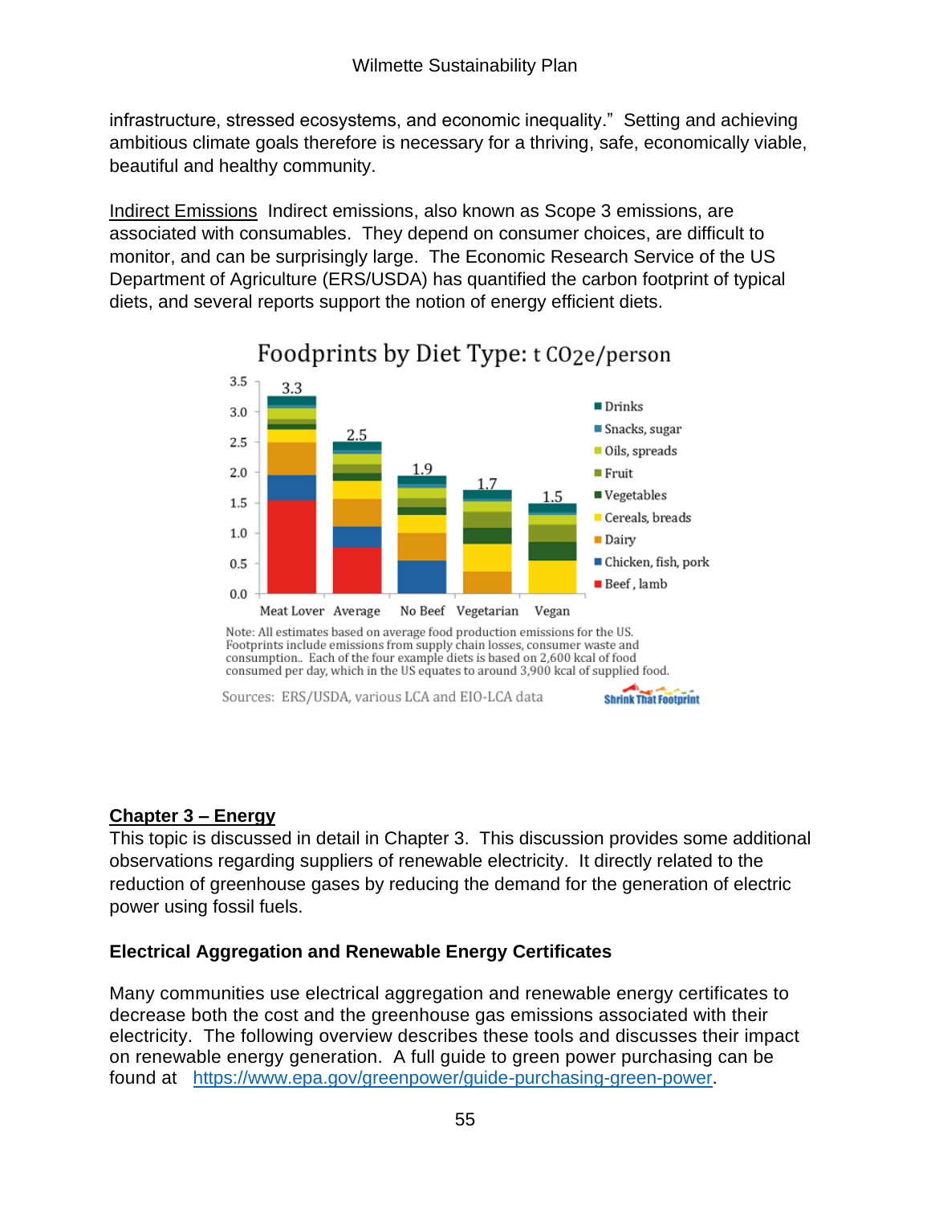infrastructure, stressed ecosystems, and economic inequality." Setting and achieving ambitious climate goals therefore is necessary for a thriving, safe, economically viable, beautiful and healthy community.

Indirect Emissions  Indirect emissions, also known as Scope 3 emissions, are associated with consumables. They depend on consumer choices, are difficult to monitor, and can be surprisingly large. The Economic Research Service of the US Department of Agriculture (ERS/USDA) has quantified the carbon footprint of typical diets, and several reports support the notion of energy efficient diets.

Foodprints by Diet Type: t $CO_2e$/person

| Diet Type | Total |
|---|---|
| Meat Lover | 3.3 |
| Average | 2.5 |
| No Beef | 1.9 |
| Vegetarian | 1.7 |
| Vegan | 1.5 |

Categories: Drinks; Snacks, sugar; Oils, spreads; Fruit; Vegetables; Cereals, breads; Dairy; Chicken, fish, pork; Beef, lamb

Note: All estimates based on average food production emissions for the US. Footprints include emissions from supply chain losses, consumer waste and consumption.. Each of the four example diets is based on 2,600 kcal of food consumed per day, which in the US equates to around 3,900 kcal of supplied food.

Sources: ERS/USDA, various LCA and EIO-LCA data    Shrink That Footprint

## Chapter 3 – Energy

This topic is discussed in detail in Chapter 3. This discussion provides some additional observations regarding suppliers of renewable electricity. It directly related to the reduction of greenhouse gases by reducing the demand for the generation of electric power using fossil fuels.

### Electrical Aggregation and Renewable Energy Certificates

Many communities use electrical aggregation and renewable energy certificates to decrease both the cost and the greenhouse gas emissions associated with their electricity. The following overview describes these tools and discusses their impact on renewable energy generation. A full guide to green power purchasing can be found at https://www.epa.gov/greenpower/guide-purchasing-green-power.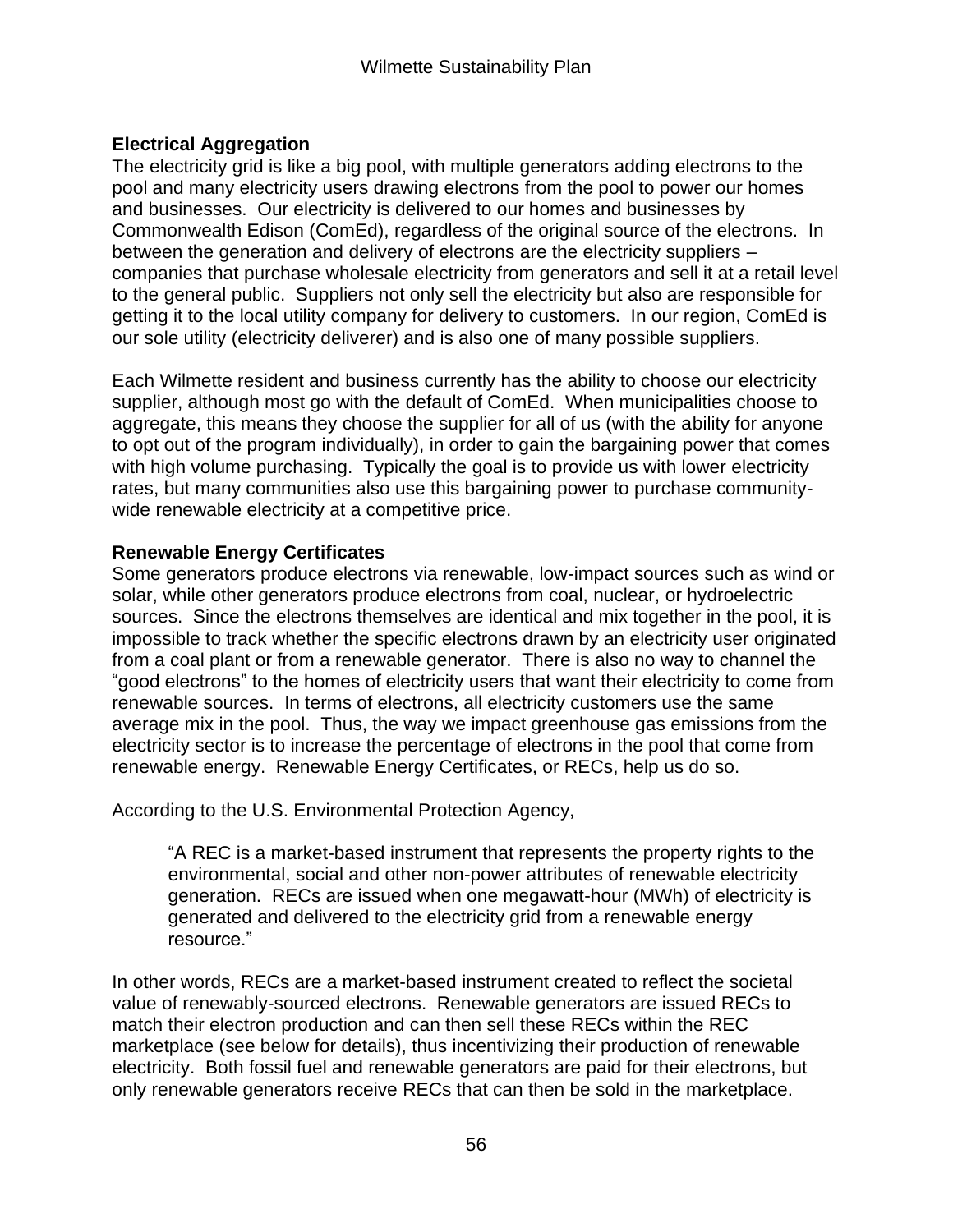### Electrical Aggregation

The electricity grid is like a big pool, with multiple generators adding electrons to the pool and many electricity users drawing electrons from the pool to power our homes and businesses. Our electricity is delivered to our homes and businesses by Commonwealth Edison (ComEd), regardless of the original source of the electrons. In between the generation and delivery of electrons are the electricity suppliers – companies that purchase wholesale electricity from generators and sell it at a retail level to the general public. Suppliers not only sell the electricity but also are responsible for getting it to the local utility company for delivery to customers. In our region, ComEd is our sole utility (electricity deliverer) and is also one of many possible suppliers.

Each Wilmette resident and business currently has the ability to choose our electricity supplier, although most go with the default of ComEd. When municipalities choose to aggregate, this means they choose the supplier for all of us (with the ability for anyone to opt out of the program individually), in order to gain the bargaining power that comes with high volume purchasing. Typically the goal is to provide us with lower electricity rates, but many communities also use this bargaining power to purchase community-wide renewable electricity at a competitive price.

### Renewable Energy Certificates

Some generators produce electrons via renewable, low-impact sources such as wind or solar, while other generators produce electrons from coal, nuclear, or hydroelectric sources. Since the electrons themselves are identical and mix together in the pool, it is impossible to track whether the specific electrons drawn by an electricity user originated from a coal plant or from a renewable generator. There is also no way to channel the "good electrons" to the homes of electricity users that want their electricity to come from renewable sources. In terms of electrons, all electricity customers use the same average mix in the pool. Thus, the way we impact greenhouse gas emissions from the electricity sector is to increase the percentage of electrons in the pool that come from renewable energy. Renewable Energy Certificates, or RECs, help us do so.

According to the U.S. Environmental Protection Agency,

> "A REC is a market-based instrument that represents the property rights to the environmental, social and other non-power attributes of renewable electricity generation. RECs are issued when one megawatt-hour (MWh) of electricity is generated and delivered to the electricity grid from a renewable energy resource."

In other words, RECs are a market-based instrument created to reflect the societal value of renewably-sourced electrons. Renewable generators are issued RECs to match their electron production and can then sell these RECs within the REC marketplace (see below for details), thus incentivizing their production of renewable electricity. Both fossil fuel and renewable generators are paid for their electrons, but only renewable generators receive RECs that can then be sold in the marketplace.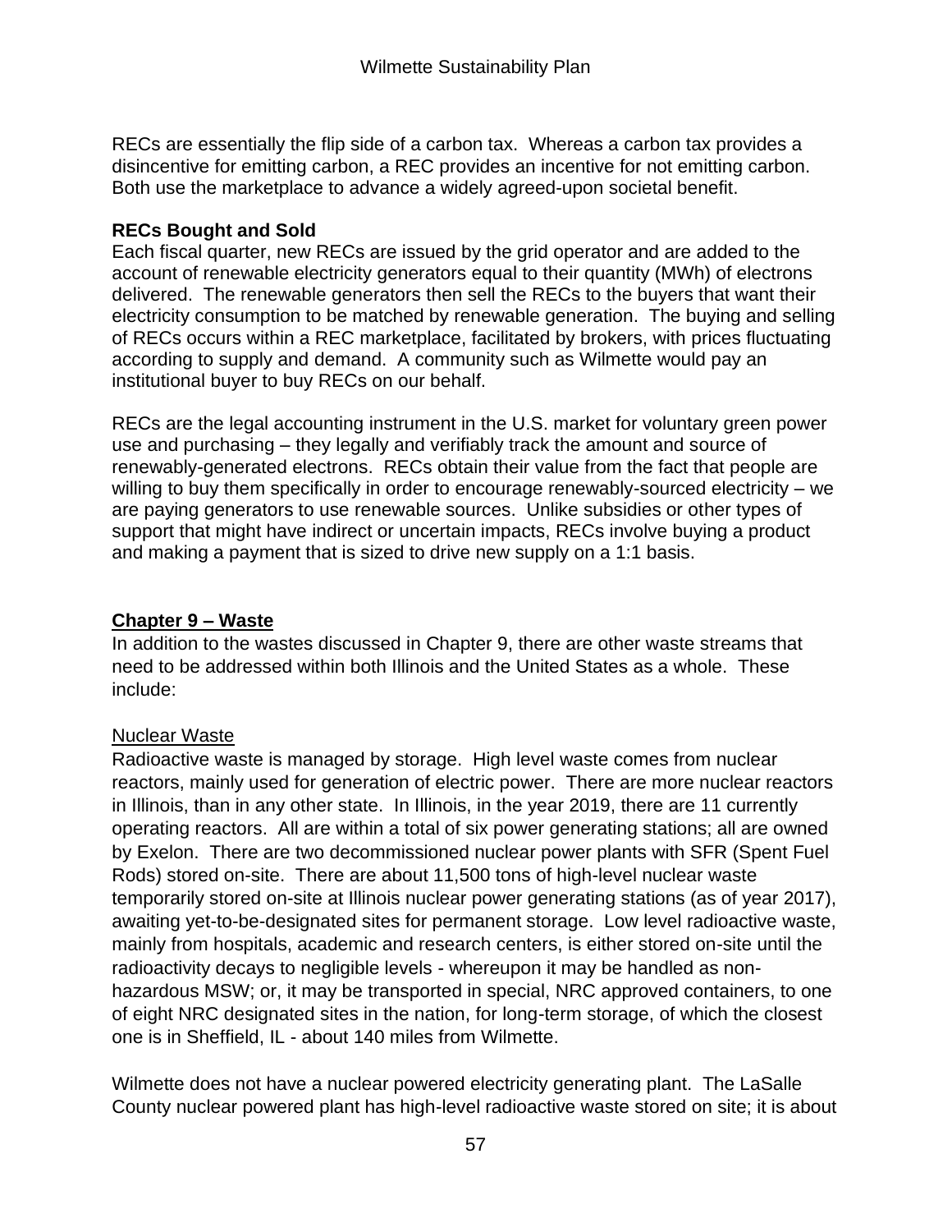RECs are essentially the flip side of a carbon tax. Whereas a carbon tax provides a disincentive for emitting carbon, a REC provides an incentive for not emitting carbon. Both use the marketplace to advance a widely agreed-upon societal benefit.

**RECs Bought and Sold**

Each fiscal quarter, new RECs are issued by the grid operator and are added to the account of renewable electricity generators equal to their quantity (MWh) of electrons delivered. The renewable generators then sell the RECs to the buyers that want their electricity consumption to be matched by renewable generation. The buying and selling of RECs occurs within a REC marketplace, facilitated by brokers, with prices fluctuating according to supply and demand. A community such as Wilmette would pay an institutional buyer to buy RECs on our behalf.

RECs are the legal accounting instrument in the U.S. market for voluntary green power use and purchasing – they legally and verifiably track the amount and source of renewably-generated electrons. RECs obtain their value from the fact that people are willing to buy them specifically in order to encourage renewably-sourced electricity – we are paying generators to use renewable sources. Unlike subsidies or other types of support that might have indirect or uncertain impacts, RECs involve buying a product and making a payment that is sized to drive new supply on a 1:1 basis.

## Chapter 9 – Waste

In addition to the wastes discussed in Chapter 9, there are other waste streams that need to be addressed within both Illinois and the United States as a whole. These include:

### Nuclear Waste

Radioactive waste is managed by storage. High level waste comes from nuclear reactors, mainly used for generation of electric power. There are more nuclear reactors in Illinois, than in any other state. In Illinois, in the year 2019, there are 11 currently operating reactors. All are within a total of six power generating stations; all are owned by Exelon. There are two decommissioned nuclear power plants with SFR (Spent Fuel Rods) stored on-site. There are about 11,500 tons of high-level nuclear waste temporarily stored on-site at Illinois nuclear power generating stations (as of year 2017), awaiting yet-to-be-designated sites for permanent storage. Low level radioactive waste, mainly from hospitals, academic and research centers, is either stored on-site until the radioactivity decays to negligible levels - whereupon it may be handled as non-hazardous MSW; or, it may be transported in special, NRC approved containers, to one of eight NRC designated sites in the nation, for long-term storage, of which the closest one is in Sheffield, IL - about 140 miles from Wilmette.

Wilmette does not have a nuclear powered electricity generating plant. The LaSalle County nuclear powered plant has high-level radioactive waste stored on site; it is about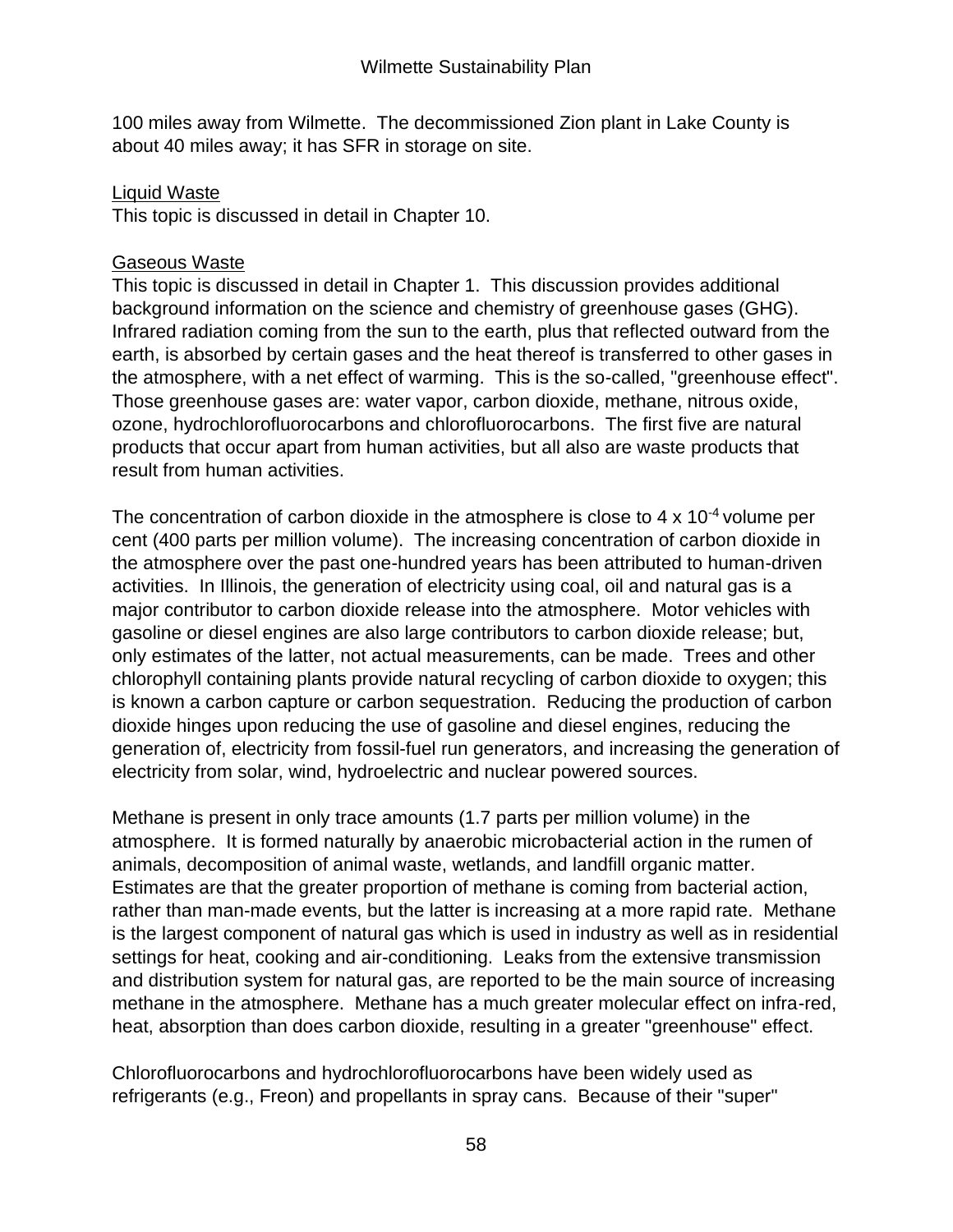100 miles away from Wilmette. The decommissioned Zion plant in Lake County is about 40 miles away; it has SFR in storage on site.

Liquid Waste

This topic is discussed in detail in Chapter 10.

Gaseous Waste

This topic is discussed in detail in Chapter 1. This discussion provides additional background information on the science and chemistry of greenhouse gases (GHG). Infrared radiation coming from the sun to the earth, plus that reflected outward from the earth, is absorbed by certain gases and the heat thereof is transferred to other gases in the atmosphere, with a net effect of warming. This is the so-called, "greenhouse effect". Those greenhouse gases are: water vapor, carbon dioxide, methane, nitrous oxide, ozone, hydrochlorofluorocarbons and chlorofluorocarbons. The first five are natural products that occur apart from human activities, but all also are waste products that result from human activities.

The concentration of carbon dioxide in the atmosphere is close to $4 \times 10^{-4}$ volume per cent (400 parts per million volume). The increasing concentration of carbon dioxide in the atmosphere over the past one-hundred years has been attributed to human-driven activities. In Illinois, the generation of electricity using coal, oil and natural gas is a major contributor to carbon dioxide release into the atmosphere. Motor vehicles with gasoline or diesel engines are also large contributors to carbon dioxide release; but, only estimates of the latter, not actual measurements, can be made. Trees and other chlorophyll containing plants provide natural recycling of carbon dioxide to oxygen; this is known a carbon capture or carbon sequestration. Reducing the production of carbon dioxide hinges upon reducing the use of gasoline and diesel engines, reducing the generation of, electricity from fossil-fuel run generators, and increasing the generation of electricity from solar, wind, hydroelectric and nuclear powered sources.

Methane is present in only trace amounts (1.7 parts per million volume) in the atmosphere. It is formed naturally by anaerobic microbacterial action in the rumen of animals, decomposition of animal waste, wetlands, and landfill organic matter. Estimates are that the greater proportion of methane is coming from bacterial action, rather than man-made events, but the latter is increasing at a more rapid rate. Methane is the largest component of natural gas which is used in industry as well as in residential settings for heat, cooking and air-conditioning. Leaks from the extensive transmission and distribution system for natural gas, are reported to be the main source of increasing methane in the atmosphere. Methane has a much greater molecular effect on infra-red, heat, absorption than does carbon dioxide, resulting in a greater "greenhouse" effect.

Chlorofluorocarbons and hydrochlorofluorocarbons have been widely used as refrigerants (e.g., Freon) and propellants in spray cans. Because of their "super"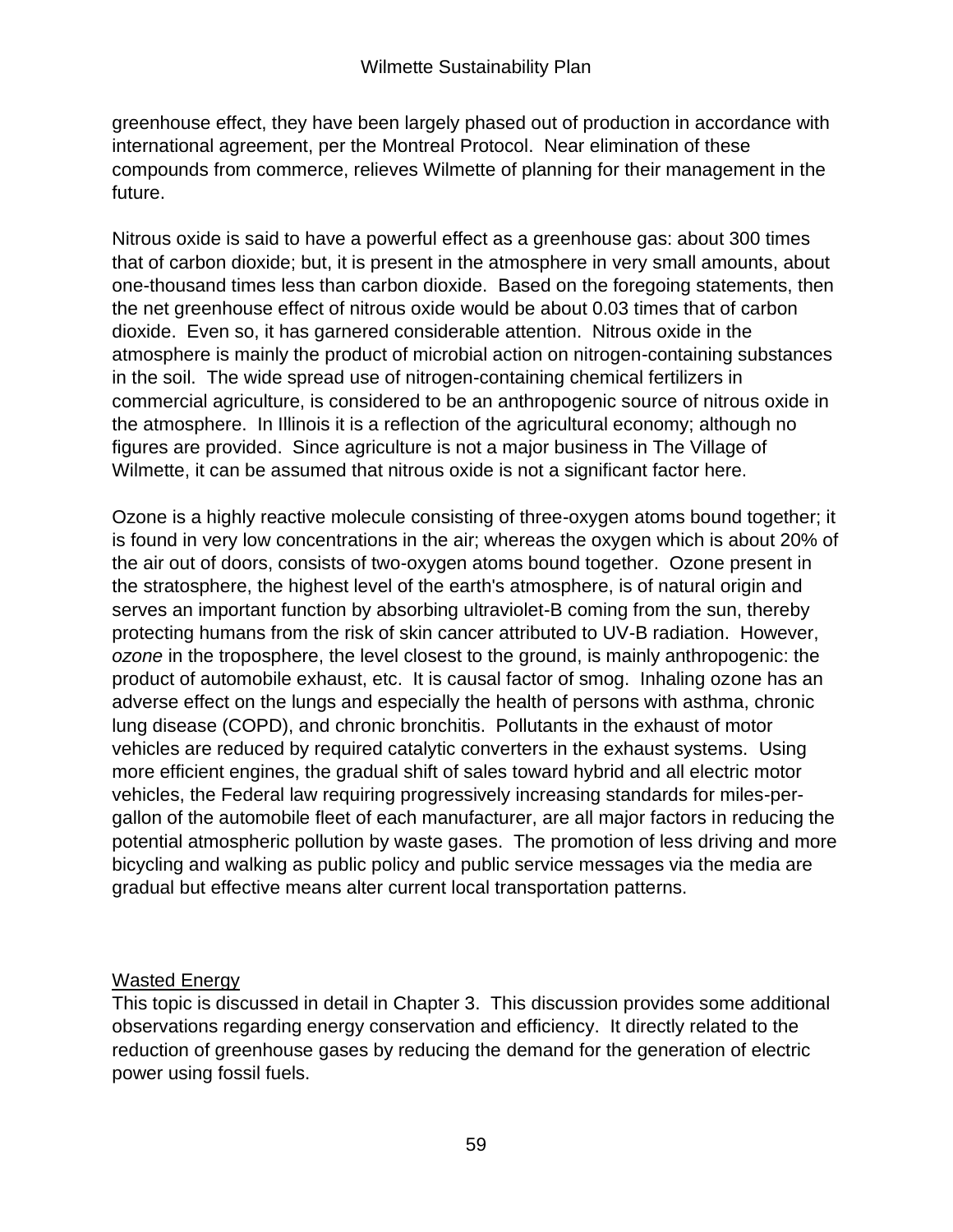greenhouse effect, they have been largely phased out of production in accordance with international agreement, per the Montreal Protocol. Near elimination of these compounds from commerce, relieves Wilmette of planning for their management in the future.

Nitrous oxide is said to have a powerful effect as a greenhouse gas: about 300 times that of carbon dioxide; but, it is present in the atmosphere in very small amounts, about one-thousand times less than carbon dioxide. Based on the foregoing statements, then the net greenhouse effect of nitrous oxide would be about 0.03 times that of carbon dioxide. Even so, it has garnered considerable attention. Nitrous oxide in the atmosphere is mainly the product of microbial action on nitrogen-containing substances in the soil. The wide spread use of nitrogen-containing chemical fertilizers in commercial agriculture, is considered to be an anthropogenic source of nitrous oxide in the atmosphere. In Illinois it is a reflection of the agricultural economy; although no figures are provided. Since agriculture is not a major business in The Village of Wilmette, it can be assumed that nitrous oxide is not a significant factor here.

Ozone is a highly reactive molecule consisting of three-oxygen atoms bound together; it is found in very low concentrations in the air; whereas the oxygen which is about 20% of the air out of doors, consists of two-oxygen atoms bound together. Ozone present in the stratosphere, the highest level of the earth's atmosphere, is of natural origin and serves an important function by absorbing ultraviolet-B coming from the sun, thereby protecting humans from the risk of skin cancer attributed to UV-B radiation. However, *ozone* in the troposphere, the level closest to the ground, is mainly anthropogenic: the product of automobile exhaust, etc. It is causal factor of smog. Inhaling ozone has an adverse effect on the lungs and especially the health of persons with asthma, chronic lung disease (COPD), and chronic bronchitis. Pollutants in the exhaust of motor vehicles are reduced by required catalytic converters in the exhaust systems. Using more efficient engines, the gradual shift of sales toward hybrid and all electric motor vehicles, the Federal law requiring progressively increasing standards for miles-per-gallon of the automobile fleet of each manufacturer, are all major factors in reducing the potential atmospheric pollution by waste gases. The promotion of less driving and more bicycling and walking as public policy and public service messages via the media are gradual but effective means alter current local transportation patterns.

Wasted Energy

This topic is discussed in detail in Chapter 3. This discussion provides some additional observations regarding energy conservation and efficiency. It directly related to the reduction of greenhouse gases by reducing the demand for the generation of electric power using fossil fuels.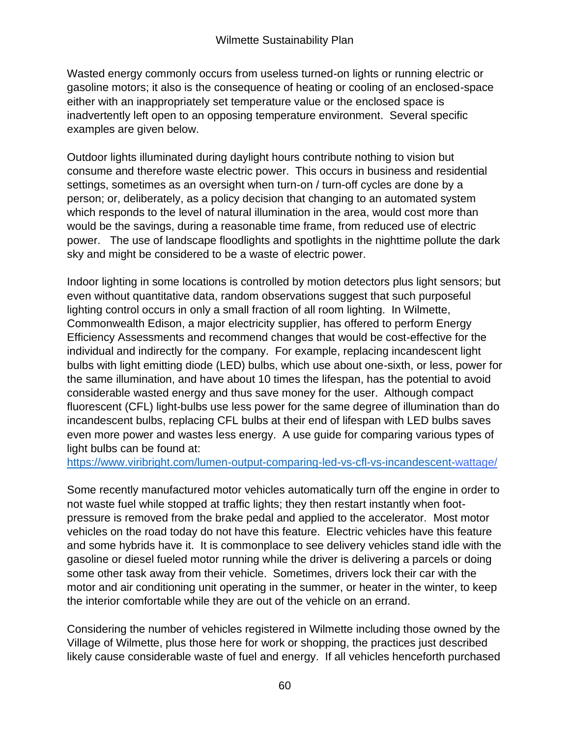Wasted energy commonly occurs from useless turned-on lights or running electric or gasoline motors; it also is the consequence of heating or cooling of an enclosed-space either with an inappropriately set temperature value or the enclosed space is inadvertently left open to an opposing temperature environment. Several specific examples are given below.

Outdoor lights illuminated during daylight hours contribute nothing to vision but consume and therefore waste electric power. This occurs in business and residential settings, sometimes as an oversight when turn-on / turn-off cycles are done by a person; or, deliberately, as a policy decision that changing to an automated system which responds to the level of natural illumination in the area, would cost more than would be the savings, during a reasonable time frame, from reduced use of electric power. The use of landscape floodlights and spotlights in the nighttime pollute the dark sky and might be considered to be a waste of electric power.

Indoor lighting in some locations is controlled by motion detectors plus light sensors; but even without quantitative data, random observations suggest that such purposeful lighting control occurs in only a small fraction of all room lighting. In Wilmette, Commonwealth Edison, a major electricity supplier, has offered to perform Energy Efficiency Assessments and recommend changes that would be cost-effective for the individual and indirectly for the company. For example, replacing incandescent light bulbs with light emitting diode (LED) bulbs, which use about one-sixth, or less, power for the same illumination, and have about 10 times the lifespan, has the potential to avoid considerable wasted energy and thus save money for the user. Although compact fluorescent (CFL) light-bulbs use less power for the same degree of illumination than do incandescent bulbs, replacing CFL bulbs at their end of lifespan with LED bulbs saves even more power and wastes less energy. A use guide for comparing various types of light bulbs can be found at:
https://www.viribright.com/lumen-output-comparing-led-vs-cfl-vs-incandescent-wattage/

Some recently manufactured motor vehicles automatically turn off the engine in order to not waste fuel while stopped at traffic lights; they then restart instantly when foot-pressure is removed from the brake pedal and applied to the accelerator. Most motor vehicles on the road today do not have this feature. Electric vehicles have this feature and some hybrids have it. It is commonplace to see delivery vehicles stand idle with the gasoline or diesel fueled motor running while the driver is delivering a parcels or doing some other task away from their vehicle. Sometimes, drivers lock their car with the motor and air conditioning unit operating in the summer, or heater in the winter, to keep the interior comfortable while they are out of the vehicle on an errand.

Considering the number of vehicles registered in Wilmette including those owned by the Village of Wilmette, plus those here for work or shopping, the practices just described likely cause considerable waste of fuel and energy. If all vehicles henceforth purchased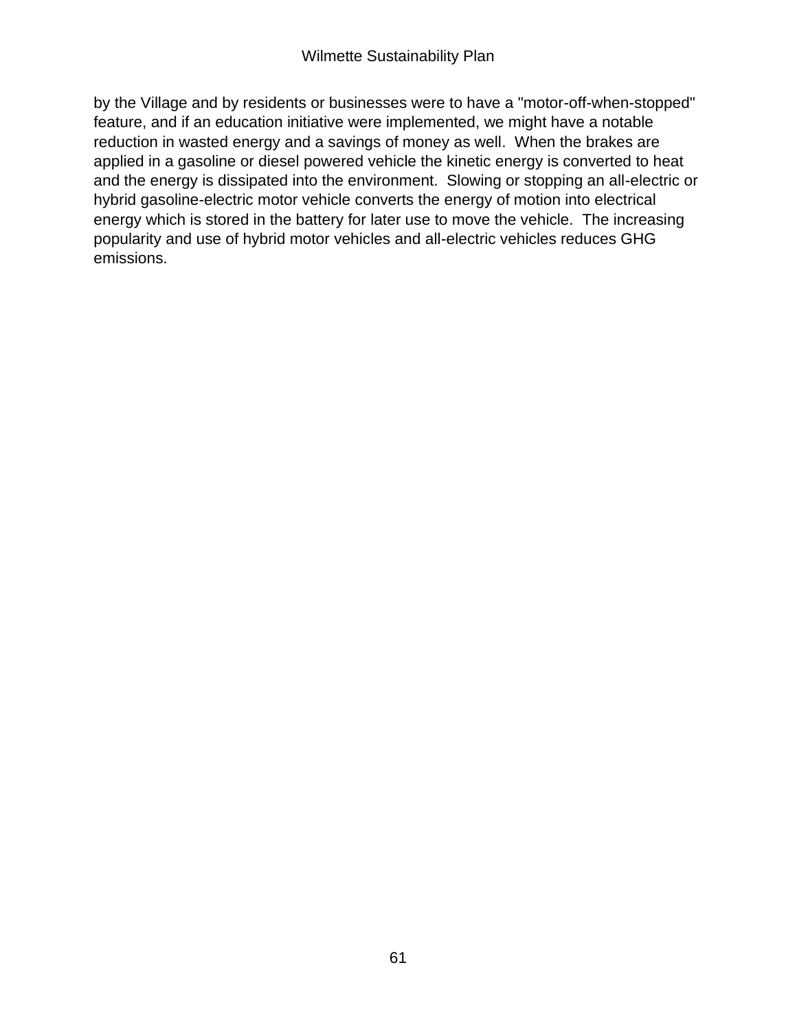by the Village and by residents or businesses were to have a "motor-off-when-stopped" feature, and if an education initiative were implemented, we might have a notable reduction in wasted energy and a savings of money as well. When the brakes are applied in a gasoline or diesel powered vehicle the kinetic energy is converted to heat and the energy is dissipated into the environment. Slowing or stopping an all-electric or hybrid gasoline-electric motor vehicle converts the energy of motion into electrical energy which is stored in the battery for later use to move the vehicle. The increasing popularity and use of hybrid motor vehicles and all-electric vehicles reduces GHG emissions.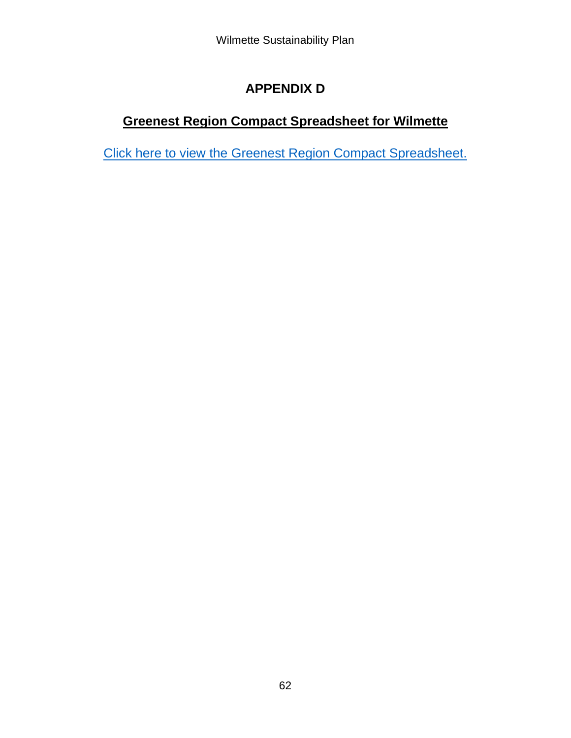# APPENDIX D

## Greenest Region Compact Spreadsheet for Wilmette

Click here to view the Greenest Region Compact Spreadsheet.